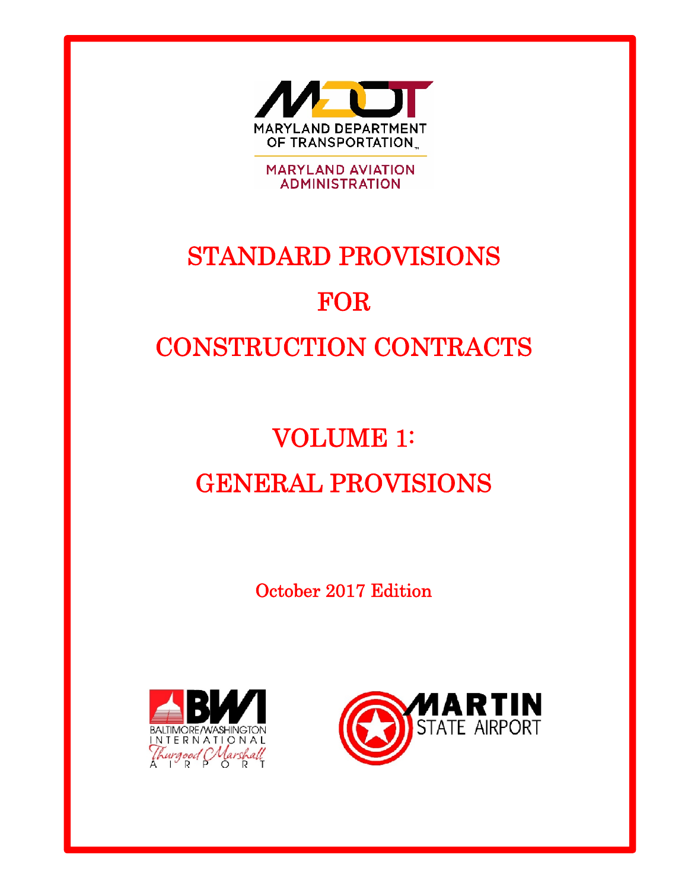MARYLAND DEPARTMENT OF TRANSPORTATION

MARYLAND AVIATION ADMINISTRATION

# STANDARD PROVISIONS

# FOR

# CONSTRUCTION CONTRACTS

# VOLUME 1:

# GENERAL PROVISIONS

October 2017 Edition

BALTIMORE/WASHINGTON INTERNATIONAL Thurgood Marshall AIRPORT

MARTIN STATE AIRPORT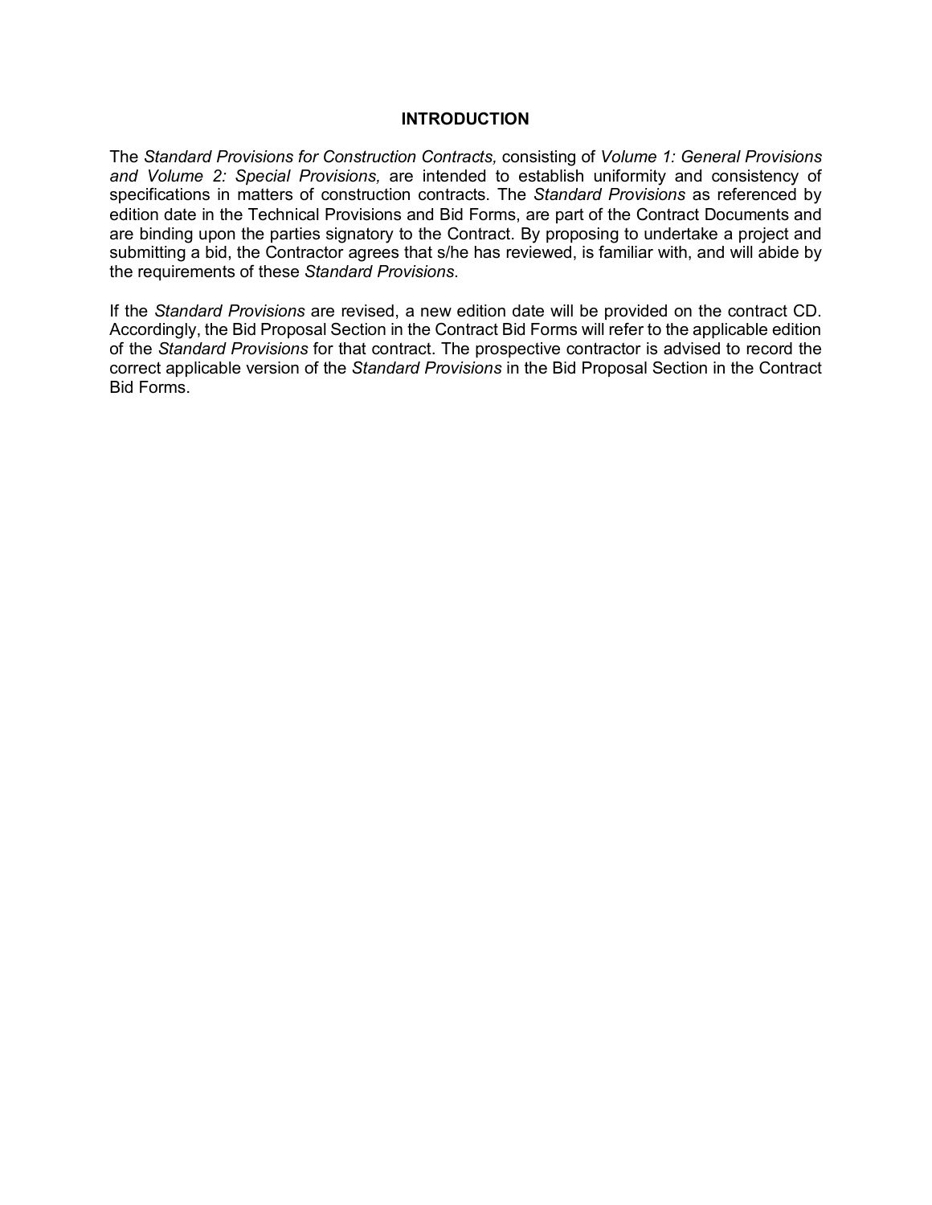# INTRODUCTION

The *Standard Provisions for Construction Contracts,* consisting of *Volume 1: General Provisions and Volume 2: Special Provisions,* are intended to establish uniformity and consistency of specifications in matters of construction contracts. The *Standard Provisions* as referenced by edition date in the Technical Provisions and Bid Forms, are part of the Contract Documents and are binding upon the parties signatory to the Contract. By proposing to undertake a project and submitting a bid, the Contractor agrees that s/he has reviewed, is familiar with, and will abide by the requirements of these *Standard Provisions*.

If the *Standard Provisions* are revised, a new edition date will be provided on the contract CD. Accordingly, the Bid Proposal Section in the Contract Bid Forms will refer to the applicable edition of the *Standard Provisions* for that contract. The prospective contractor is advised to record the correct applicable version of the *Standard Provisions* in the Bid Proposal Section in the Contract Bid Forms.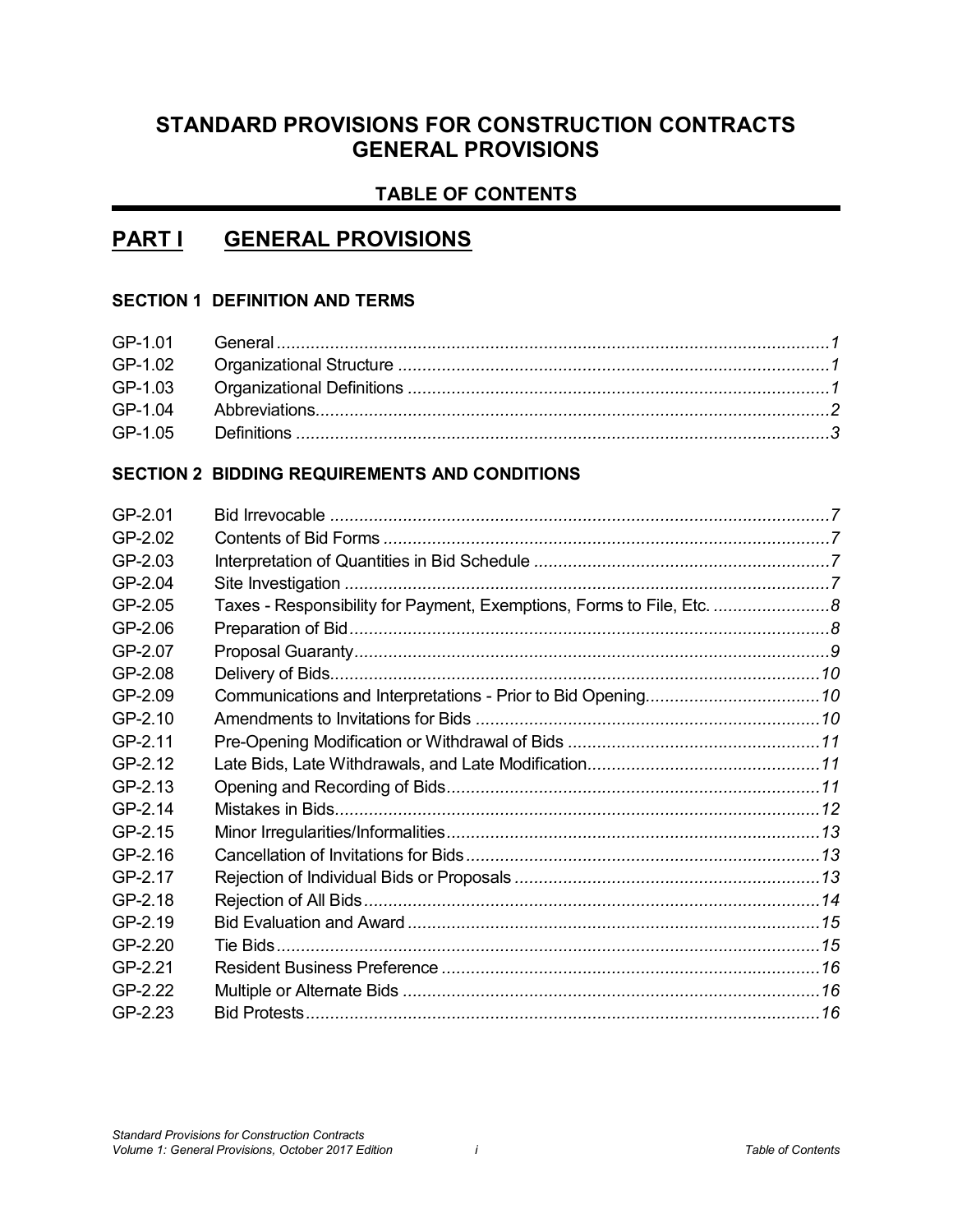# STANDARD PROVISIONS FOR CONSTRUCTION CONTRACTS
# GENERAL PROVISIONS

## TABLE OF CONTENTS

## PART I GENERAL PROVISIONS

### SECTION 1 DEFINITION AND TERMS

| | | |
|---|---|---|
| GP-1.01 | General | *1* |
| GP-1.02 | Organizational Structure | *1* |
| GP-1.03 | Organizational Definitions | *1* |
| GP-1.04 | Abbreviations | *2* |
| GP-1.05 | Definitions | *3* |

### SECTION 2 BIDDING REQUIREMENTS AND CONDITIONS

| | | |
|---|---|---|
| GP-2.01 | Bid Irrevocable | *7* |
| GP-2.02 | Contents of Bid Forms | *7* |
| GP-2.03 | Interpretation of Quantities in Bid Schedule | *7* |
| GP-2.04 | Site Investigation | *7* |
| GP-2.05 | Taxes - Responsibility for Payment, Exemptions, Forms to File, Etc. | *8* |
| GP-2.06 | Preparation of Bid | *8* |
| GP-2.07 | Proposal Guaranty | *9* |
| GP-2.08 | Delivery of Bids | *10* |
| GP-2.09 | Communications and Interpretations - Prior to Bid Opening | *10* |
| GP-2.10 | Amendments to Invitations for Bids | *10* |
| GP-2.11 | Pre-Opening Modification or Withdrawal of Bids | *11* |
| GP-2.12 | Late Bids, Late Withdrawals, and Late Modification | *11* |
| GP-2.13 | Opening and Recording of Bids | *11* |
| GP-2.14 | Mistakes in Bids | *12* |
| GP-2.15 | Minor Irregularities/Informalities | *13* |
| GP-2.16 | Cancellation of Invitations for Bids | *13* |
| GP-2.17 | Rejection of Individual Bids or Proposals | *13* |
| GP-2.18 | Rejection of All Bids | *14* |
| GP-2.19 | Bid Evaluation and Award | *15* |
| GP-2.20 | Tie Bids | *15* |
| GP-2.21 | Resident Business Preference | *16* |
| GP-2.22 | Multiple or Alternate Bids | *16* |
| GP-2.23 | Bid Protests | *16* |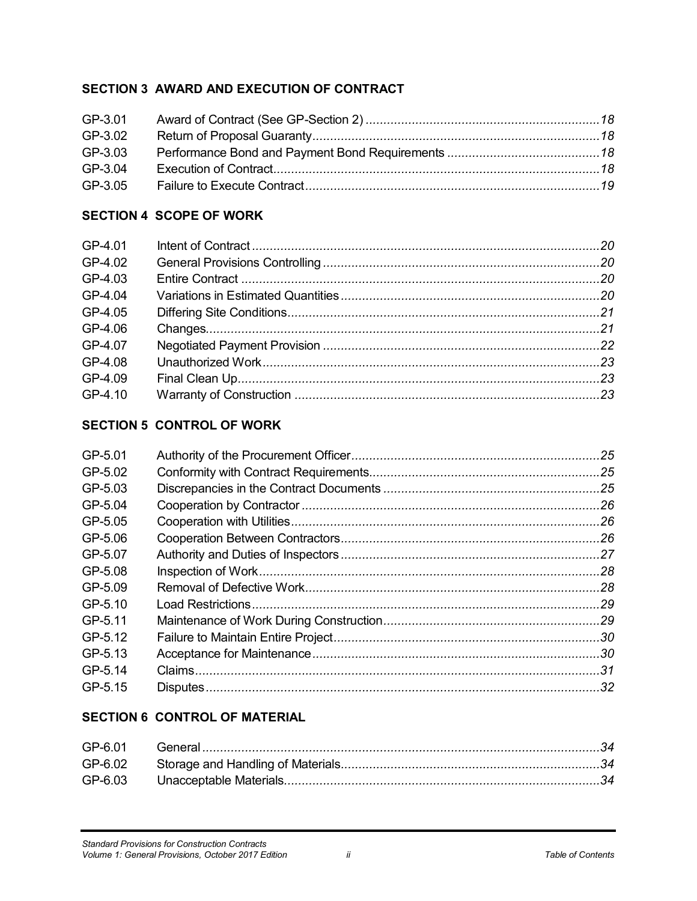## SECTION 3 AWARD AND EXECUTION OF CONTRACT

| | | |
|---|---|---|
| GP-3.01 | Award of Contract (See GP-Section 2) | *18* |
| GP-3.02 | Return of Proposal Guaranty | *18* |
| GP-3.03 | Performance Bond and Payment Bond Requirements | *18* |
| GP-3.04 | Execution of Contract | *18* |
| GP-3.05 | Failure to Execute Contract | *19* |

## SECTION 4 SCOPE OF WORK

| | | |
|---|---|---|
| GP-4.01 | Intent of Contract | *20* |
| GP-4.02 | General Provisions Controlling | *20* |
| GP-4.03 | Entire Contract | *20* |
| GP-4.04 | Variations in Estimated Quantities | *20* |
| GP-4.05 | Differing Site Conditions | *21* |
| GP-4.06 | Changes | *21* |
| GP-4.07 | Negotiated Payment Provision | *22* |
| GP-4.08 | Unauthorized Work | *23* |
| GP-4.09 | Final Clean Up | *23* |
| GP-4.10 | Warranty of Construction | *23* |

## SECTION 5 CONTROL OF WORK

| | | |
|---|---|---|
| GP-5.01 | Authority of the Procurement Officer | *25* |
| GP-5.02 | Conformity with Contract Requirements | *25* |
| GP-5.03 | Discrepancies in the Contract Documents | *25* |
| GP-5.04 | Cooperation by Contractor | *26* |
| GP-5.05 | Cooperation with Utilities | *26* |
| GP-5.06 | Cooperation Between Contractors | *26* |
| GP-5.07 | Authority and Duties of Inspectors | *27* |
| GP-5.08 | Inspection of Work | *28* |
| GP-5.09 | Removal of Defective Work | *28* |
| GP-5.10 | Load Restrictions | *29* |
| GP-5.11 | Maintenance of Work During Construction | *29* |
| GP-5.12 | Failure to Maintain Entire Project | *30* |
| GP-5.13 | Acceptance for Maintenance | *30* |
| GP-5.14 | Claims | *31* |
| GP-5.15 | Disputes | *32* |

## SECTION 6 CONTROL OF MATERIAL

| | | |
|---|---|---|
| GP-6.01 | General | *34* |
| GP-6.02 | Storage and Handling of Materials | *34* |
| GP-6.03 | Unacceptable Materials | *34* |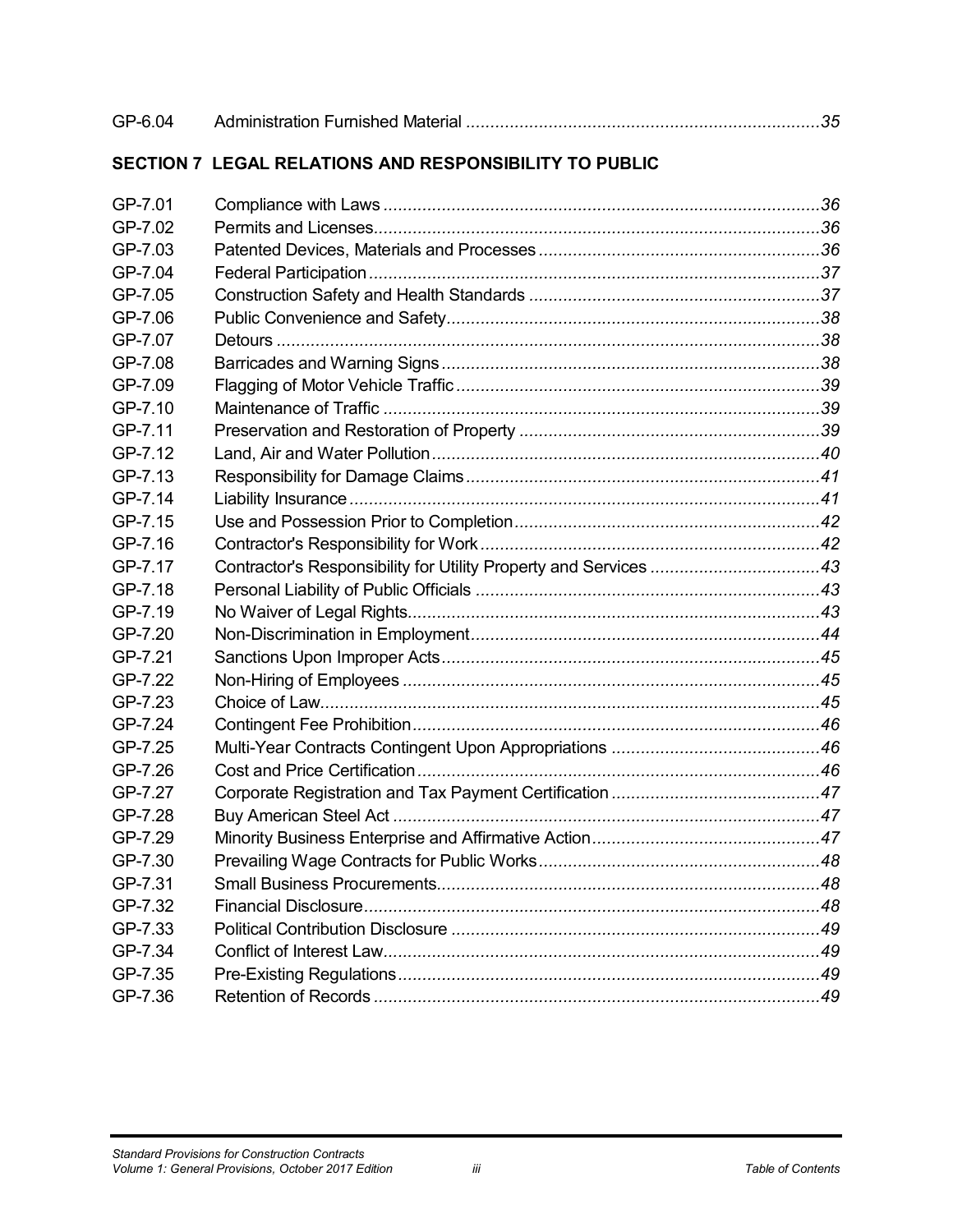| | | |
|---|---|---|
| GP-6.04 | Administration Furnished Material | *35* |

## SECTION 7 LEGAL RELATIONS AND RESPONSIBILITY TO PUBLIC

| | | |
|---|---|---|
| GP-7.01 | Compliance with Laws | *36* |
| GP-7.02 | Permits and Licenses | *36* |
| GP-7.03 | Patented Devices, Materials and Processes | *36* |
| GP-7.04 | Federal Participation | *37* |
| GP-7.05 | Construction Safety and Health Standards | *37* |
| GP-7.06 | Public Convenience and Safety | *38* |
| GP-7.07 | Detours | *38* |
| GP-7.08 | Barricades and Warning Signs | *38* |
| GP-7.09 | Flagging of Motor Vehicle Traffic | *39* |
| GP-7.10 | Maintenance of Traffic | *39* |
| GP-7.11 | Preservation and Restoration of Property | *39* |
| GP-7.12 | Land, Air and Water Pollution | *40* |
| GP-7.13 | Responsibility for Damage Claims | *41* |
| GP-7.14 | Liability Insurance | *41* |
| GP-7.15 | Use and Possession Prior to Completion | *42* |
| GP-7.16 | Contractor's Responsibility for Work | *42* |
| GP-7.17 | Contractor's Responsibility for Utility Property and Services | *43* |
| GP-7.18 | Personal Liability of Public Officials | *43* |
| GP-7.19 | No Waiver of Legal Rights | *43* |
| GP-7.20 | Non-Discrimination in Employment | *44* |
| GP-7.21 | Sanctions Upon Improper Acts | *45* |
| GP-7.22 | Non-Hiring of Employees | *45* |
| GP-7.23 | Choice of Law | *45* |
| GP-7.24 | Contingent Fee Prohibition | *46* |
| GP-7.25 | Multi-Year Contracts Contingent Upon Appropriations | *46* |
| GP-7.26 | Cost and Price Certification | *46* |
| GP-7.27 | Corporate Registration and Tax Payment Certification | *47* |
| GP-7.28 | Buy American Steel Act | *47* |
| GP-7.29 | Minority Business Enterprise and Affirmative Action | *47* |
| GP-7.30 | Prevailing Wage Contracts for Public Works | *48* |
| GP-7.31 | Small Business Procurements | *48* |
| GP-7.32 | Financial Disclosure | *48* |
| GP-7.33 | Political Contribution Disclosure | *49* |
| GP-7.34 | Conflict of Interest Law | *49* |
| GP-7.35 | Pre-Existing Regulations | *49* |
| GP-7.36 | Retention of Records | *49* |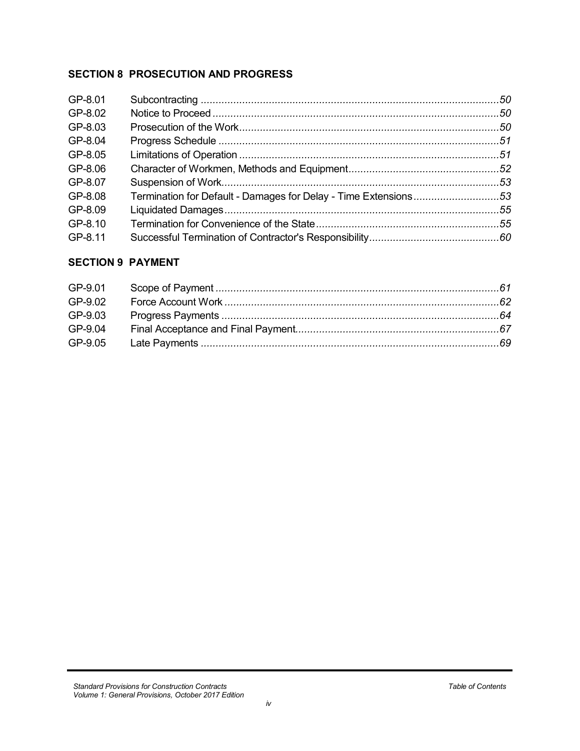## SECTION 8 PROSECUTION AND PROGRESS

| | | |
|---|---|---|
| GP-8.01 | Subcontracting | *50* |
| GP-8.02 | Notice to Proceed | *50* |
| GP-8.03 | Prosecution of the Work | *50* |
| GP-8.04 | Progress Schedule | *51* |
| GP-8.05 | Limitations of Operation | *51* |
| GP-8.06 | Character of Workmen, Methods and Equipment | *52* |
| GP-8.07 | Suspension of Work | *53* |
| GP-8.08 | Termination for Default - Damages for Delay - Time Extensions | *53* |
| GP-8.09 | Liquidated Damages | *55* |
| GP-8.10 | Termination for Convenience of the State | *55* |
| GP-8.11 | Successful Termination of Contractor's Responsibility | *60* |

## SECTION 9 PAYMENT

| | | |
|---|---|---|
| GP-9.01 | Scope of Payment | *61* |
| GP-9.02 | Force Account Work | *62* |
| GP-9.03 | Progress Payments | *64* |
| GP-9.04 | Final Acceptance and Final Payment | *67* |
| GP-9.05 | Late Payments | *69* |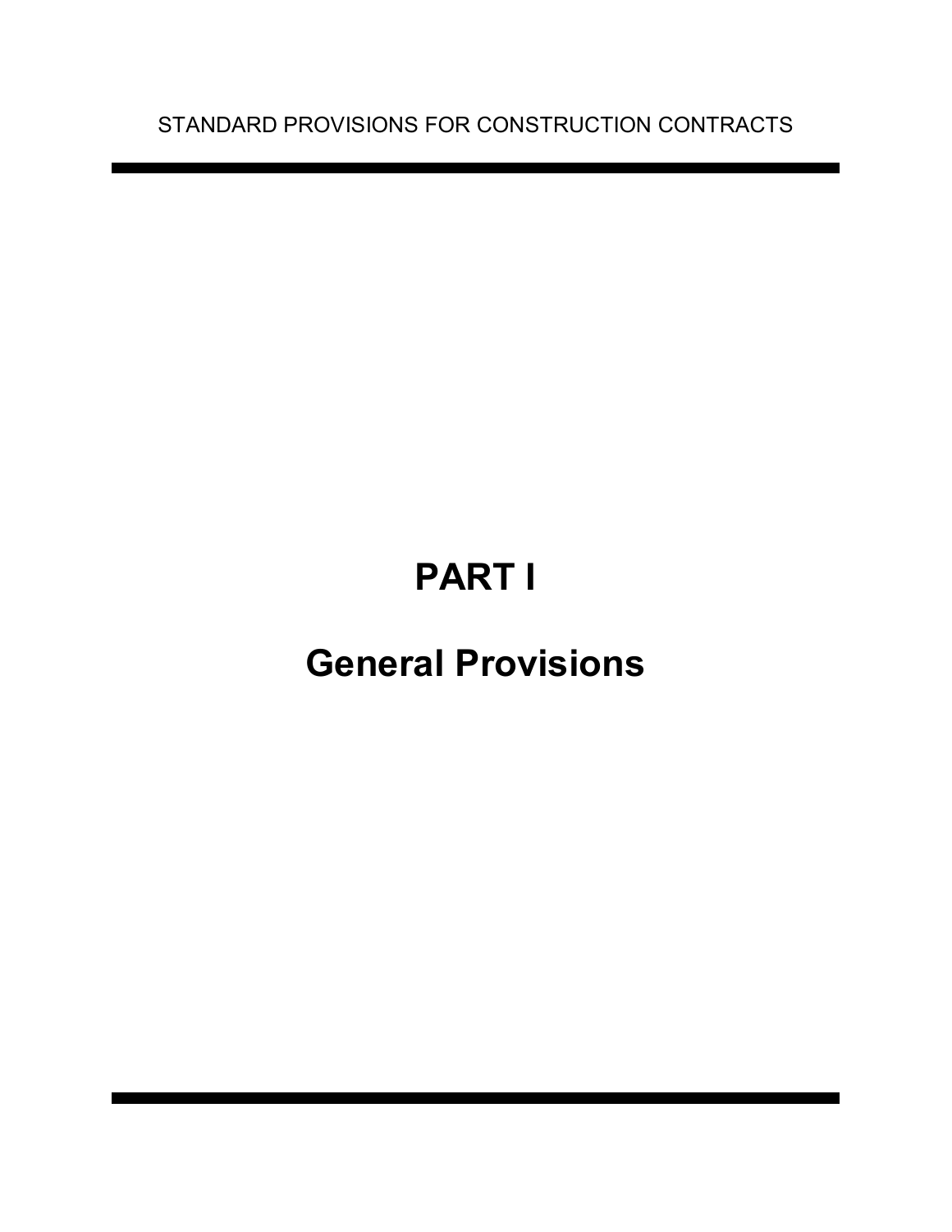# PART I

# General Provisions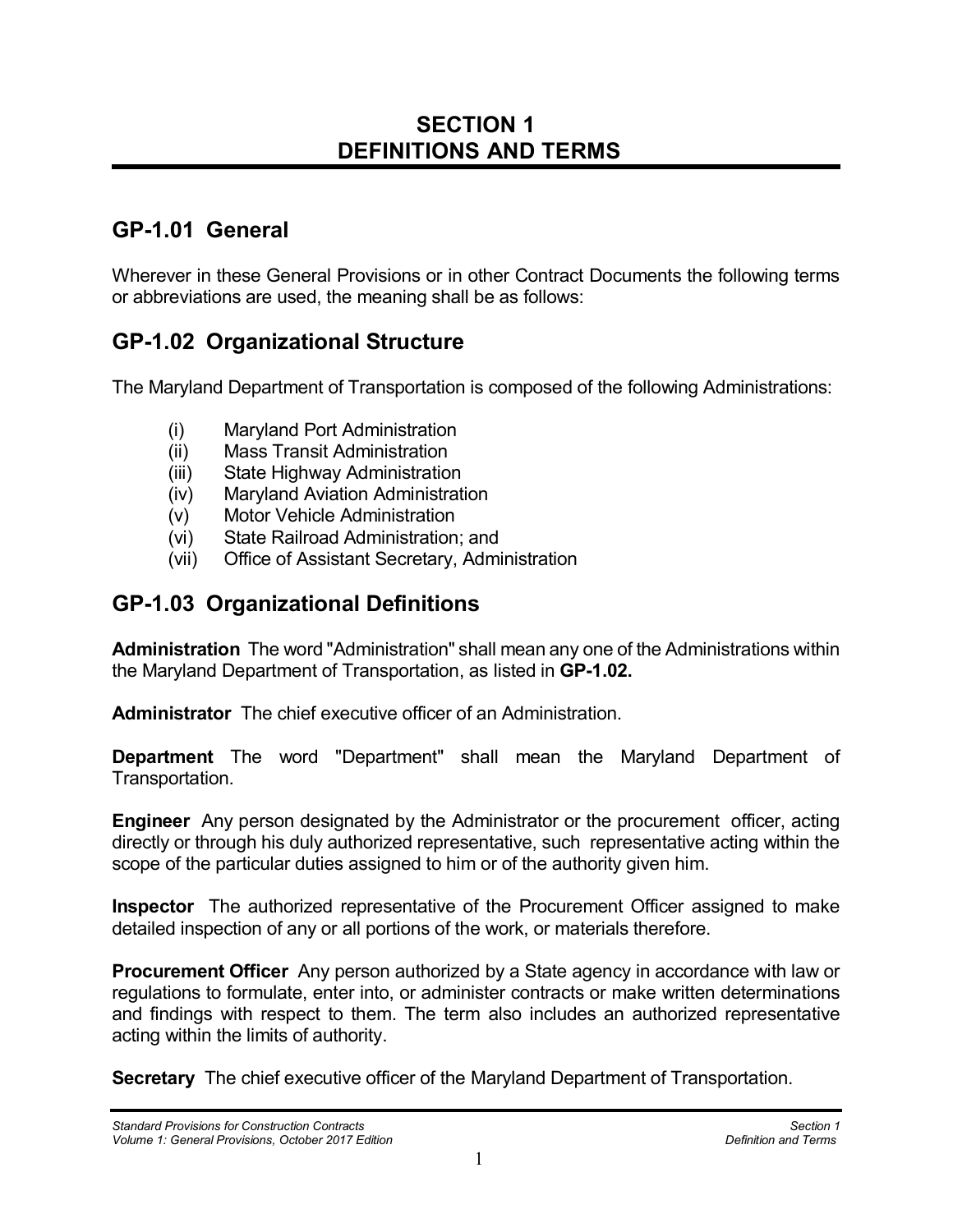# SECTION 1
# DEFINITIONS AND TERMS

## GP-1.01 General

Wherever in these General Provisions or in other Contract Documents the following terms or abbreviations are used, the meaning shall be as follows:

## GP-1.02 Organizational Structure

The Maryland Department of Transportation is composed of the following Administrations:

(i) Maryland Port Administration
(ii) Mass Transit Administration
(iii) State Highway Administration
(iv) Maryland Aviation Administration
(v) Motor Vehicle Administration
(vi) State Railroad Administration; and
(vii) Office of Assistant Secretary, Administration

## GP-1.03 Organizational Definitions

**Administration** The word "Administration" shall mean any one of the Administrations within the Maryland Department of Transportation, as listed in **GP-1.02.**

**Administrator** The chief executive officer of an Administration.

**Department** The word "Department" shall mean the Maryland Department of Transportation.

**Engineer** Any person designated by the Administrator or the procurement officer, acting directly or through his duly authorized representative, such representative acting within the scope of the particular duties assigned to him or of the authority given him.

**Inspector** The authorized representative of the Procurement Officer assigned to make detailed inspection of any or all portions of the work, or materials therefore.

**Procurement Officer** Any person authorized by a State agency in accordance with law or regulations to formulate, enter into, or administer contracts or make written determinations and findings with respect to them. The term also includes an authorized representative acting within the limits of authority.

**Secretary** The chief executive officer of the Maryland Department of Transportation.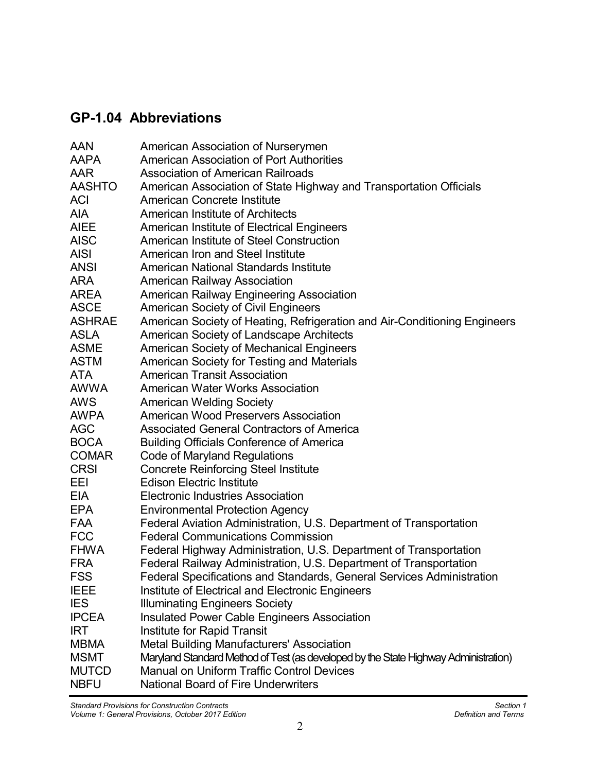## GP-1.04 Abbreviations

| | |
|---|---|
| AAN | American Association of Nurserymen |
| AAPA | American Association of Port Authorities |
| AAR | Association of American Railroads |
| AASHTO | American Association of State Highway and Transportation Officials |
| ACI | American Concrete Institute |
| AIA | American Institute of Architects |
| AIEE | American Institute of Electrical Engineers |
| AISC | American Institute of Steel Construction |
| AISI | American Iron and Steel Institute |
| ANSI | American National Standards Institute |
| ARA | American Railway Association |
| AREA | American Railway Engineering Association |
| ASCE | American Society of Civil Engineers |
| ASHRAE | American Society of Heating, Refrigeration and Air-Conditioning Engineers |
| ASLA | American Society of Landscape Architects |
| ASME | American Society of Mechanical Engineers |
| ASTM | American Society for Testing and Materials |
| ATA | American Transit Association |
| AWWA | American Water Works Association |
| AWS | American Welding Society |
| AWPA | American Wood Preservers Association |
| AGC | Associated General Contractors of America |
| BOCA | Building Officials Conference of America |
| COMAR | Code of Maryland Regulations |
| CRSI | Concrete Reinforcing Steel Institute |
| EEI | Edison Electric Institute |
| EIA | Electronic Industries Association |
| EPA | Environmental Protection Agency |
| FAA | Federal Aviation Administration, U.S. Department of Transportation |
| FCC | Federal Communications Commission |
| FHWA | Federal Highway Administration, U.S. Department of Transportation |
| FRA | Federal Railway Administration, U.S. Department of Transportation |
| FSS | Federal Specifications and Standards, General Services Administration |
| IEEE | Institute of Electrical and Electronic Engineers |
| IES | Illuminating Engineers Society |
| IPCEA | Insulated Power Cable Engineers Association |
| IRT | Institute for Rapid Transit |
| MBMA | Metal Building Manufacturers' Association |
| MSMT | Maryland Standard Method of Test (as developed by the State Highway Administration) |
| MUTCD | Manual on Uniform Traffic Control Devices |
| NBFU | National Board of Fire Underwriters |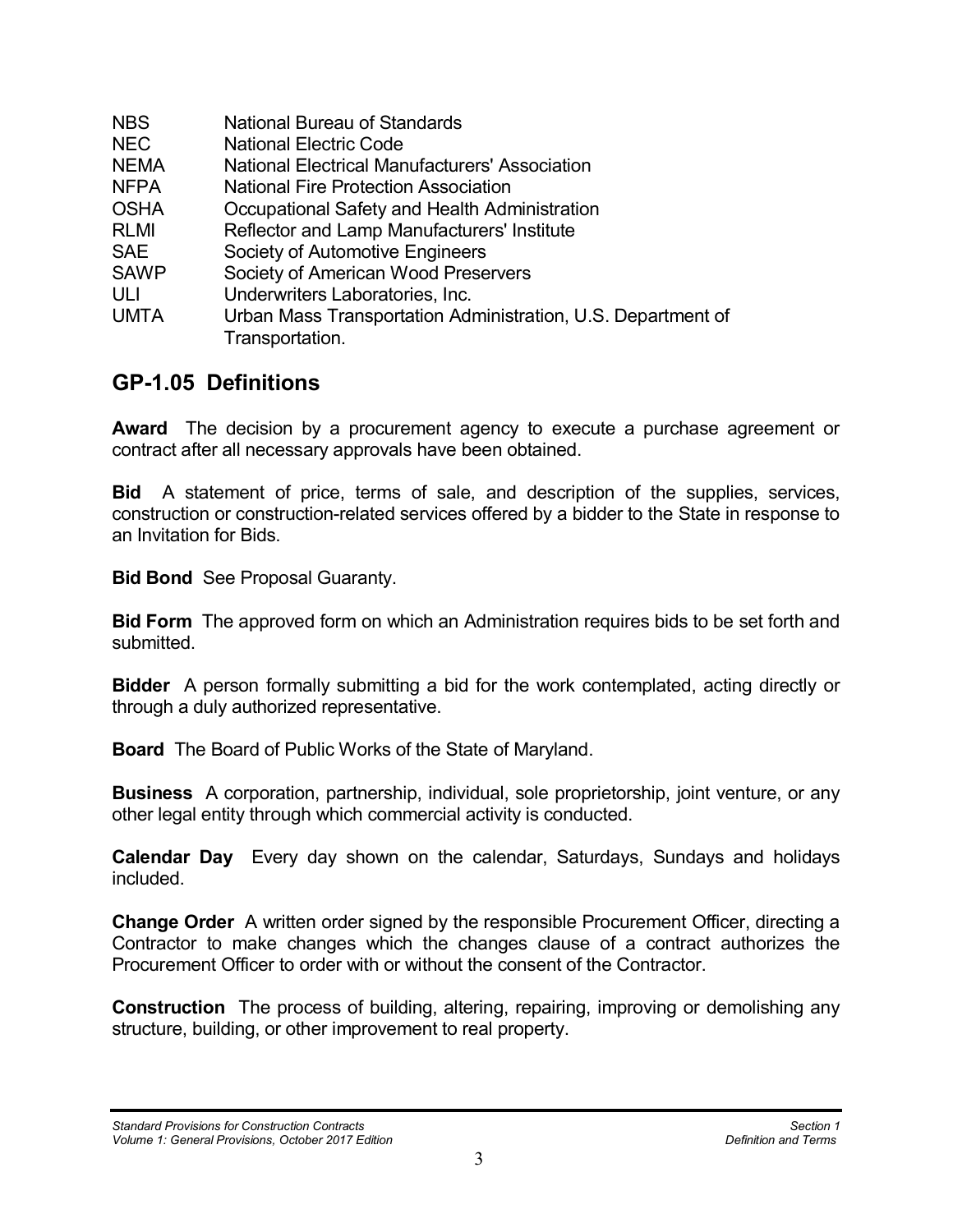| | |
|---|---|
| NBS | National Bureau of Standards |
| NEC | National Electric Code |
| NEMA | National Electrical Manufacturers' Association |
| NFPA | National Fire Protection Association |
| OSHA | Occupational Safety and Health Administration |
| RLMI | Reflector and Lamp Manufacturers' Institute |
| SAE | Society of Automotive Engineers |
| SAWP | Society of American Wood Preservers |
| ULI | Underwriters Laboratories, Inc. |
| UMTA | Urban Mass Transportation Administration, U.S. Department of Transportation. |

## GP-1.05 Definitions

**Award** The decision by a procurement agency to execute a purchase agreement or contract after all necessary approvals have been obtained.

**Bid** A statement of price, terms of sale, and description of the supplies, services, construction or construction-related services offered by a bidder to the State in response to an Invitation for Bids.

**Bid Bond** See Proposal Guaranty.

**Bid Form** The approved form on which an Administration requires bids to be set forth and submitted.

**Bidder** A person formally submitting a bid for the work contemplated, acting directly or through a duly authorized representative.

**Board** The Board of Public Works of the State of Maryland.

**Business** A corporation, partnership, individual, sole proprietorship, joint venture, or any other legal entity through which commercial activity is conducted.

**Calendar Day** Every day shown on the calendar, Saturdays, Sundays and holidays included.

**Change Order** A written order signed by the responsible Procurement Officer, directing a Contractor to make changes which the changes clause of a contract authorizes the Procurement Officer to order with or without the consent of the Contractor.

**Construction** The process of building, altering, repairing, improving or demolishing any structure, building, or other improvement to real property.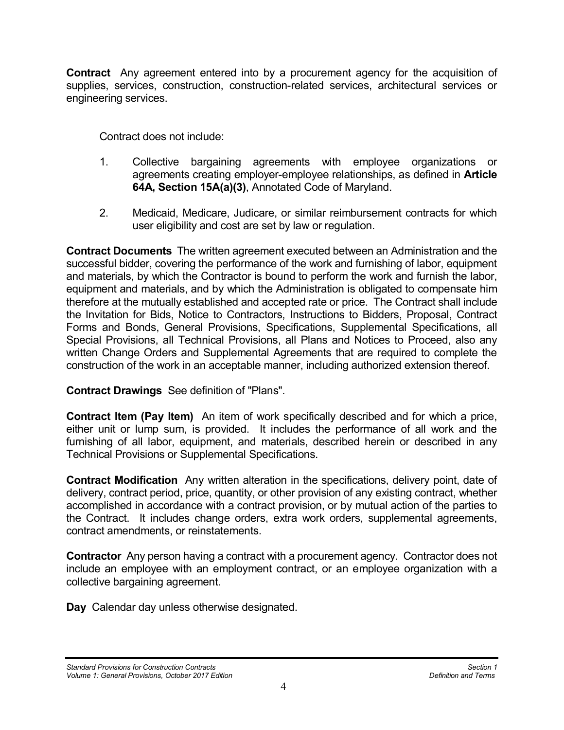**Contract** Any agreement entered into by a procurement agency for the acquisition of supplies, services, construction, construction-related services, architectural services or engineering services.

Contract does not include:

1. Collective bargaining agreements with employee organizations or agreements creating employer-employee relationships, as defined in **Article 64A, Section 15A(a)(3)**, Annotated Code of Maryland.

2. Medicaid, Medicare, Judicare, or similar reimbursement contracts for which user eligibility and cost are set by law or regulation.

**Contract Documents** The written agreement executed between an Administration and the successful bidder, covering the performance of the work and furnishing of labor, equipment and materials, by which the Contractor is bound to perform the work and furnish the labor, equipment and materials, and by which the Administration is obligated to compensate him therefore at the mutually established and accepted rate or price. The Contract shall include the Invitation for Bids, Notice to Contractors, Instructions to Bidders, Proposal, Contract Forms and Bonds, General Provisions, Specifications, Supplemental Specifications, all Special Provisions, all Technical Provisions, all Plans and Notices to Proceed, also any written Change Orders and Supplemental Agreements that are required to complete the construction of the work in an acceptable manner, including authorized extension thereof.

**Contract Drawings** See definition of "Plans".

**Contract Item (Pay Item)** An item of work specifically described and for which a price, either unit or lump sum, is provided. It includes the performance of all work and the furnishing of all labor, equipment, and materials, described herein or described in any Technical Provisions or Supplemental Specifications.

**Contract Modification** Any written alteration in the specifications, delivery point, date of delivery, contract period, price, quantity, or other provision of any existing contract, whether accomplished in accordance with a contract provision, or by mutual action of the parties to the Contract. It includes change orders, extra work orders, supplemental agreements, contract amendments, or reinstatements.

**Contractor** Any person having a contract with a procurement agency. Contractor does not include an employee with an employment contract, or an employee organization with a collective bargaining agreement.

**Day** Calendar day unless otherwise designated.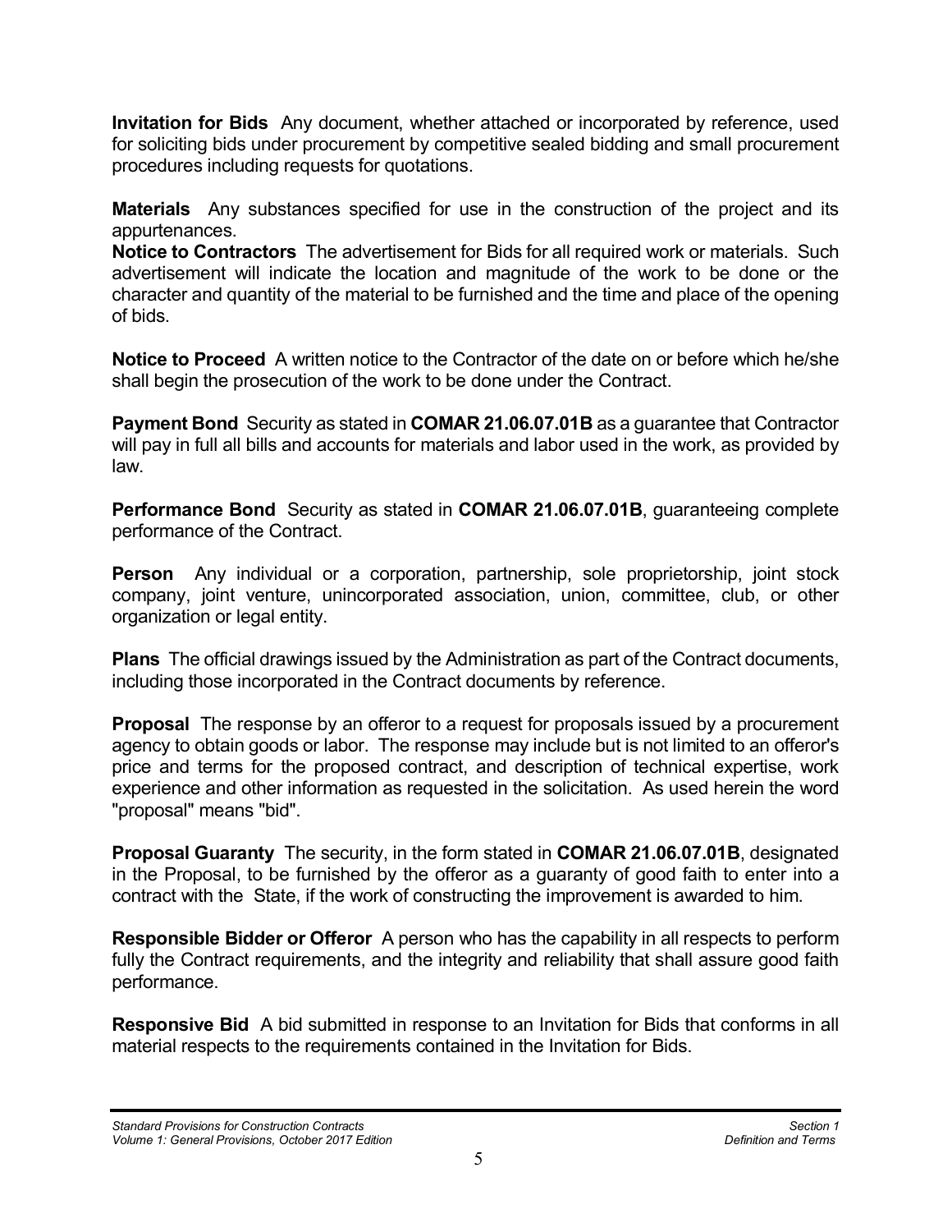**Invitation for Bids** Any document, whether attached or incorporated by reference, used for soliciting bids under procurement by competitive sealed bidding and small procurement procedures including requests for quotations.

**Materials** Any substances specified for use in the construction of the project and its appurtenances.

**Notice to Contractors** The advertisement for Bids for all required work or materials. Such advertisement will indicate the location and magnitude of the work to be done or the character and quantity of the material to be furnished and the time and place of the opening of bids.

**Notice to Proceed** A written notice to the Contractor of the date on or before which he/she shall begin the prosecution of the work to be done under the Contract.

**Payment Bond** Security as stated in **COMAR 21.06.07.01B** as a guarantee that Contractor will pay in full all bills and accounts for materials and labor used in the work, as provided by law.

**Performance Bond** Security as stated in **COMAR 21.06.07.01B**, guaranteeing complete performance of the Contract.

**Person** Any individual or a corporation, partnership, sole proprietorship, joint stock company, joint venture, unincorporated association, union, committee, club, or other organization or legal entity.

**Plans** The official drawings issued by the Administration as part of the Contract documents, including those incorporated in the Contract documents by reference.

**Proposal** The response by an offeror to a request for proposals issued by a procurement agency to obtain goods or labor. The response may include but is not limited to an offeror's price and terms for the proposed contract, and description of technical expertise, work experience and other information as requested in the solicitation. As used herein the word "proposal" means "bid".

**Proposal Guaranty** The security, in the form stated in **COMAR 21.06.07.01B**, designated in the Proposal, to be furnished by the offeror as a guaranty of good faith to enter into a contract with the State, if the work of constructing the improvement is awarded to him.

**Responsible Bidder or Offeror** A person who has the capability in all respects to perform fully the Contract requirements, and the integrity and reliability that shall assure good faith performance.

**Responsive Bid** A bid submitted in response to an Invitation for Bids that conforms in all material respects to the requirements contained in the Invitation for Bids.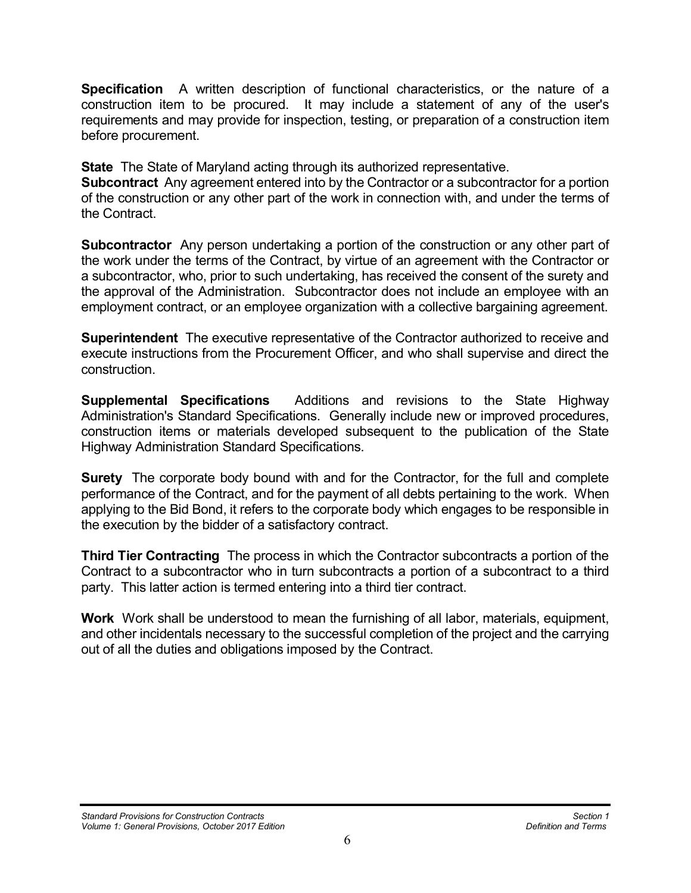**Specification** A written description of functional characteristics, or the nature of a construction item to be procured. It may include a statement of any of the user's requirements and may provide for inspection, testing, or preparation of a construction item before procurement.

**State** The State of Maryland acting through its authorized representative.

**Subcontract** Any agreement entered into by the Contractor or a subcontractor for a portion of the construction or any other part of the work in connection with, and under the terms of the Contract.

**Subcontractor** Any person undertaking a portion of the construction or any other part of the work under the terms of the Contract, by virtue of an agreement with the Contractor or a subcontractor, who, prior to such undertaking, has received the consent of the surety and the approval of the Administration. Subcontractor does not include an employee with an employment contract, or an employee organization with a collective bargaining agreement.

**Superintendent** The executive representative of the Contractor authorized to receive and execute instructions from the Procurement Officer, and who shall supervise and direct the construction.

**Supplemental Specifications** Additions and revisions to the State Highway Administration's Standard Specifications. Generally include new or improved procedures, construction items or materials developed subsequent to the publication of the State Highway Administration Standard Specifications.

**Surety** The corporate body bound with and for the Contractor, for the full and complete performance of the Contract, and for the payment of all debts pertaining to the work. When applying to the Bid Bond, it refers to the corporate body which engages to be responsible in the execution by the bidder of a satisfactory contract.

**Third Tier Contracting** The process in which the Contractor subcontracts a portion of the Contract to a subcontractor who in turn subcontracts a portion of a subcontract to a third party. This latter action is termed entering into a third tier contract.

**Work** Work shall be understood to mean the furnishing of all labor, materials, equipment, and other incidentals necessary to the successful completion of the project and the carrying out of all the duties and obligations imposed by the Contract.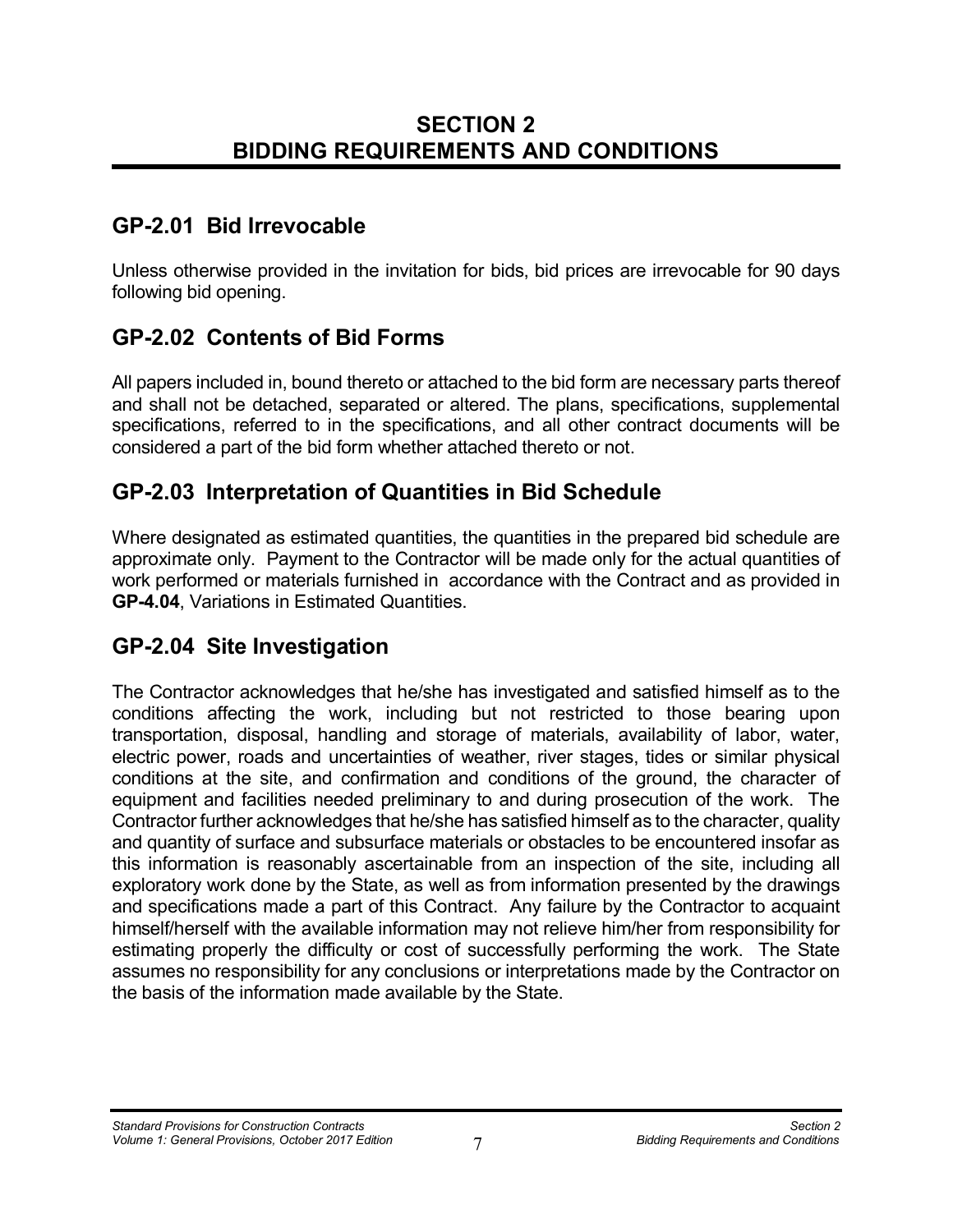# SECTION 2
# BIDDING REQUIREMENTS AND CONDITIONS

## GP-2.01 Bid Irrevocable

Unless otherwise provided in the invitation for bids, bid prices are irrevocable for 90 days following bid opening.

## GP-2.02 Contents of Bid Forms

All papers included in, bound thereto or attached to the bid form are necessary parts thereof and shall not be detached, separated or altered. The plans, specifications, supplemental specifications, referred to in the specifications, and all other contract documents will be considered a part of the bid form whether attached thereto or not.

## GP-2.03 Interpretation of Quantities in Bid Schedule

Where designated as estimated quantities, the quantities in the prepared bid schedule are approximate only. Payment to the Contractor will be made only for the actual quantities of work performed or materials furnished in accordance with the Contract and as provided in **GP-4.04**, Variations in Estimated Quantities.

## GP-2.04 Site Investigation

The Contractor acknowledges that he/she has investigated and satisfied himself as to the conditions affecting the work, including but not restricted to those bearing upon transportation, disposal, handling and storage of materials, availability of labor, water, electric power, roads and uncertainties of weather, river stages, tides or similar physical conditions at the site, and confirmation and conditions of the ground, the character of equipment and facilities needed preliminary to and during prosecution of the work. The Contractor further acknowledges that he/she has satisfied himself as to the character, quality and quantity of surface and subsurface materials or obstacles to be encountered insofar as this information is reasonably ascertainable from an inspection of the site, including all exploratory work done by the State, as well as from information presented by the drawings and specifications made a part of this Contract. Any failure by the Contractor to acquaint himself/herself with the available information may not relieve him/her from responsibility for estimating properly the difficulty or cost of successfully performing the work. The State assumes no responsibility for any conclusions or interpretations made by the Contractor on the basis of the information made available by the State.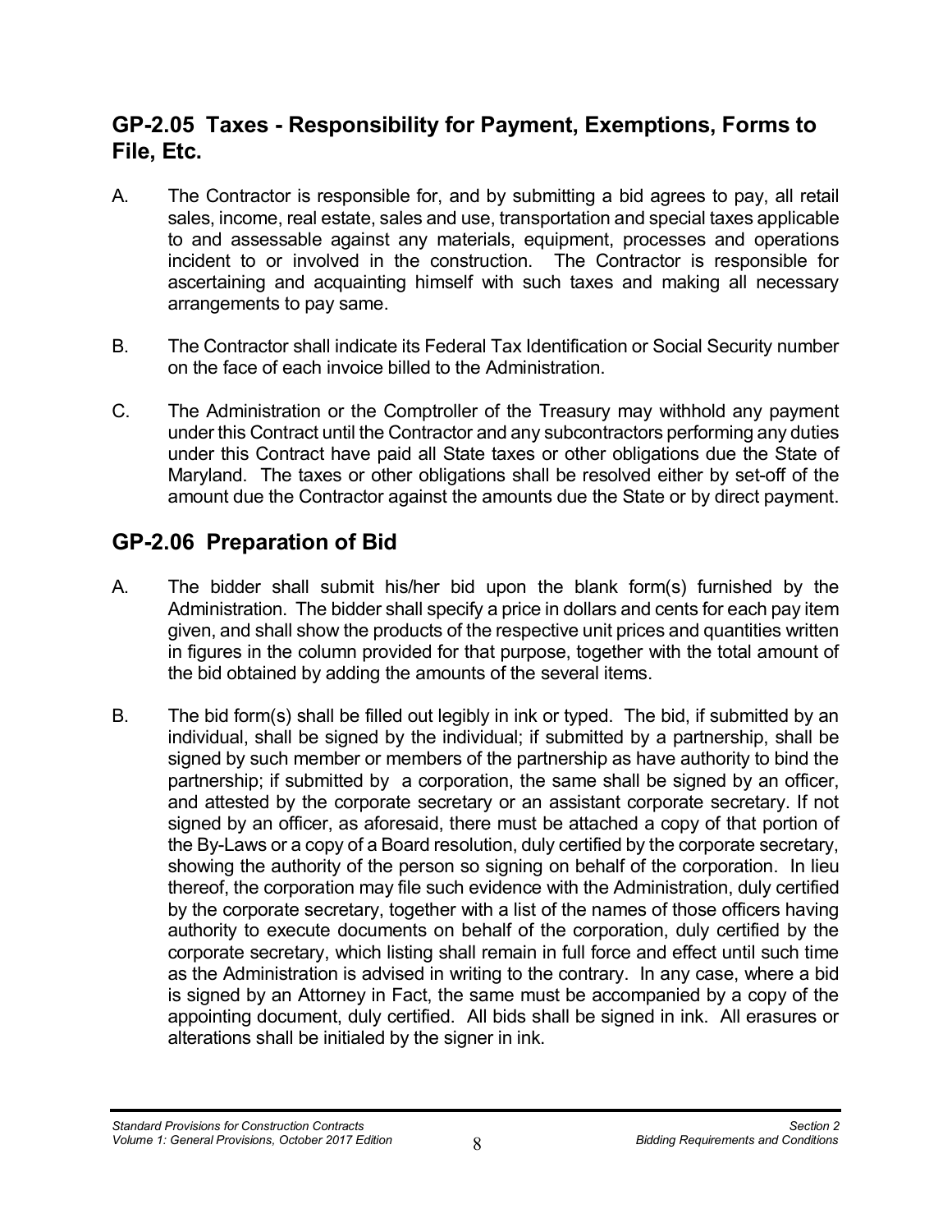## GP-2.05 Taxes - Responsibility for Payment, Exemptions, Forms to File, Etc.

A. The Contractor is responsible for, and by submitting a bid agrees to pay, all retail sales, income, real estate, sales and use, transportation and special taxes applicable to and assessable against any materials, equipment, processes and operations incident to or involved in the construction. The Contractor is responsible for ascertaining and acquainting himself with such taxes and making all necessary arrangements to pay same.

B. The Contractor shall indicate its Federal Tax Identification or Social Security number on the face of each invoice billed to the Administration.

C. The Administration or the Comptroller of the Treasury may withhold any payment under this Contract until the Contractor and any subcontractors performing any duties under this Contract have paid all State taxes or other obligations due the State of Maryland. The taxes or other obligations shall be resolved either by set-off of the amount due the Contractor against the amounts due the State or by direct payment.

## GP-2.06 Preparation of Bid

A. The bidder shall submit his/her bid upon the blank form(s) furnished by the Administration. The bidder shall specify a price in dollars and cents for each pay item given, and shall show the products of the respective unit prices and quantities written in figures in the column provided for that purpose, together with the total amount of the bid obtained by adding the amounts of the several items.

B. The bid form(s) shall be filled out legibly in ink or typed. The bid, if submitted by an individual, shall be signed by the individual; if submitted by a partnership, shall be signed by such member or members of the partnership as have authority to bind the partnership; if submitted by a corporation, the same shall be signed by an officer, and attested by the corporate secretary or an assistant corporate secretary. If not signed by an officer, as aforesaid, there must be attached a copy of that portion of the By-Laws or a copy of a Board resolution, duly certified by the corporate secretary, showing the authority of the person so signing on behalf of the corporation. In lieu thereof, the corporation may file such evidence with the Administration, duly certified by the corporate secretary, together with a list of the names of those officers having authority to execute documents on behalf of the corporation, duly certified by the corporate secretary, which listing shall remain in full force and effect until such time as the Administration is advised in writing to the contrary. In any case, where a bid is signed by an Attorney in Fact, the same must be accompanied by a copy of the appointing document, duly certified. All bids shall be signed in ink. All erasures or alterations shall be initialed by the signer in ink.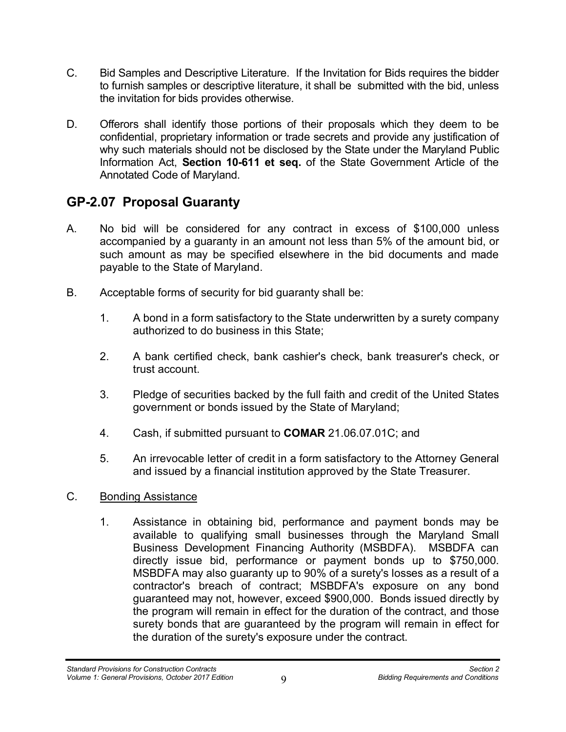C. Bid Samples and Descriptive Literature. If the Invitation for Bids requires the bidder to furnish samples or descriptive literature, it shall be submitted with the bid, unless the invitation for bids provides otherwise.

D. Offerors shall identify those portions of their proposals which they deem to be confidential, proprietary information or trade secrets and provide any justification of why such materials should not be disclosed by the State under the Maryland Public Information Act, **Section 10-611 et seq.** of the State Government Article of the Annotated Code of Maryland.

## GP-2.07 Proposal Guaranty

A. No bid will be considered for any contract in excess of $100,000 unless accompanied by a guaranty in an amount not less than 5% of the amount bid, or such amount as may be specified elsewhere in the bid documents and made payable to the State of Maryland.

B. Acceptable forms of security for bid guaranty shall be:

   1. A bond in a form satisfactory to the State underwritten by a surety company authorized to do business in this State;

   2. A bank certified check, bank cashier's check, bank treasurer's check, or trust account.

   3. Pledge of securities backed by the full faith and credit of the United States government or bonds issued by the State of Maryland;

   4. Cash, if submitted pursuant to **COMAR** 21.06.07.01C; and

   5. An irrevocable letter of credit in a form satisfactory to the Attorney General and issued by a financial institution approved by the State Treasurer.

C. <u>Bonding Assistance</u>

   1. Assistance in obtaining bid, performance and payment bonds may be available to qualifying small businesses through the Maryland Small Business Development Financing Authority (MSBDFA). MSBDFA can directly issue bid, performance or payment bonds up to $750,000. MSBDFA may also guaranty up to 90% of a surety's losses as a result of a contractor's breach of contract; MSBDFA's exposure on any bond guaranteed may not, however, exceed $900,000. Bonds issued directly by the program will remain in effect for the duration of the contract, and those surety bonds that are guaranteed by the program will remain in effect for the duration of the surety's exposure under the contract.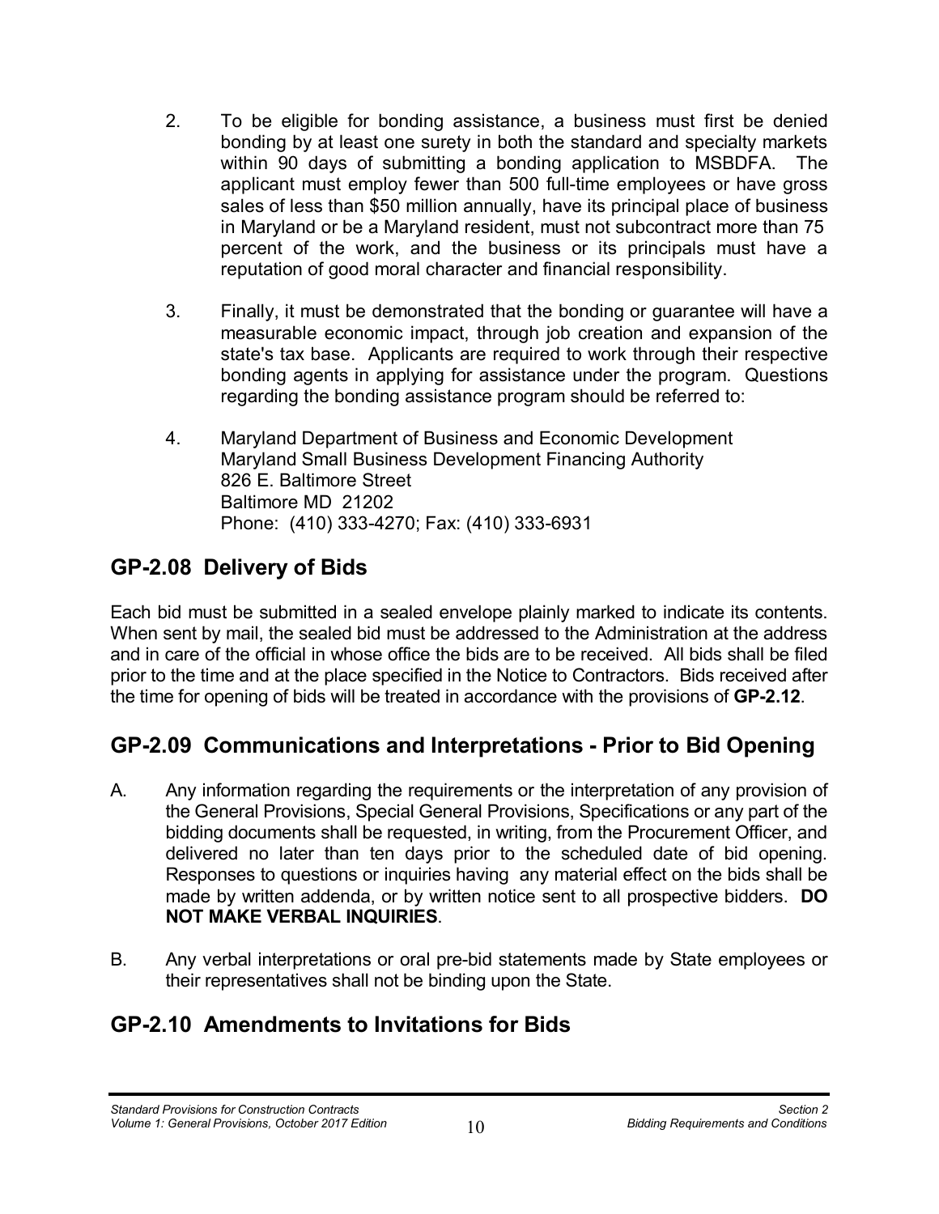2. To be eligible for bonding assistance, a business must first be denied bonding by at least one surety in both the standard and specialty markets within 90 days of submitting a bonding application to MSBDFA. The applicant must employ fewer than 500 full-time employees or have gross sales of less than $50 million annually, have its principal place of business in Maryland or be a Maryland resident, must not subcontract more than 75 percent of the work, and the business or its principals must have a reputation of good moral character and financial responsibility.

3. Finally, it must be demonstrated that the bonding or guarantee will have a measurable economic impact, through job creation and expansion of the state's tax base. Applicants are required to work through their respective bonding agents in applying for assistance under the program. Questions regarding the bonding assistance program should be referred to:

4. Maryland Department of Business and Economic Development
   Maryland Small Business Development Financing Authority
   826 E. Baltimore Street
   Baltimore MD 21202
   Phone: (410) 333-4270; Fax: (410) 333-6931

## GP-2.08 Delivery of Bids

Each bid must be submitted in a sealed envelope plainly marked to indicate its contents. When sent by mail, the sealed bid must be addressed to the Administration at the address and in care of the official in whose office the bids are to be received. All bids shall be filed prior to the time and at the place specified in the Notice to Contractors. Bids received after the time for opening of bids will be treated in accordance with the provisions of **GP-2.12**.

## GP-2.09 Communications and Interpretations - Prior to Bid Opening

A. Any information regarding the requirements or the interpretation of any provision of the General Provisions, Special General Provisions, Specifications or any part of the bidding documents shall be requested, in writing, from the Procurement Officer, and delivered no later than ten days prior to the scheduled date of bid opening. Responses to questions or inquiries having any material effect on the bids shall be made by written addenda, or by written notice sent to all prospective bidders. **DO NOT MAKE VERBAL INQUIRIES**.

B. Any verbal interpretations or oral pre-bid statements made by State employees or their representatives shall not be binding upon the State.

## GP-2.10 Amendments to Invitations for Bids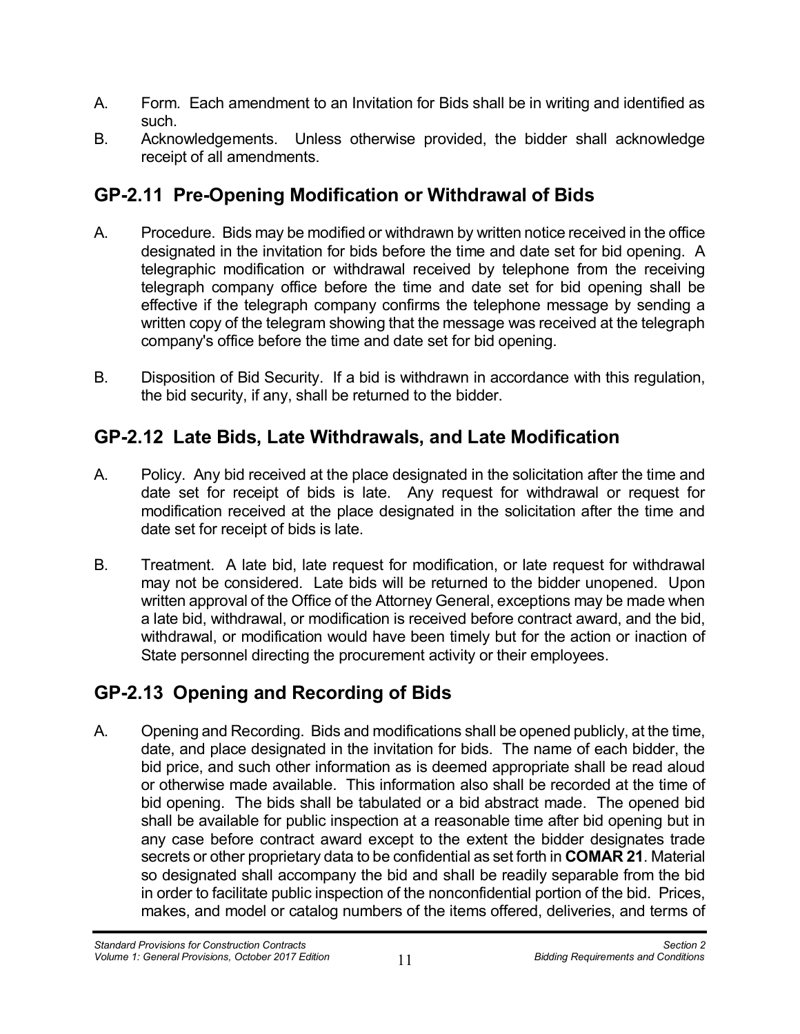A. Form. Each amendment to an Invitation for Bids shall be in writing and identified as such.

B. Acknowledgements. Unless otherwise provided, the bidder shall acknowledge receipt of all amendments.

## GP-2.11 Pre-Opening Modification or Withdrawal of Bids

A. Procedure. Bids may be modified or withdrawn by written notice received in the office designated in the invitation for bids before the time and date set for bid opening. A telegraphic modification or withdrawal received by telephone from the receiving telegraph company office before the time and date set for bid opening shall be effective if the telegraph company confirms the telephone message by sending a written copy of the telegram showing that the message was received at the telegraph company's office before the time and date set for bid opening.

B. Disposition of Bid Security. If a bid is withdrawn in accordance with this regulation, the bid security, if any, shall be returned to the bidder.

## GP-2.12 Late Bids, Late Withdrawals, and Late Modification

A. Policy. Any bid received at the place designated in the solicitation after the time and date set for receipt of bids is late. Any request for withdrawal or request for modification received at the place designated in the solicitation after the time and date set for receipt of bids is late.

B. Treatment. A late bid, late request for modification, or late request for withdrawal may not be considered. Late bids will be returned to the bidder unopened. Upon written approval of the Office of the Attorney General, exceptions may be made when a late bid, withdrawal, or modification is received before contract award, and the bid, withdrawal, or modification would have been timely but for the action or inaction of State personnel directing the procurement activity or their employees.

## GP-2.13 Opening and Recording of Bids

A. Opening and Recording. Bids and modifications shall be opened publicly, at the time, date, and place designated in the invitation for bids. The name of each bidder, the bid price, and such other information as is deemed appropriate shall be read aloud or otherwise made available. This information also shall be recorded at the time of bid opening. The bids shall be tabulated or a bid abstract made. The opened bid shall be available for public inspection at a reasonable time after bid opening but in any case before contract award except to the extent the bidder designates trade secrets or other proprietary data to be confidential as set forth in **COMAR 21**. Material so designated shall accompany the bid and shall be readily separable from the bid in order to facilitate public inspection of the nonconfidential portion of the bid. Prices, makes, and model or catalog numbers of the items offered, deliveries, and terms of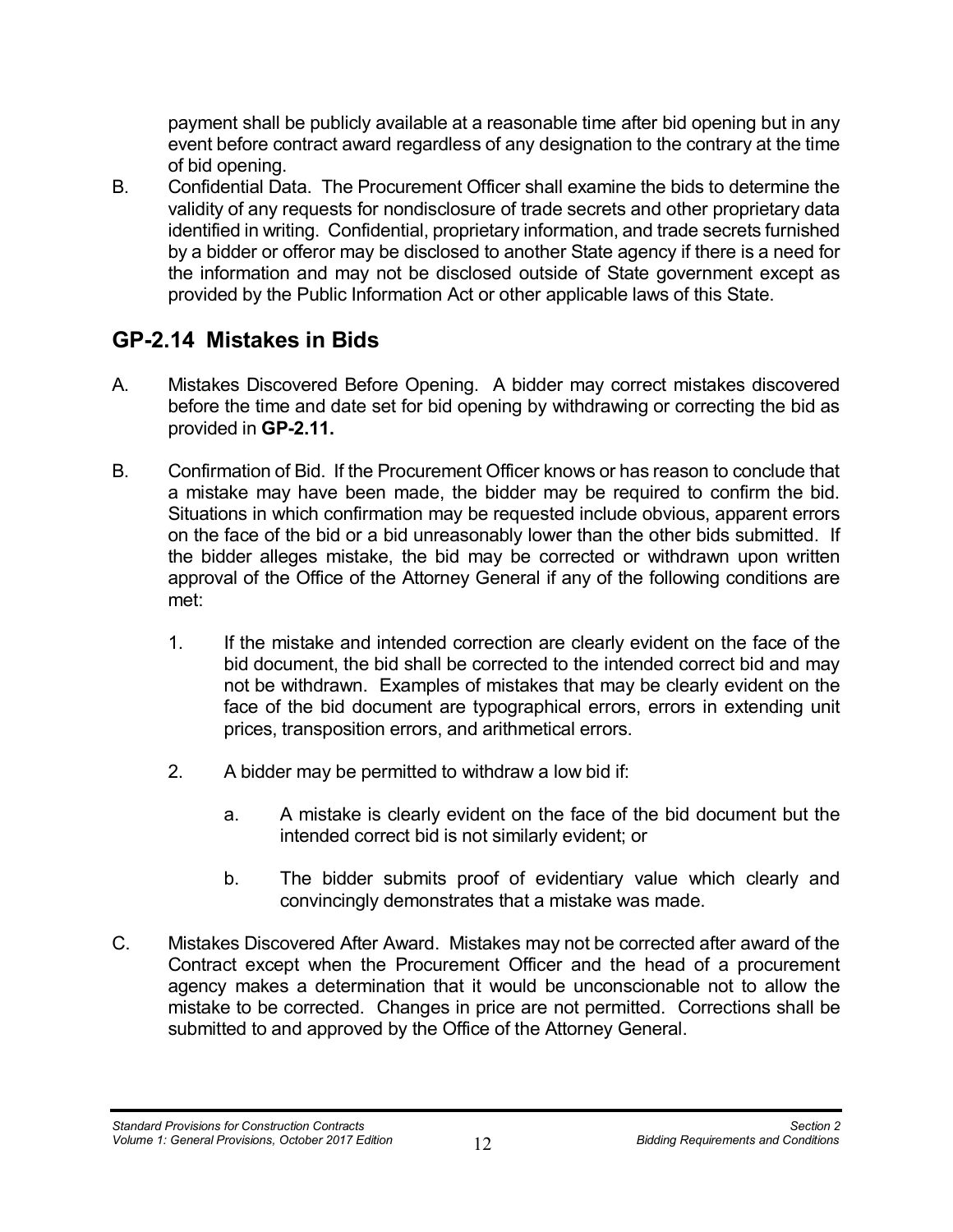payment shall be publicly available at a reasonable time after bid opening but in any event before contract award regardless of any designation to the contrary at the time of bid opening.

B. Confidential Data. The Procurement Officer shall examine the bids to determine the validity of any requests for nondisclosure of trade secrets and other proprietary data identified in writing. Confidential, proprietary information, and trade secrets furnished by a bidder or offeror may be disclosed to another State agency if there is a need for the information and may not be disclosed outside of State government except as provided by the Public Information Act or other applicable laws of this State.

## GP-2.14 Mistakes in Bids

A. Mistakes Discovered Before Opening. A bidder may correct mistakes discovered before the time and date set for bid opening by withdrawing or correcting the bid as provided in **GP-2.11.**

B. Confirmation of Bid. If the Procurement Officer knows or has reason to conclude that a mistake may have been made, the bidder may be required to confirm the bid. Situations in which confirmation may be requested include obvious, apparent errors on the face of the bid or a bid unreasonably lower than the other bids submitted. If the bidder alleges mistake, the bid may be corrected or withdrawn upon written approval of the Office of the Attorney General if any of the following conditions are met:

   1. If the mistake and intended correction are clearly evident on the face of the bid document, the bid shall be corrected to the intended correct bid and may not be withdrawn. Examples of mistakes that may be clearly evident on the face of the bid document are typographical errors, errors in extending unit prices, transposition errors, and arithmetical errors.

   2. A bidder may be permitted to withdraw a low bid if:

      a. A mistake is clearly evident on the face of the bid document but the intended correct bid is not similarly evident; or

      b. The bidder submits proof of evidentiary value which clearly and convincingly demonstrates that a mistake was made.

C. Mistakes Discovered After Award. Mistakes may not be corrected after award of the Contract except when the Procurement Officer and the head of a procurement agency makes a determination that it would be unconscionable not to allow the mistake to be corrected. Changes in price are not permitted. Corrections shall be submitted to and approved by the Office of the Attorney General.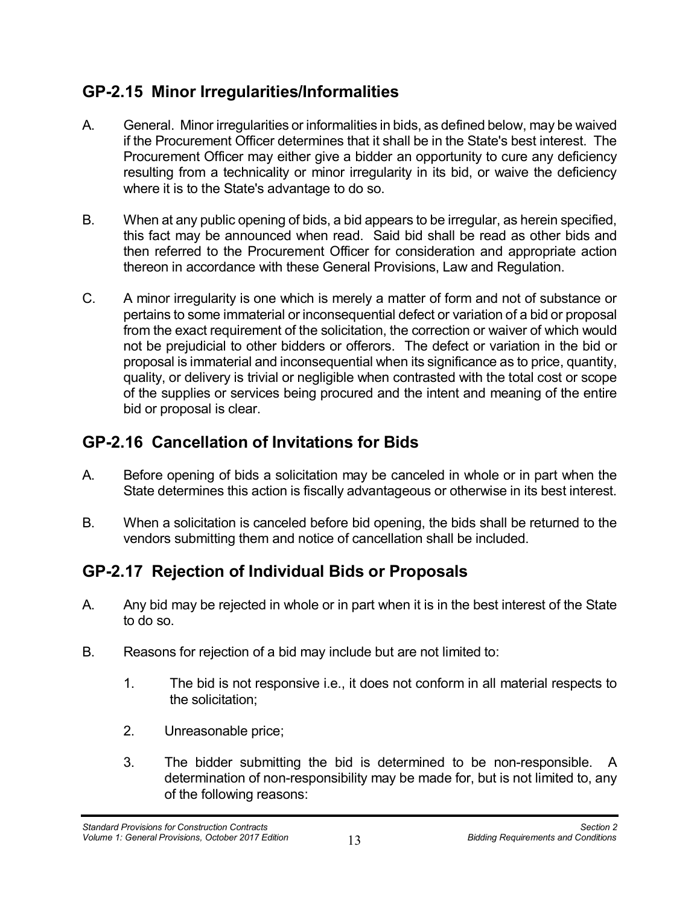## GP-2.15 Minor Irregularities/Informalities

A. General. Minor irregularities or informalities in bids, as defined below, may be waived if the Procurement Officer determines that it shall be in the State's best interest. The Procurement Officer may either give a bidder an opportunity to cure any deficiency resulting from a technicality or minor irregularity in its bid, or waive the deficiency where it is to the State's advantage to do so.

B. When at any public opening of bids, a bid appears to be irregular, as herein specified, this fact may be announced when read. Said bid shall be read as other bids and then referred to the Procurement Officer for consideration and appropriate action thereon in accordance with these General Provisions, Law and Regulation.

C. A minor irregularity is one which is merely a matter of form and not of substance or pertains to some immaterial or inconsequential defect or variation of a bid or proposal from the exact requirement of the solicitation, the correction or waiver of which would not be prejudicial to other bidders or offerors. The defect or variation in the bid or proposal is immaterial and inconsequential when its significance as to price, quantity, quality, or delivery is trivial or negligible when contrasted with the total cost or scope of the supplies or services being procured and the intent and meaning of the entire bid or proposal is clear.

## GP-2.16 Cancellation of Invitations for Bids

A. Before opening of bids a solicitation may be canceled in whole or in part when the State determines this action is fiscally advantageous or otherwise in its best interest.

B. When a solicitation is canceled before bid opening, the bids shall be returned to the vendors submitting them and notice of cancellation shall be included.

## GP-2.17 Rejection of Individual Bids or Proposals

A. Any bid may be rejected in whole or in part when it is in the best interest of the State to do so.

B. Reasons for rejection of a bid may include but are not limited to:

   1. The bid is not responsive i.e., it does not conform in all material respects to the solicitation;

   2. Unreasonable price;

   3. The bidder submitting the bid is determined to be non-responsible. A determination of non-responsibility may be made for, but is not limited to, any of the following reasons: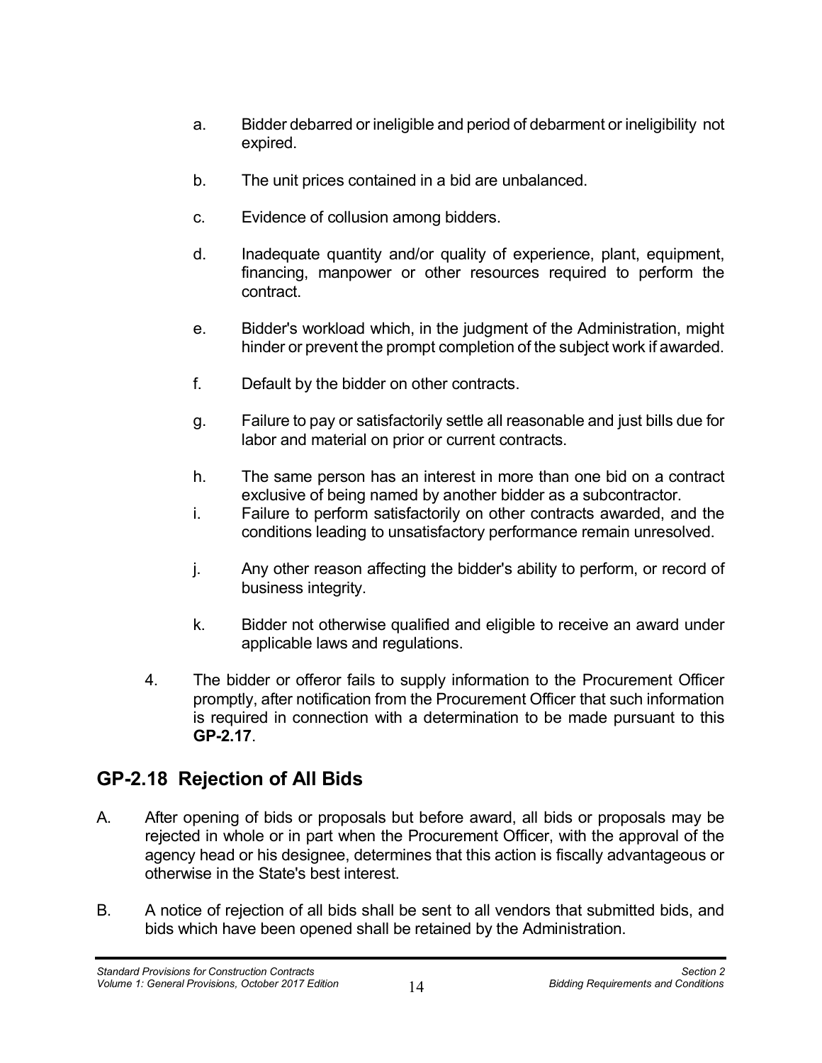a. Bidder debarred or ineligible and period of debarment or ineligibility not expired.

b. The unit prices contained in a bid are unbalanced.

c. Evidence of collusion among bidders.

d. Inadequate quantity and/or quality of experience, plant, equipment, financing, manpower or other resources required to perform the contract.

e. Bidder's workload which, in the judgment of the Administration, might hinder or prevent the prompt completion of the subject work if awarded.

f. Default by the bidder on other contracts.

g. Failure to pay or satisfactorily settle all reasonable and just bills due for labor and material on prior or current contracts.

h. The same person has an interest in more than one bid on a contract exclusive of being named by another bidder as a subcontractor.

i. Failure to perform satisfactorily on other contracts awarded, and the conditions leading to unsatisfactory performance remain unresolved.

j. Any other reason affecting the bidder's ability to perform, or record of business integrity.

k. Bidder not otherwise qualified and eligible to receive an award under applicable laws and regulations.

4. The bidder or offeror fails to supply information to the Procurement Officer promptly, after notification from the Procurement Officer that such information is required in connection with a determination to be made pursuant to this **GP-2.17**.

## GP-2.18 Rejection of All Bids

A. After opening of bids or proposals but before award, all bids or proposals may be rejected in whole or in part when the Procurement Officer, with the approval of the agency head or his designee, determines that this action is fiscally advantageous or otherwise in the State's best interest.

B. A notice of rejection of all bids shall be sent to all vendors that submitted bids, and bids which have been opened shall be retained by the Administration.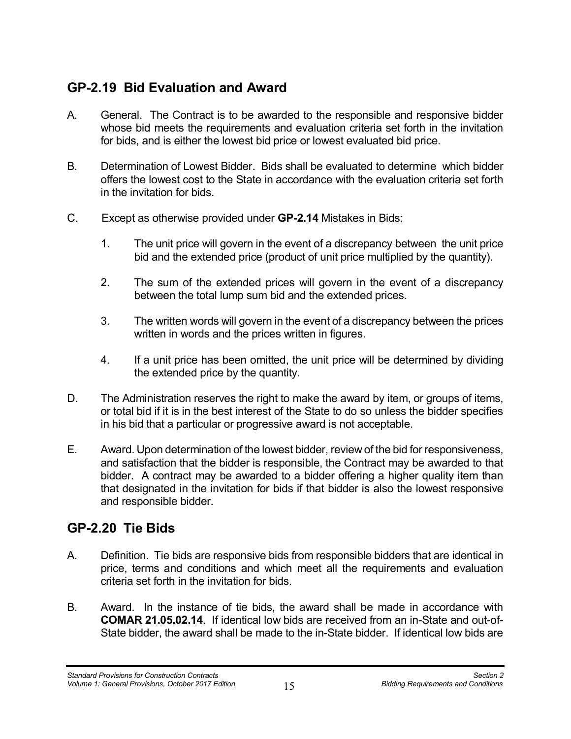## GP-2.19 Bid Evaluation and Award

A. General. The Contract is to be awarded to the responsible and responsive bidder whose bid meets the requirements and evaluation criteria set forth in the invitation for bids, and is either the lowest bid price or lowest evaluated bid price.

B. Determination of Lowest Bidder. Bids shall be evaluated to determine which bidder offers the lowest cost to the State in accordance with the evaluation criteria set forth in the invitation for bids.

C. Except as otherwise provided under **GP-2.14** Mistakes in Bids:

1. The unit price will govern in the event of a discrepancy between the unit price bid and the extended price (product of unit price multiplied by the quantity).

2. The sum of the extended prices will govern in the event of a discrepancy between the total lump sum bid and the extended prices.

3. The written words will govern in the event of a discrepancy between the prices written in words and the prices written in figures.

4. If a unit price has been omitted, the unit price will be determined by dividing the extended price by the quantity.

D. The Administration reserves the right to make the award by item, or groups of items, or total bid if it is in the best interest of the State to do so unless the bidder specifies in his bid that a particular or progressive award is not acceptable.

E. Award. Upon determination of the lowest bidder, review of the bid for responsiveness, and satisfaction that the bidder is responsible, the Contract may be awarded to that bidder. A contract may be awarded to a bidder offering a higher quality item than that designated in the invitation for bids if that bidder is also the lowest responsive and responsible bidder.

## GP-2.20 Tie Bids

A. Definition. Tie bids are responsive bids from responsible bidders that are identical in price, terms and conditions and which meet all the requirements and evaluation criteria set forth in the invitation for bids.

B. Award. In the instance of tie bids, the award shall be made in accordance with **COMAR 21.05.02.14**. If identical low bids are received from an in-State and out-of-State bidder, the award shall be made to the in-State bidder. If identical low bids are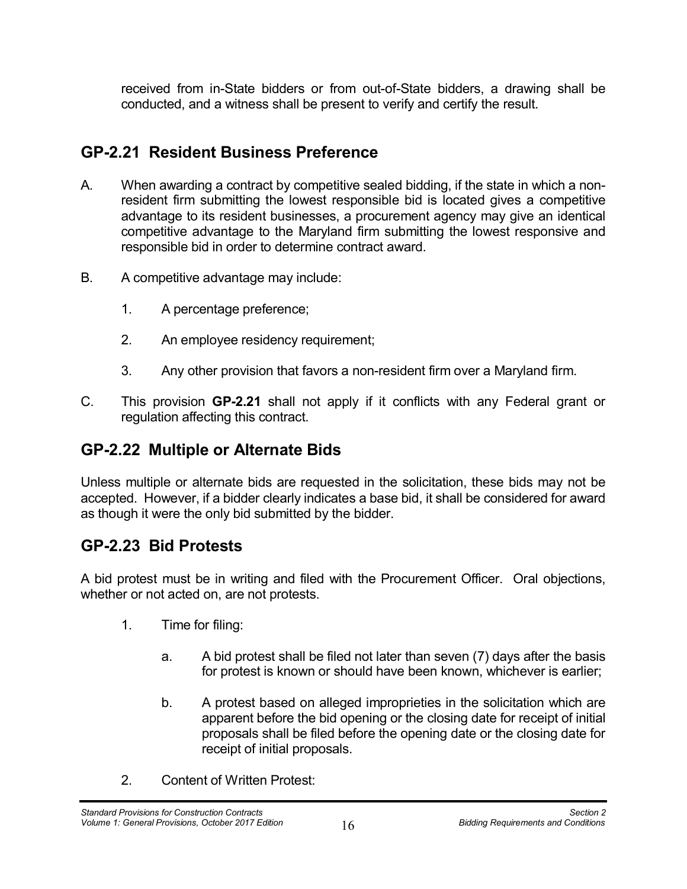received from in-State bidders or from out-of-State bidders, a drawing shall be conducted, and a witness shall be present to verify and certify the result.

## GP-2.21 Resident Business Preference

A. When awarding a contract by competitive sealed bidding, if the state in which a non-resident firm submitting the lowest responsible bid is located gives a competitive advantage to its resident businesses, a procurement agency may give an identical competitive advantage to the Maryland firm submitting the lowest responsive and responsible bid in order to determine contract award.

B. A competitive advantage may include:

   1. A percentage preference;

   2. An employee residency requirement;

   3. Any other provision that favors a non-resident firm over a Maryland firm.

C. This provision **GP-2.21** shall not apply if it conflicts with any Federal grant or regulation affecting this contract.

## GP-2.22 Multiple or Alternate Bids

Unless multiple or alternate bids are requested in the solicitation, these bids may not be accepted. However, if a bidder clearly indicates a base bid, it shall be considered for award as though it were the only bid submitted by the bidder.

## GP-2.23 Bid Protests

A bid protest must be in writing and filed with the Procurement Officer. Oral objections, whether or not acted on, are not protests.

1. Time for filing:

   a. A bid protest shall be filed not later than seven (7) days after the basis for protest is known or should have been known, whichever is earlier;

   b. A protest based on alleged improprieties in the solicitation which are apparent before the bid opening or the closing date for receipt of initial proposals shall be filed before the opening date or the closing date for receipt of initial proposals.

2. Content of Written Protest: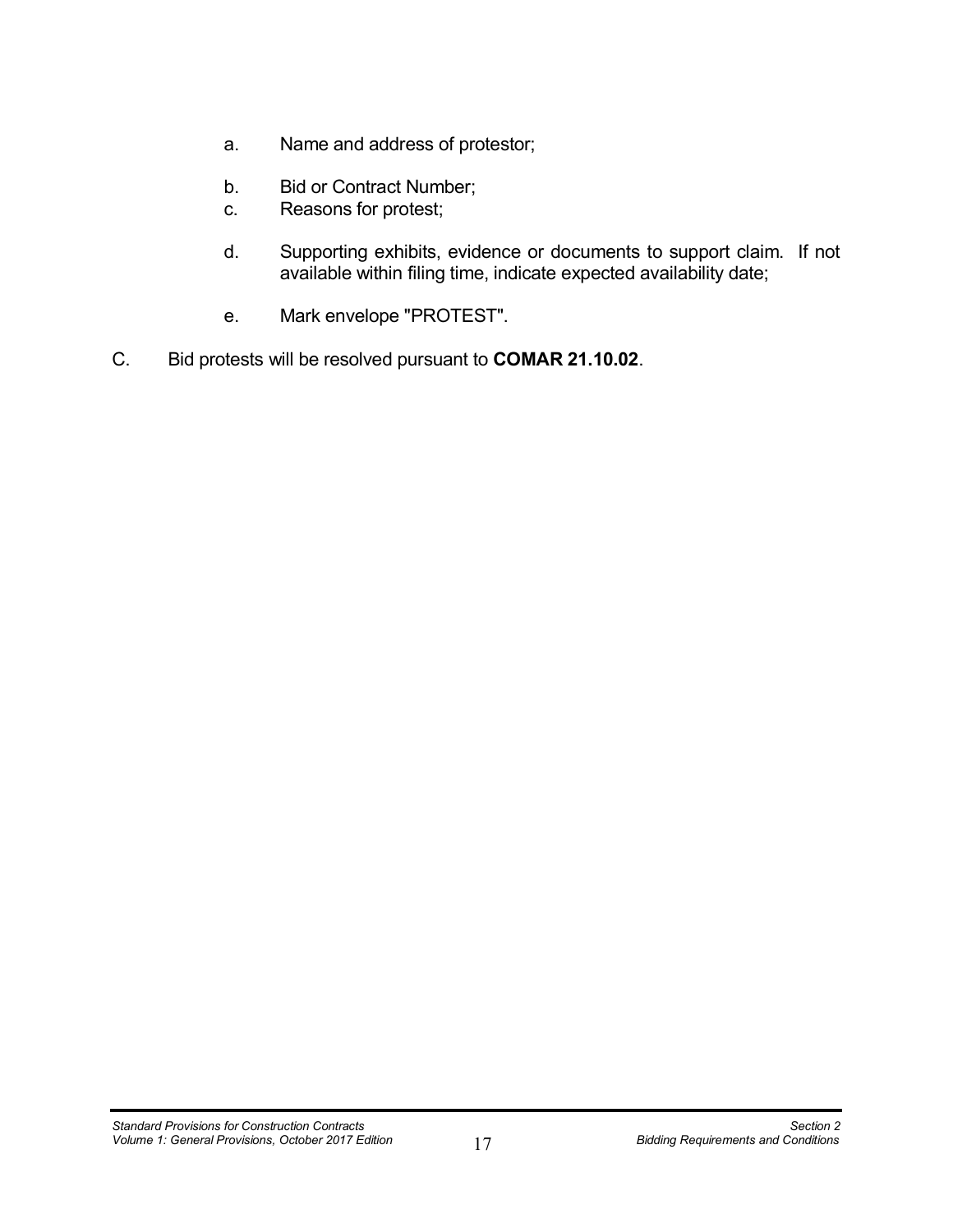a. Name and address of protestor;

b. Bid or Contract Number;

c. Reasons for protest;

d. Supporting exhibits, evidence or documents to support claim. If not available within filing time, indicate expected availability date;

e. Mark envelope "PROTEST".

C. Bid protests will be resolved pursuant to **COMAR 21.10.02**.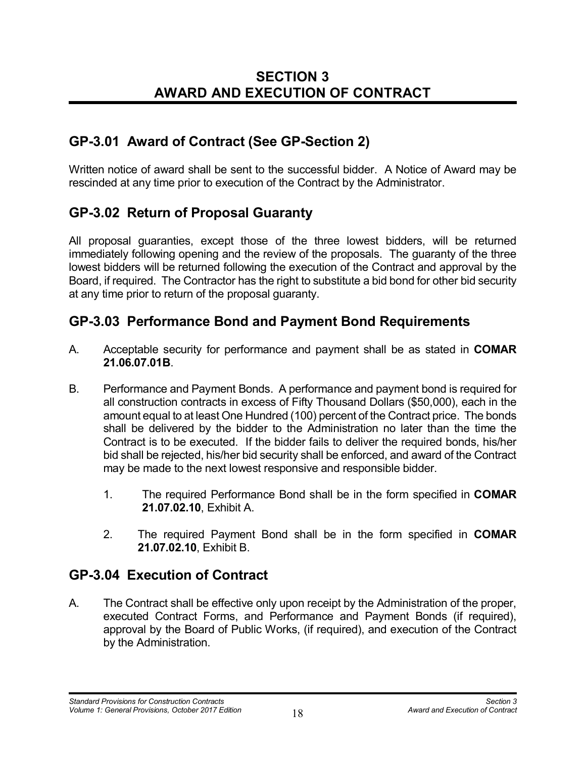# SECTION 3
# AWARD AND EXECUTION OF CONTRACT

## GP-3.01 Award of Contract (See GP-Section 2)

Written notice of award shall be sent to the successful bidder. A Notice of Award may be rescinded at any time prior to execution of the Contract by the Administrator.

## GP-3.02 Return of Proposal Guaranty

All proposal guaranties, except those of the three lowest bidders, will be returned immediately following opening and the review of the proposals. The guaranty of the three lowest bidders will be returned following the execution of the Contract and approval by the Board, if required. The Contractor has the right to substitute a bid bond for other bid security at any time prior to return of the proposal guaranty.

## GP-3.03 Performance Bond and Payment Bond Requirements

A. Acceptable security for performance and payment shall be as stated in **COMAR 21.06.07.01B**.

B. Performance and Payment Bonds. A performance and payment bond is required for all construction contracts in excess of Fifty Thousand Dollars ($50,000), each in the amount equal to at least One Hundred (100) percent of the Contract price. The bonds shall be delivered by the bidder to the Administration no later than the time the Contract is to be executed. If the bidder fails to deliver the required bonds, his/her bid shall be rejected, his/her bid security shall be enforced, and award of the Contract may be made to the next lowest responsive and responsible bidder.

   1. The required Performance Bond shall be in the form specified in **COMAR 21.07.02.10**, Exhibit A.

   2. The required Payment Bond shall be in the form specified in **COMAR 21.07.02.10**, Exhibit B.

## GP-3.04 Execution of Contract

A. The Contract shall be effective only upon receipt by the Administration of the proper, executed Contract Forms, and Performance and Payment Bonds (if required), approval by the Board of Public Works, (if required), and execution of the Contract by the Administration.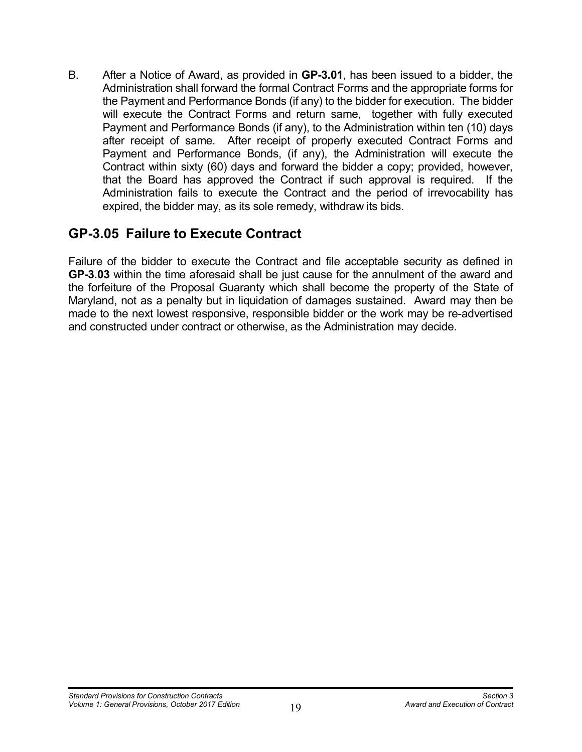B. After a Notice of Award, as provided in **GP-3.01**, has been issued to a bidder, the Administration shall forward the formal Contract Forms and the appropriate forms for the Payment and Performance Bonds (if any) to the bidder for execution. The bidder will execute the Contract Forms and return same, together with fully executed Payment and Performance Bonds (if any), to the Administration within ten (10) days after receipt of same. After receipt of properly executed Contract Forms and Payment and Performance Bonds, (if any), the Administration will execute the Contract within sixty (60) days and forward the bidder a copy; provided, however, that the Board has approved the Contract if such approval is required. If the Administration fails to execute the Contract and the period of irrevocability has expired, the bidder may, as its sole remedy, withdraw its bids.

## GP-3.05 Failure to Execute Contract

Failure of the bidder to execute the Contract and file acceptable security as defined in **GP-3.03** within the time aforesaid shall be just cause for the annulment of the award and the forfeiture of the Proposal Guaranty which shall become the property of the State of Maryland, not as a penalty but in liquidation of damages sustained. Award may then be made to the next lowest responsive, responsible bidder or the work may be re-advertised and constructed under contract or otherwise, as the Administration may decide.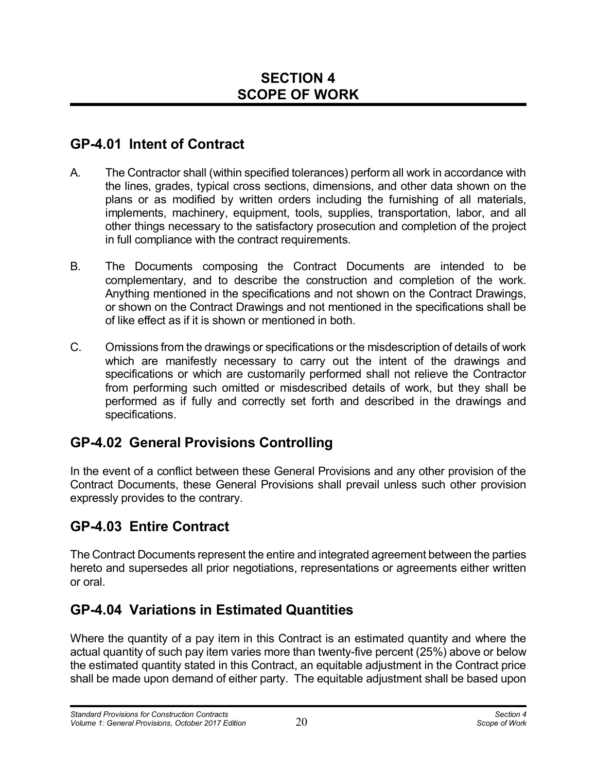# SECTION 4
# SCOPE OF WORK

## GP-4.01 Intent of Contract

A. The Contractor shall (within specified tolerances) perform all work in accordance with the lines, grades, typical cross sections, dimensions, and other data shown on the plans or as modified by written orders including the furnishing of all materials, implements, machinery, equipment, tools, supplies, transportation, labor, and all other things necessary to the satisfactory prosecution and completion of the project in full compliance with the contract requirements.

B. The Documents composing the Contract Documents are intended to be complementary, and to describe the construction and completion of the work. Anything mentioned in the specifications and not shown on the Contract Drawings, or shown on the Contract Drawings and not mentioned in the specifications shall be of like effect as if it is shown or mentioned in both.

C. Omissions from the drawings or specifications or the misdescription of details of work which are manifestly necessary to carry out the intent of the drawings and specifications or which are customarily performed shall not relieve the Contractor from performing such omitted or misdescribed details of work, but they shall be performed as if fully and correctly set forth and described in the drawings and specifications.

## GP-4.02 General Provisions Controlling

In the event of a conflict between these General Provisions and any other provision of the Contract Documents, these General Provisions shall prevail unless such other provision expressly provides to the contrary.

## GP-4.03 Entire Contract

The Contract Documents represent the entire and integrated agreement between the parties hereto and supersedes all prior negotiations, representations or agreements either written or oral.

## GP-4.04 Variations in Estimated Quantities

Where the quantity of a pay item in this Contract is an estimated quantity and where the actual quantity of such pay item varies more than twenty-five percent (25%) above or below the estimated quantity stated in this Contract, an equitable adjustment in the Contract price shall be made upon demand of either party. The equitable adjustment shall be based upon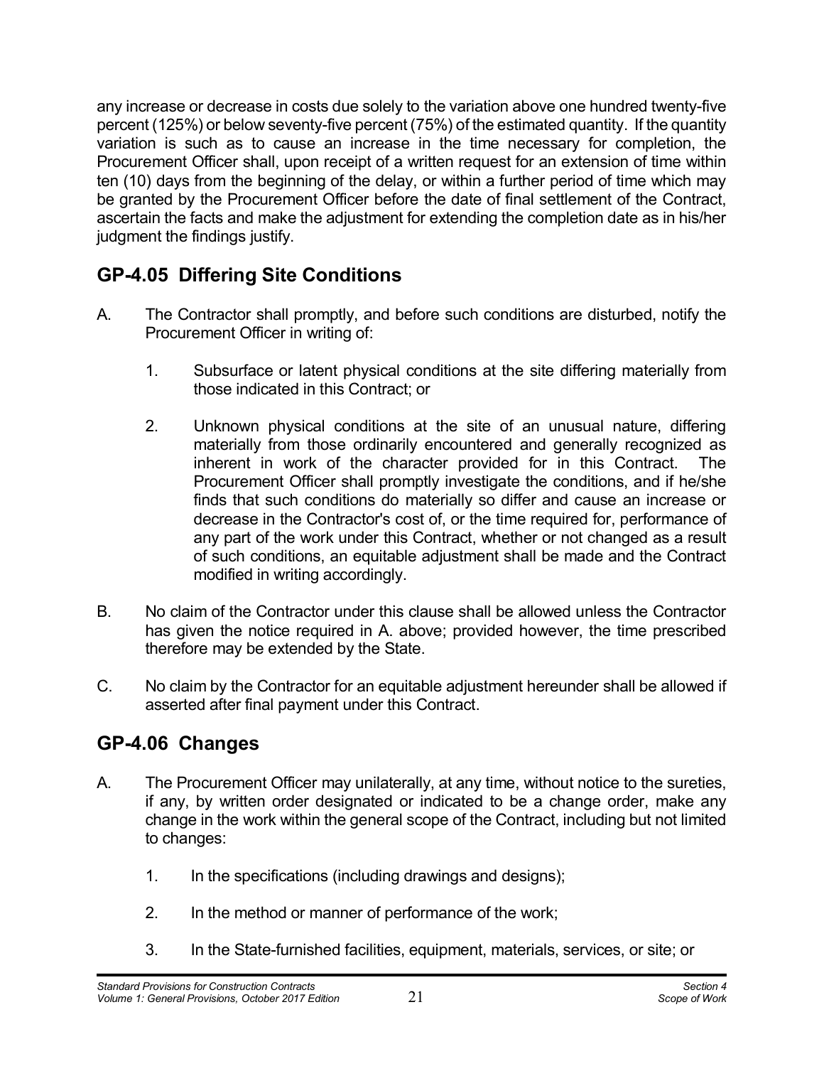any increase or decrease in costs due solely to the variation above one hundred twenty-five percent (125%) or below seventy-five percent (75%) of the estimated quantity. If the quantity variation is such as to cause an increase in the time necessary for completion, the Procurement Officer shall, upon receipt of a written request for an extension of time within ten (10) days from the beginning of the delay, or within a further period of time which may be granted by the Procurement Officer before the date of final settlement of the Contract, ascertain the facts and make the adjustment for extending the completion date as in his/her judgment the findings justify.

## GP-4.05 Differing Site Conditions

A. The Contractor shall promptly, and before such conditions are disturbed, notify the Procurement Officer in writing of:

   1. Subsurface or latent physical conditions at the site differing materially from those indicated in this Contract; or

   2. Unknown physical conditions at the site of an unusual nature, differing materially from those ordinarily encountered and generally recognized as inherent in work of the character provided for in this Contract. The Procurement Officer shall promptly investigate the conditions, and if he/she finds that such conditions do materially so differ and cause an increase or decrease in the Contractor's cost of, or the time required for, performance of any part of the work under this Contract, whether or not changed as a result of such conditions, an equitable adjustment shall be made and the Contract modified in writing accordingly.

B. No claim of the Contractor under this clause shall be allowed unless the Contractor has given the notice required in A. above; provided however, the time prescribed therefore may be extended by the State.

C. No claim by the Contractor for an equitable adjustment hereunder shall be allowed if asserted after final payment under this Contract.

## GP-4.06 Changes

A. The Procurement Officer may unilaterally, at any time, without notice to the sureties, if any, by written order designated or indicated to be a change order, make any change in the work within the general scope of the Contract, including but not limited to changes:

   1. In the specifications (including drawings and designs);

   2. In the method or manner of performance of the work;

   3. In the State-furnished facilities, equipment, materials, services, or site; or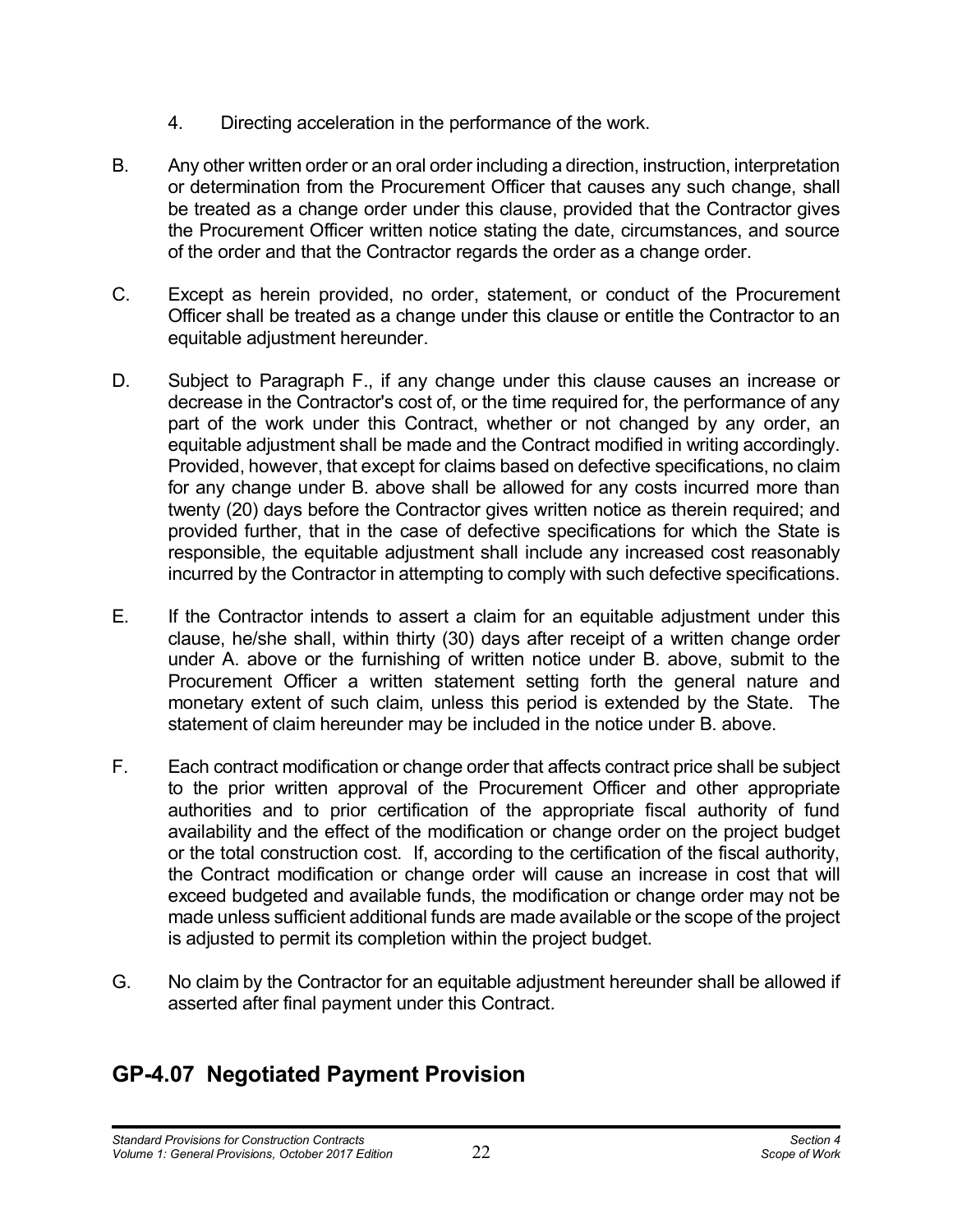4. Directing acceleration in the performance of the work.

B. Any other written order or an oral order including a direction, instruction, interpretation or determination from the Procurement Officer that causes any such change, shall be treated as a change order under this clause, provided that the Contractor gives the Procurement Officer written notice stating the date, circumstances, and source of the order and that the Contractor regards the order as a change order.

C. Except as herein provided, no order, statement, or conduct of the Procurement Officer shall be treated as a change under this clause or entitle the Contractor to an equitable adjustment hereunder.

D. Subject to Paragraph F., if any change under this clause causes an increase or decrease in the Contractor's cost of, or the time required for, the performance of any part of the work under this Contract, whether or not changed by any order, an equitable adjustment shall be made and the Contract modified in writing accordingly. Provided, however, that except for claims based on defective specifications, no claim for any change under B. above shall be allowed for any costs incurred more than twenty (20) days before the Contractor gives written notice as therein required; and provided further, that in the case of defective specifications for which the State is responsible, the equitable adjustment shall include any increased cost reasonably incurred by the Contractor in attempting to comply with such defective specifications.

E. If the Contractor intends to assert a claim for an equitable adjustment under this clause, he/she shall, within thirty (30) days after receipt of a written change order under A. above or the furnishing of written notice under B. above, submit to the Procurement Officer a written statement setting forth the general nature and monetary extent of such claim, unless this period is extended by the State. The statement of claim hereunder may be included in the notice under B. above.

F. Each contract modification or change order that affects contract price shall be subject to the prior written approval of the Procurement Officer and other appropriate authorities and to prior certification of the appropriate fiscal authority of fund availability and the effect of the modification or change order on the project budget or the total construction cost. If, according to the certification of the fiscal authority, the Contract modification or change order will cause an increase in cost that will exceed budgeted and available funds, the modification or change order may not be made unless sufficient additional funds are made available or the scope of the project is adjusted to permit its completion within the project budget.

G. No claim by the Contractor for an equitable adjustment hereunder shall be allowed if asserted after final payment under this Contract.

## GP-4.07 Negotiated Payment Provision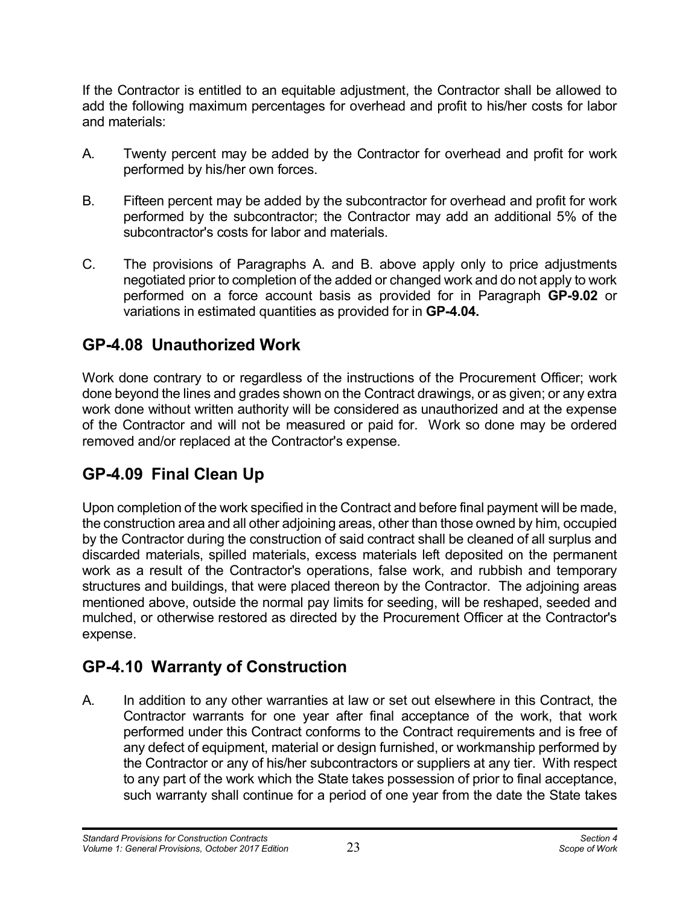If the Contractor is entitled to an equitable adjustment, the Contractor shall be allowed to add the following maximum percentages for overhead and profit to his/her costs for labor and materials:

A. Twenty percent may be added by the Contractor for overhead and profit for work performed by his/her own forces.

B. Fifteen percent may be added by the subcontractor for overhead and profit for work performed by the subcontractor; the Contractor may add an additional 5% of the subcontractor's costs for labor and materials.

C. The provisions of Paragraphs A. and B. above apply only to price adjustments negotiated prior to completion of the added or changed work and do not apply to work performed on a force account basis as provided for in Paragraph **GP-9.02** or variations in estimated quantities as provided for in **GP-4.04.**

## GP-4.08 Unauthorized Work

Work done contrary to or regardless of the instructions of the Procurement Officer; work done beyond the lines and grades shown on the Contract drawings, or as given; or any extra work done without written authority will be considered as unauthorized and at the expense of the Contractor and will not be measured or paid for. Work so done may be ordered removed and/or replaced at the Contractor's expense.

## GP-4.09 Final Clean Up

Upon completion of the work specified in the Contract and before final payment will be made, the construction area and all other adjoining areas, other than those owned by him, occupied by the Contractor during the construction of said contract shall be cleaned of all surplus and discarded materials, spilled materials, excess materials left deposited on the permanent work as a result of the Contractor's operations, false work, and rubbish and temporary structures and buildings, that were placed thereon by the Contractor. The adjoining areas mentioned above, outside the normal pay limits for seeding, will be reshaped, seeded and mulched, or otherwise restored as directed by the Procurement Officer at the Contractor's expense.

## GP-4.10 Warranty of Construction

A. In addition to any other warranties at law or set out elsewhere in this Contract, the Contractor warrants for one year after final acceptance of the work, that work performed under this Contract conforms to the Contract requirements and is free of any defect of equipment, material or design furnished, or workmanship performed by the Contractor or any of his/her subcontractors or suppliers at any tier. With respect to any part of the work which the State takes possession of prior to final acceptance, such warranty shall continue for a period of one year from the date the State takes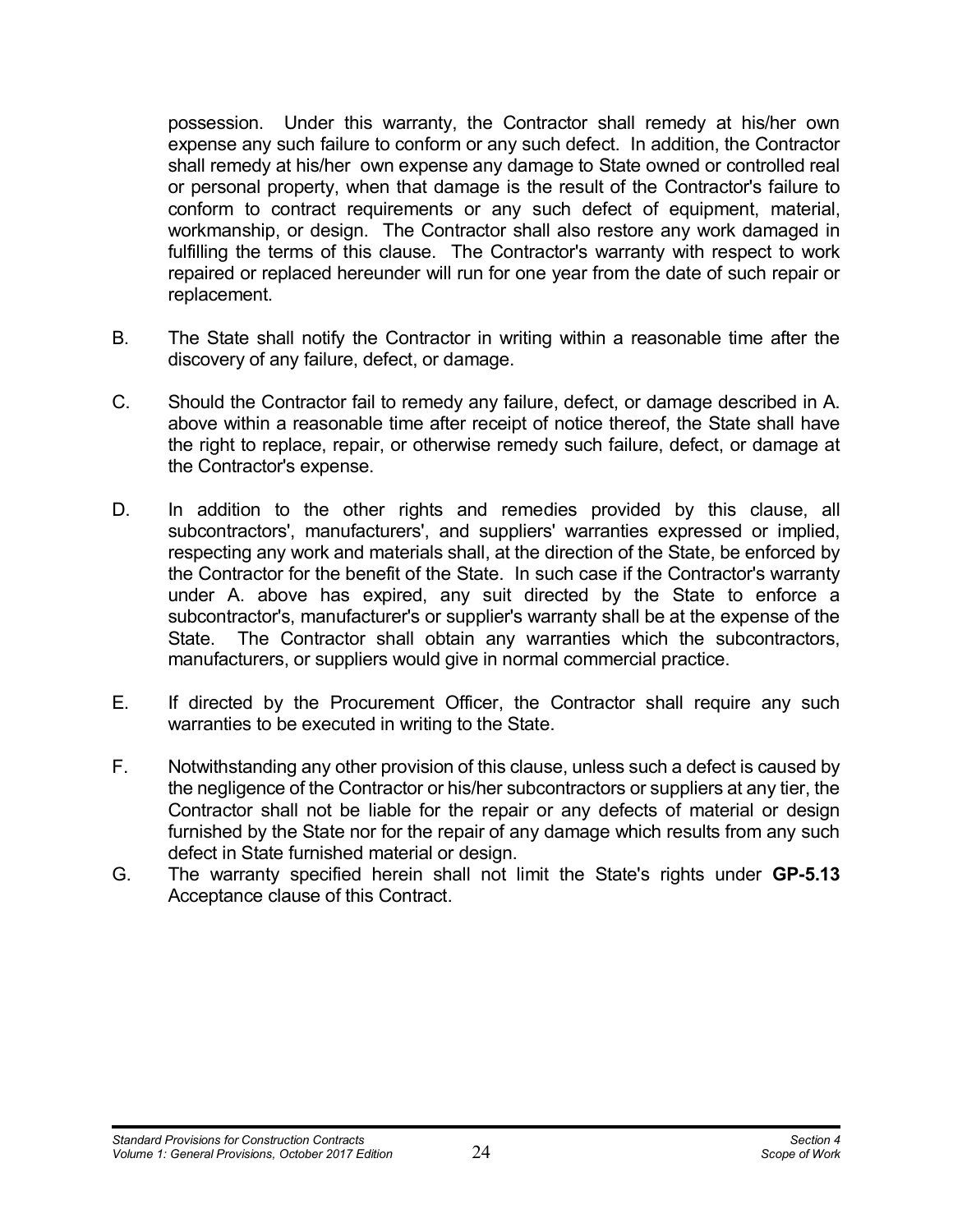possession. Under this warranty, the Contractor shall remedy at his/her own expense any such failure to conform or any such defect. In addition, the Contractor shall remedy at his/her own expense any damage to State owned or controlled real or personal property, when that damage is the result of the Contractor's failure to conform to contract requirements or any such defect of equipment, material, workmanship, or design. The Contractor shall also restore any work damaged in fulfilling the terms of this clause. The Contractor's warranty with respect to work repaired or replaced hereunder will run for one year from the date of such repair or replacement.

B. The State shall notify the Contractor in writing within a reasonable time after the discovery of any failure, defect, or damage.

C. Should the Contractor fail to remedy any failure, defect, or damage described in A. above within a reasonable time after receipt of notice thereof, the State shall have the right to replace, repair, or otherwise remedy such failure, defect, or damage at the Contractor's expense.

D. In addition to the other rights and remedies provided by this clause, all subcontractors', manufacturers', and suppliers' warranties expressed or implied, respecting any work and materials shall, at the direction of the State, be enforced by the Contractor for the benefit of the State. In such case if the Contractor's warranty under A. above has expired, any suit directed by the State to enforce a subcontractor's, manufacturer's or supplier's warranty shall be at the expense of the State. The Contractor shall obtain any warranties which the subcontractors, manufacturers, or suppliers would give in normal commercial practice.

E. If directed by the Procurement Officer, the Contractor shall require any such warranties to be executed in writing to the State.

F. Notwithstanding any other provision of this clause, unless such a defect is caused by the negligence of the Contractor or his/her subcontractors or suppliers at any tier, the Contractor shall not be liable for the repair or any defects of material or design furnished by the State nor for the repair of any damage which results from any such defect in State furnished material or design.

G. The warranty specified herein shall not limit the State's rights under **GP-5.13** Acceptance clause of this Contract.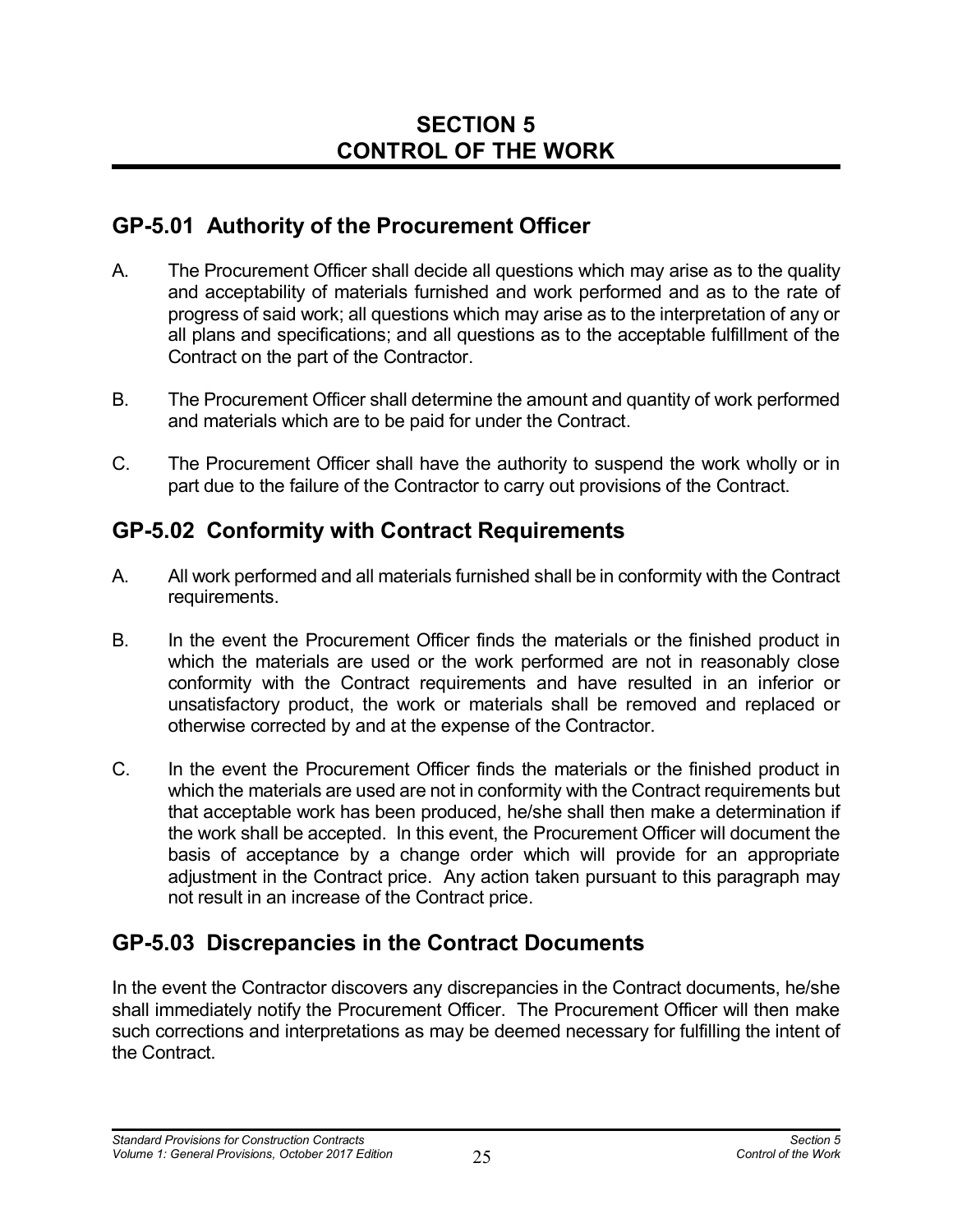# SECTION 5
# CONTROL OF THE WORK

## GP-5.01 Authority of the Procurement Officer

A. The Procurement Officer shall decide all questions which may arise as to the quality and acceptability of materials furnished and work performed and as to the rate of progress of said work; all questions which may arise as to the interpretation of any or all plans and specifications; and all questions as to the acceptable fulfillment of the Contract on the part of the Contractor.

B. The Procurement Officer shall determine the amount and quantity of work performed and materials which are to be paid for under the Contract.

C. The Procurement Officer shall have the authority to suspend the work wholly or in part due to the failure of the Contractor to carry out provisions of the Contract.

## GP-5.02 Conformity with Contract Requirements

A. All work performed and all materials furnished shall be in conformity with the Contract requirements.

B. In the event the Procurement Officer finds the materials or the finished product in which the materials are used or the work performed are not in reasonably close conformity with the Contract requirements and have resulted in an inferior or unsatisfactory product, the work or materials shall be removed and replaced or otherwise corrected by and at the expense of the Contractor.

C. In the event the Procurement Officer finds the materials or the finished product in which the materials are used are not in conformity with the Contract requirements but that acceptable work has been produced, he/she shall then make a determination if the work shall be accepted. In this event, the Procurement Officer will document the basis of acceptance by a change order which will provide for an appropriate adjustment in the Contract price. Any action taken pursuant to this paragraph may not result in an increase of the Contract price.

## GP-5.03 Discrepancies in the Contract Documents

In the event the Contractor discovers any discrepancies in the Contract documents, he/she shall immediately notify the Procurement Officer. The Procurement Officer will then make such corrections and interpretations as may be deemed necessary for fulfilling the intent of the Contract.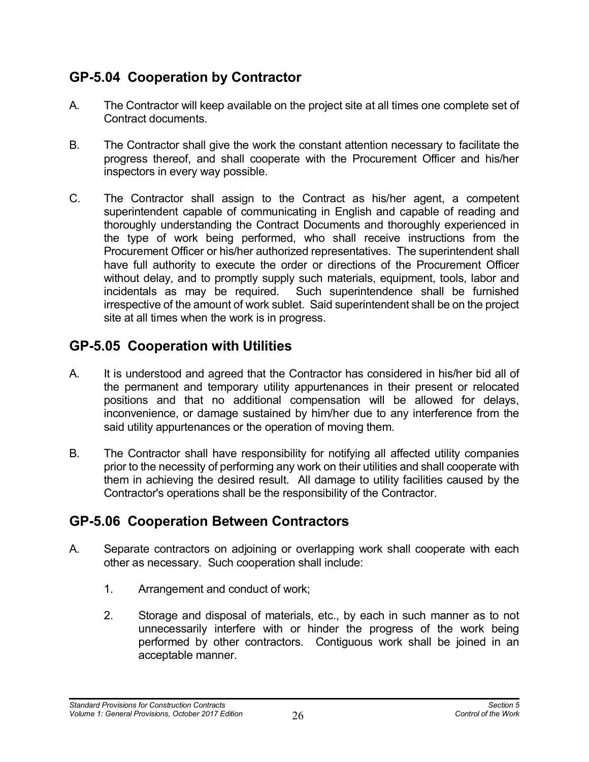## GP-5.04 Cooperation by Contractor

A. The Contractor will keep available on the project site at all times one complete set of Contract documents.

B. The Contractor shall give the work the constant attention necessary to facilitate the progress thereof, and shall cooperate with the Procurement Officer and his/her inspectors in every way possible.

C. The Contractor shall assign to the Contract as his/her agent, a competent superintendent capable of communicating in English and capable of reading and thoroughly understanding the Contract Documents and thoroughly experienced in the type of work being performed, who shall receive instructions from the Procurement Officer or his/her authorized representatives. The superintendent shall have full authority to execute the order or directions of the Procurement Officer without delay, and to promptly supply such materials, equipment, tools, labor and incidentals as may be required. Such superintendence shall be furnished irrespective of the amount of work sublet. Said superintendent shall be on the project site at all times when the work is in progress.

## GP-5.05 Cooperation with Utilities

A. It is understood and agreed that the Contractor has considered in his/her bid all of the permanent and temporary utility appurtenances in their present or relocated positions and that no additional compensation will be allowed for delays, inconvenience, or damage sustained by him/her due to any interference from the said utility appurtenances or the operation of moving them.

B. The Contractor shall have responsibility for notifying all affected utility companies prior to the necessity of performing any work on their utilities and shall cooperate with them in achieving the desired result. All damage to utility facilities caused by the Contractor's operations shall be the responsibility of the Contractor.

## GP-5.06 Cooperation Between Contractors

A. Separate contractors on adjoining or overlapping work shall cooperate with each other as necessary. Such cooperation shall include:

   1. Arrangement and conduct of work;

   2. Storage and disposal of materials, etc., by each in such manner as to not unnecessarily interfere with or hinder the progress of the work being performed by other contractors. Contiguous work shall be joined in an acceptable manner.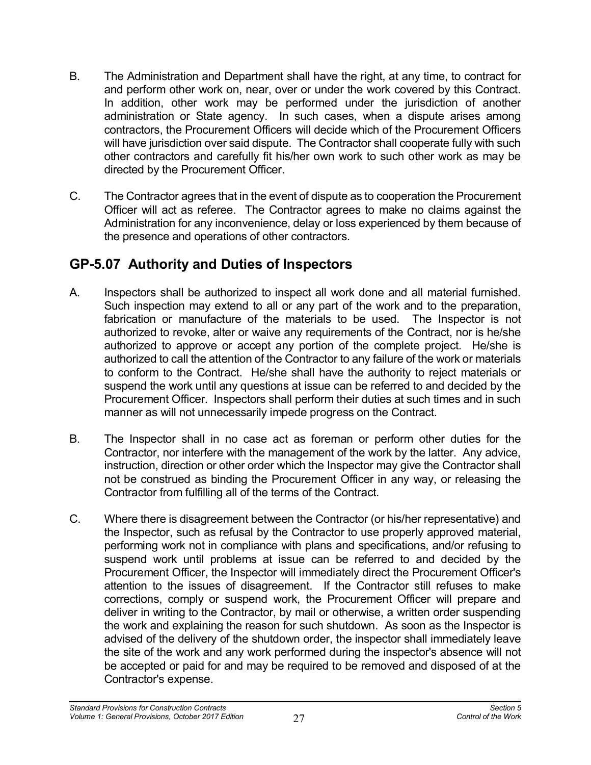B. The Administration and Department shall have the right, at any time, to contract for and perform other work on, near, over or under the work covered by this Contract. In addition, other work may be performed under the jurisdiction of another administration or State agency. In such cases, when a dispute arises among contractors, the Procurement Officers will decide which of the Procurement Officers will have jurisdiction over said dispute. The Contractor shall cooperate fully with such other contractors and carefully fit his/her own work to such other work as may be directed by the Procurement Officer.

C. The Contractor agrees that in the event of dispute as to cooperation the Procurement Officer will act as referee. The Contractor agrees to make no claims against the Administration for any inconvenience, delay or loss experienced by them because of the presence and operations of other contractors.

## GP-5.07 Authority and Duties of Inspectors

A. Inspectors shall be authorized to inspect all work done and all material furnished. Such inspection may extend to all or any part of the work and to the preparation, fabrication or manufacture of the materials to be used. The Inspector is not authorized to revoke, alter or waive any requirements of the Contract, nor is he/she authorized to approve or accept any portion of the complete project. He/she is authorized to call the attention of the Contractor to any failure of the work or materials to conform to the Contract. He/she shall have the authority to reject materials or suspend the work until any questions at issue can be referred to and decided by the Procurement Officer. Inspectors shall perform their duties at such times and in such manner as will not unnecessarily impede progress on the Contract.

B. The Inspector shall in no case act as foreman or perform other duties for the Contractor, nor interfere with the management of the work by the latter. Any advice, instruction, direction or other order which the Inspector may give the Contractor shall not be construed as binding the Procurement Officer in any way, or releasing the Contractor from fulfilling all of the terms of the Contract.

C. Where there is disagreement between the Contractor (or his/her representative) and the Inspector, such as refusal by the Contractor to use properly approved material, performing work not in compliance with plans and specifications, and/or refusing to suspend work until problems at issue can be referred to and decided by the Procurement Officer, the Inspector will immediately direct the Procurement Officer's attention to the issues of disagreement. If the Contractor still refuses to make corrections, comply or suspend work, the Procurement Officer will prepare and deliver in writing to the Contractor, by mail or otherwise, a written order suspending the work and explaining the reason for such shutdown. As soon as the Inspector is advised of the delivery of the shutdown order, the inspector shall immediately leave the site of the work and any work performed during the inspector's absence will not be accepted or paid for and may be required to be removed and disposed of at the Contractor's expense.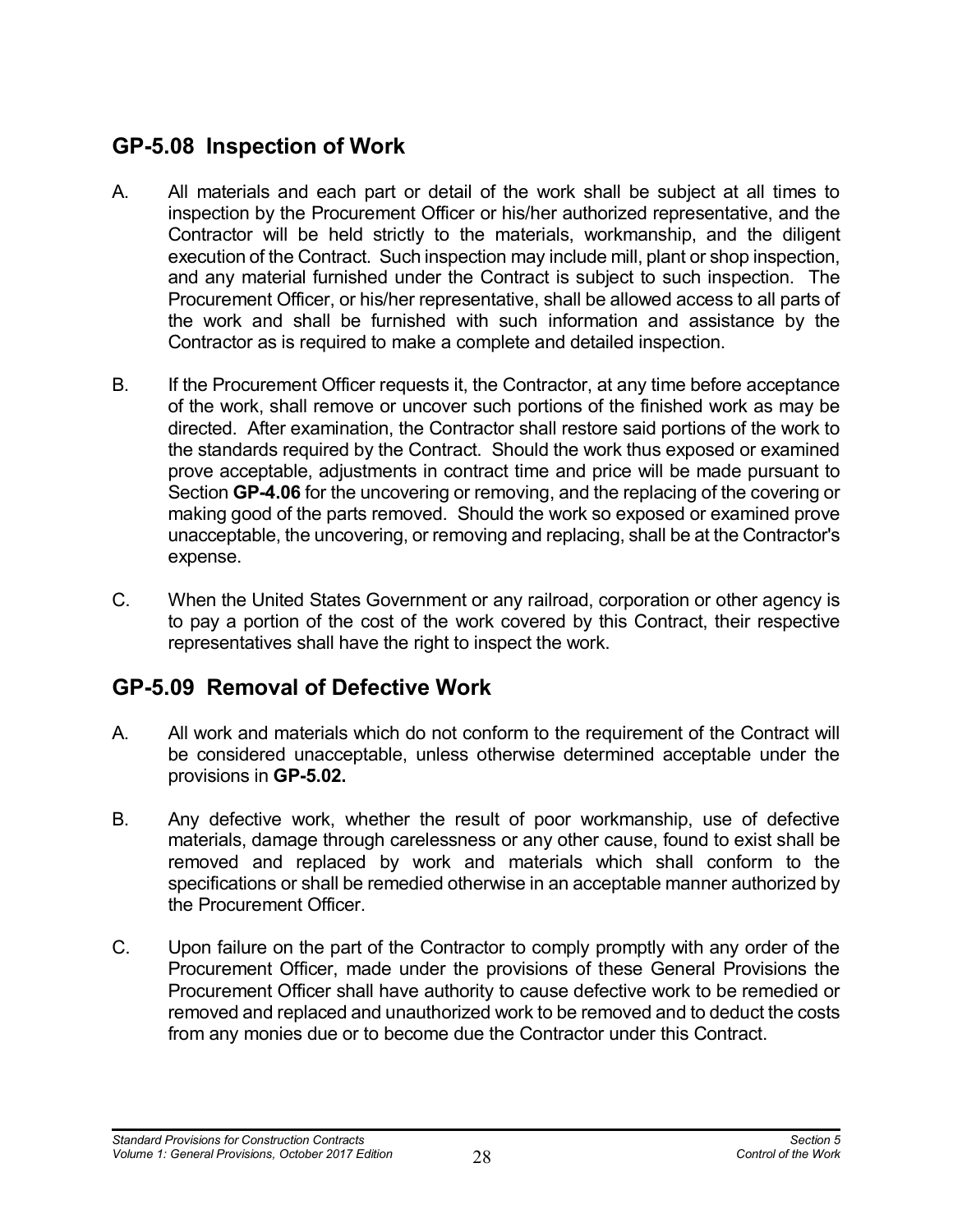## GP-5.08 Inspection of Work

A. All materials and each part or detail of the work shall be subject at all times to inspection by the Procurement Officer or his/her authorized representative, and the Contractor will be held strictly to the materials, workmanship, and the diligent execution of the Contract. Such inspection may include mill, plant or shop inspection, and any material furnished under the Contract is subject to such inspection. The Procurement Officer, or his/her representative, shall be allowed access to all parts of the work and shall be furnished with such information and assistance by the Contractor as is required to make a complete and detailed inspection.

B. If the Procurement Officer requests it, the Contractor, at any time before acceptance of the work, shall remove or uncover such portions of the finished work as may be directed. After examination, the Contractor shall restore said portions of the work to the standards required by the Contract. Should the work thus exposed or examined prove acceptable, adjustments in contract time and price will be made pursuant to Section **GP-4.06** for the uncovering or removing, and the replacing of the covering or making good of the parts removed. Should the work so exposed or examined prove unacceptable, the uncovering, or removing and replacing, shall be at the Contractor's expense.

C. When the United States Government or any railroad, corporation or other agency is to pay a portion of the cost of the work covered by this Contract, their respective representatives shall have the right to inspect the work.

## GP-5.09 Removal of Defective Work

A. All work and materials which do not conform to the requirement of the Contract will be considered unacceptable, unless otherwise determined acceptable under the provisions in **GP-5.02.**

B. Any defective work, whether the result of poor workmanship, use of defective materials, damage through carelessness or any other cause, found to exist shall be removed and replaced by work and materials which shall conform to the specifications or shall be remedied otherwise in an acceptable manner authorized by the Procurement Officer.

C. Upon failure on the part of the Contractor to comply promptly with any order of the Procurement Officer, made under the provisions of these General Provisions the Procurement Officer shall have authority to cause defective work to be remedied or removed and replaced and unauthorized work to be removed and to deduct the costs from any monies due or to become due the Contractor under this Contract.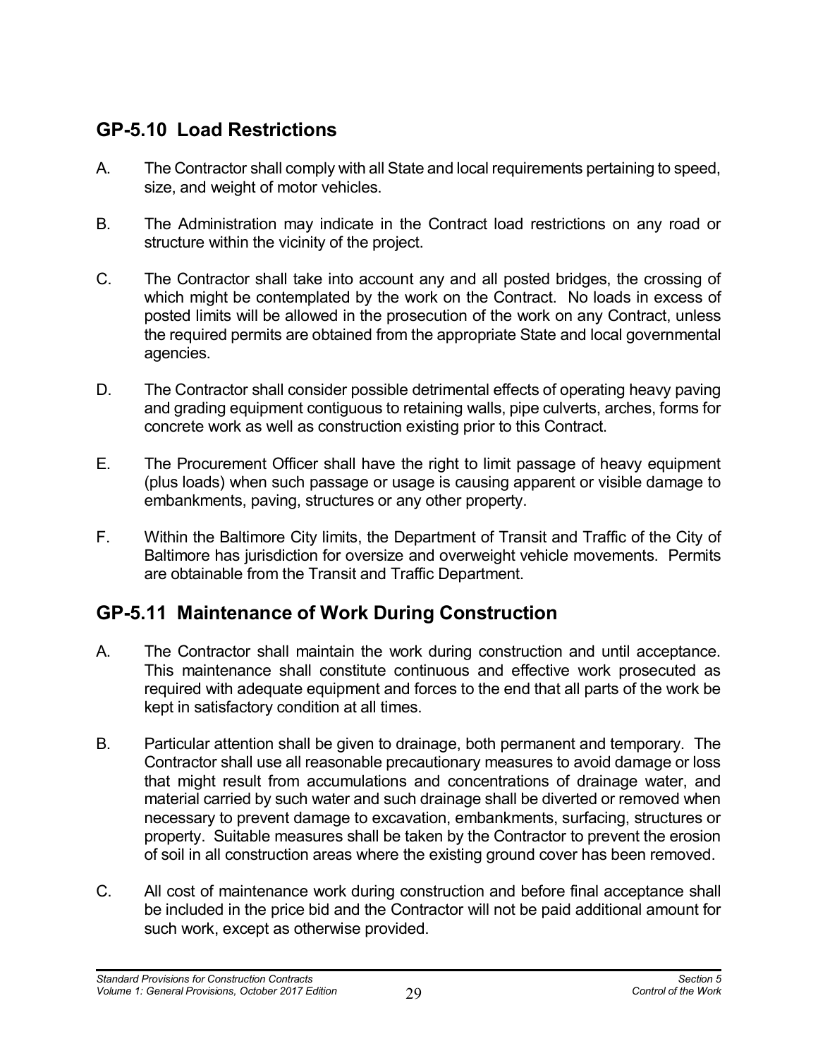## GP-5.10 Load Restrictions

A. The Contractor shall comply with all State and local requirements pertaining to speed, size, and weight of motor vehicles.

B. The Administration may indicate in the Contract load restrictions on any road or structure within the vicinity of the project.

C. The Contractor shall take into account any and all posted bridges, the crossing of which might be contemplated by the work on the Contract. No loads in excess of posted limits will be allowed in the prosecution of the work on any Contract, unless the required permits are obtained from the appropriate State and local governmental agencies.

D. The Contractor shall consider possible detrimental effects of operating heavy paving and grading equipment contiguous to retaining walls, pipe culverts, arches, forms for concrete work as well as construction existing prior to this Contract.

E. The Procurement Officer shall have the right to limit passage of heavy equipment (plus loads) when such passage or usage is causing apparent or visible damage to embankments, paving, structures or any other property.

F. Within the Baltimore City limits, the Department of Transit and Traffic of the City of Baltimore has jurisdiction for oversize and overweight vehicle movements. Permits are obtainable from the Transit and Traffic Department.

## GP-5.11 Maintenance of Work During Construction

A. The Contractor shall maintain the work during construction and until acceptance. This maintenance shall constitute continuous and effective work prosecuted as required with adequate equipment and forces to the end that all parts of the work be kept in satisfactory condition at all times.

B. Particular attention shall be given to drainage, both permanent and temporary. The Contractor shall use all reasonable precautionary measures to avoid damage or loss that might result from accumulations and concentrations of drainage water, and material carried by such water and such drainage shall be diverted or removed when necessary to prevent damage to excavation, embankments, surfacing, structures or property. Suitable measures shall be taken by the Contractor to prevent the erosion of soil in all construction areas where the existing ground cover has been removed.

C. All cost of maintenance work during construction and before final acceptance shall be included in the price bid and the Contractor will not be paid additional amount for such work, except as otherwise provided.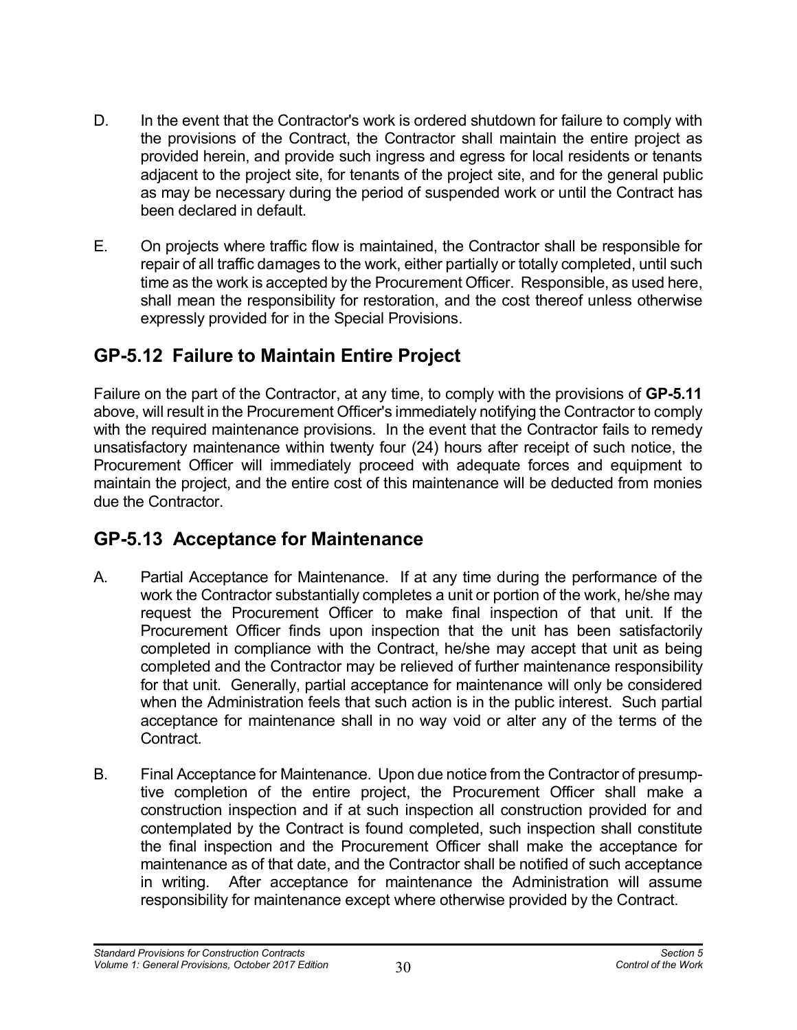D. In the event that the Contractor's work is ordered shutdown for failure to comply with the provisions of the Contract, the Contractor shall maintain the entire project as provided herein, and provide such ingress and egress for local residents or tenants adjacent to the project site, for tenants of the project site, and for the general public as may be necessary during the period of suspended work or until the Contract has been declared in default.

E. On projects where traffic flow is maintained, the Contractor shall be responsible for repair of all traffic damages to the work, either partially or totally completed, until such time as the work is accepted by the Procurement Officer. Responsible, as used here, shall mean the responsibility for restoration, and the cost thereof unless otherwise expressly provided for in the Special Provisions.

## GP-5.12 Failure to Maintain Entire Project

Failure on the part of the Contractor, at any time, to comply with the provisions of **GP-5.11** above, will result in the Procurement Officer's immediately notifying the Contractor to comply with the required maintenance provisions. In the event that the Contractor fails to remedy unsatisfactory maintenance within twenty four (24) hours after receipt of such notice, the Procurement Officer will immediately proceed with adequate forces and equipment to maintain the project, and the entire cost of this maintenance will be deducted from monies due the Contractor.

## GP-5.13 Acceptance for Maintenance

A. Partial Acceptance for Maintenance. If at any time during the performance of the work the Contractor substantially completes a unit or portion of the work, he/she may request the Procurement Officer to make final inspection of that unit. If the Procurement Officer finds upon inspection that the unit has been satisfactorily completed in compliance with the Contract, he/she may accept that unit as being completed and the Contractor may be relieved of further maintenance responsibility for that unit. Generally, partial acceptance for maintenance will only be considered when the Administration feels that such action is in the public interest. Such partial acceptance for maintenance shall in no way void or alter any of the terms of the Contract.

B. Final Acceptance for Maintenance. Upon due notice from the Contractor of presumptive completion of the entire project, the Procurement Officer shall make a construction inspection and if at such inspection all construction provided for and contemplated by the Contract is found completed, such inspection shall constitute the final inspection and the Procurement Officer shall make the acceptance for maintenance as of that date, and the Contractor shall be notified of such acceptance in writing. After acceptance for maintenance the Administration will assume responsibility for maintenance except where otherwise provided by the Contract.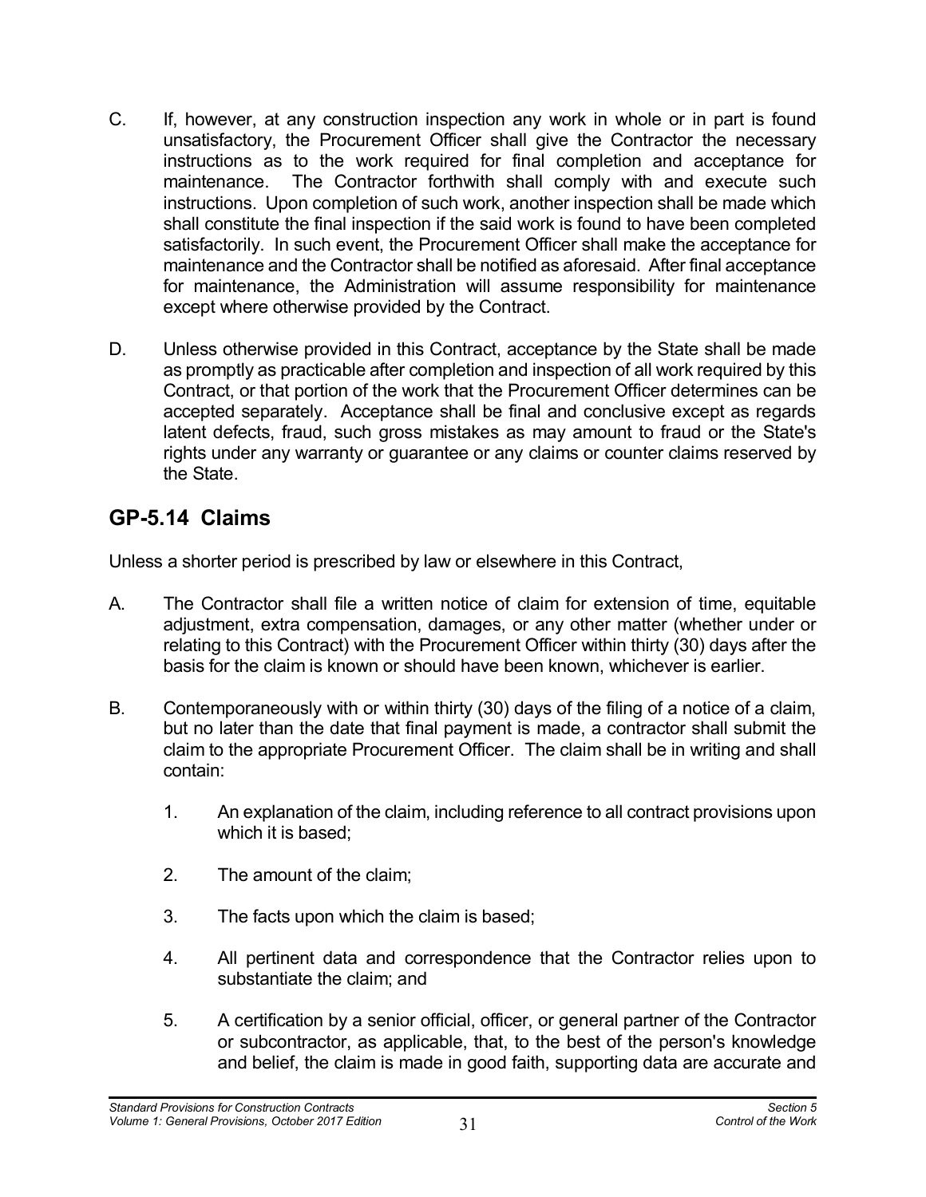C. If, however, at any construction inspection any work in whole or in part is found unsatisfactory, the Procurement Officer shall give the Contractor the necessary instructions as to the work required for final completion and acceptance for maintenance. The Contractor forthwith shall comply with and execute such instructions. Upon completion of such work, another inspection shall be made which shall constitute the final inspection if the said work is found to have been completed satisfactorily. In such event, the Procurement Officer shall make the acceptance for maintenance and the Contractor shall be notified as aforesaid. After final acceptance for maintenance, the Administration will assume responsibility for maintenance except where otherwise provided by the Contract.

D. Unless otherwise provided in this Contract, acceptance by the State shall be made as promptly as practicable after completion and inspection of all work required by this Contract, or that portion of the work that the Procurement Officer determines can be accepted separately. Acceptance shall be final and conclusive except as regards latent defects, fraud, such gross mistakes as may amount to fraud or the State's rights under any warranty or guarantee or any claims or counter claims reserved by the State.

## GP-5.14 Claims

Unless a shorter period is prescribed by law or elsewhere in this Contract,

A. The Contractor shall file a written notice of claim for extension of time, equitable adjustment, extra compensation, damages, or any other matter (whether under or relating to this Contract) with the Procurement Officer within thirty (30) days after the basis for the claim is known or should have been known, whichever is earlier.

B. Contemporaneously with or within thirty (30) days of the filing of a notice of a claim, but no later than the date that final payment is made, a contractor shall submit the claim to the appropriate Procurement Officer. The claim shall be in writing and shall contain:

   1. An explanation of the claim, including reference to all contract provisions upon which it is based;

   2. The amount of the claim;

   3. The facts upon which the claim is based;

   4. All pertinent data and correspondence that the Contractor relies upon to substantiate the claim; and

   5. A certification by a senior official, officer, or general partner of the Contractor or subcontractor, as applicable, that, to the best of the person's knowledge and belief, the claim is made in good faith, supporting data are accurate and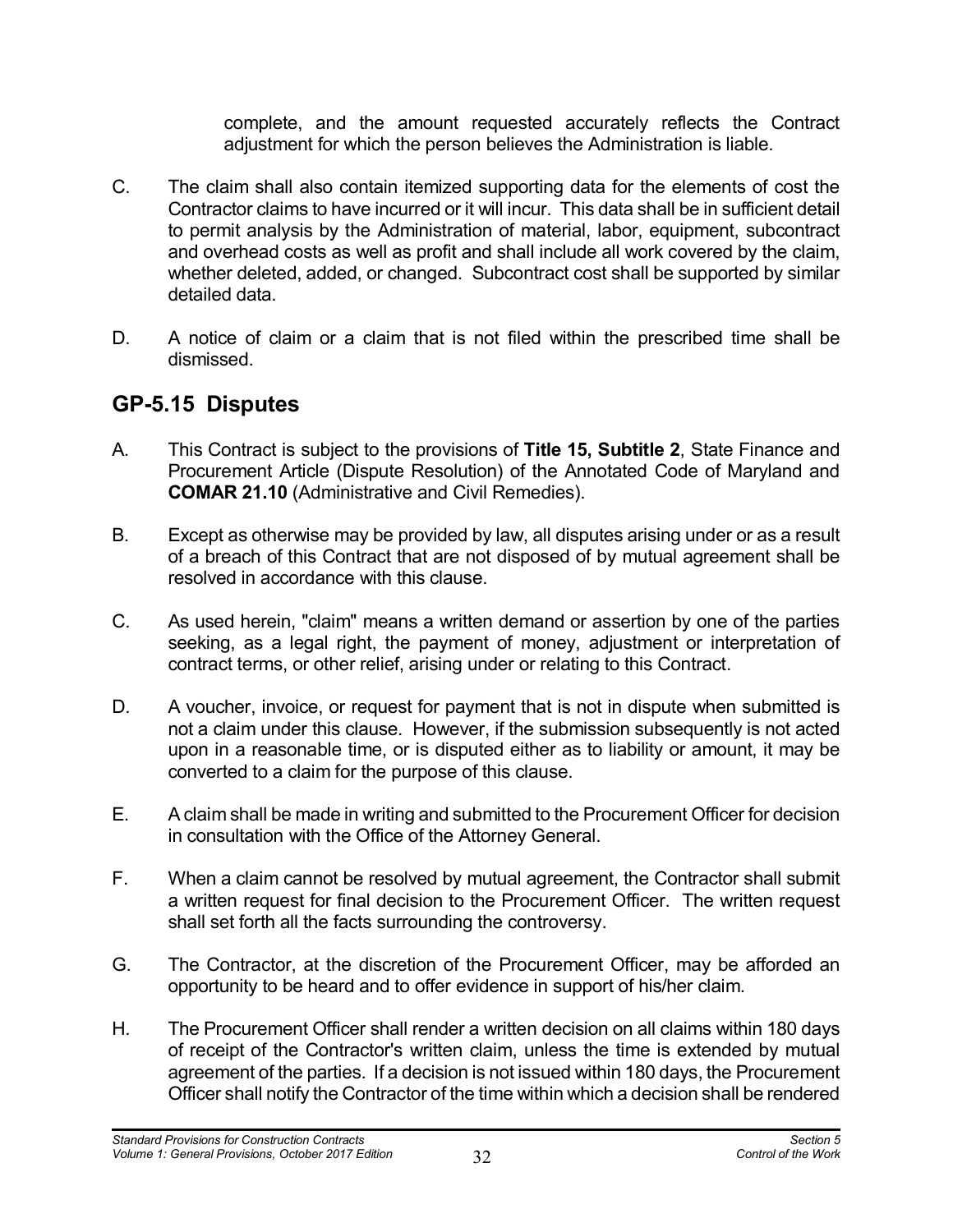complete, and the amount requested accurately reflects the Contract adjustment for which the person believes the Administration is liable.

C. The claim shall also contain itemized supporting data for the elements of cost the Contractor claims to have incurred or it will incur. This data shall be in sufficient detail to permit analysis by the Administration of material, labor, equipment, subcontract and overhead costs as well as profit and shall include all work covered by the claim, whether deleted, added, or changed. Subcontract cost shall be supported by similar detailed data.

D. A notice of claim or a claim that is not filed within the prescribed time shall be dismissed.

## GP-5.15 Disputes

A. This Contract is subject to the provisions of **Title 15, Subtitle 2**, State Finance and Procurement Article (Dispute Resolution) of the Annotated Code of Maryland and **COMAR 21.10** (Administrative and Civil Remedies).

B. Except as otherwise may be provided by law, all disputes arising under or as a result of a breach of this Contract that are not disposed of by mutual agreement shall be resolved in accordance with this clause.

C. As used herein, "claim" means a written demand or assertion by one of the parties seeking, as a legal right, the payment of money, adjustment or interpretation of contract terms, or other relief, arising under or relating to this Contract.

D. A voucher, invoice, or request for payment that is not in dispute when submitted is not a claim under this clause. However, if the submission subsequently is not acted upon in a reasonable time, or is disputed either as to liability or amount, it may be converted to a claim for the purpose of this clause.

E. A claim shall be made in writing and submitted to the Procurement Officer for decision in consultation with the Office of the Attorney General.

F. When a claim cannot be resolved by mutual agreement, the Contractor shall submit a written request for final decision to the Procurement Officer. The written request shall set forth all the facts surrounding the controversy.

G. The Contractor, at the discretion of the Procurement Officer, may be afforded an opportunity to be heard and to offer evidence in support of his/her claim.

H. The Procurement Officer shall render a written decision on all claims within 180 days of receipt of the Contractor's written claim, unless the time is extended by mutual agreement of the parties. If a decision is not issued within 180 days, the Procurement Officer shall notify the Contractor of the time within which a decision shall be rendered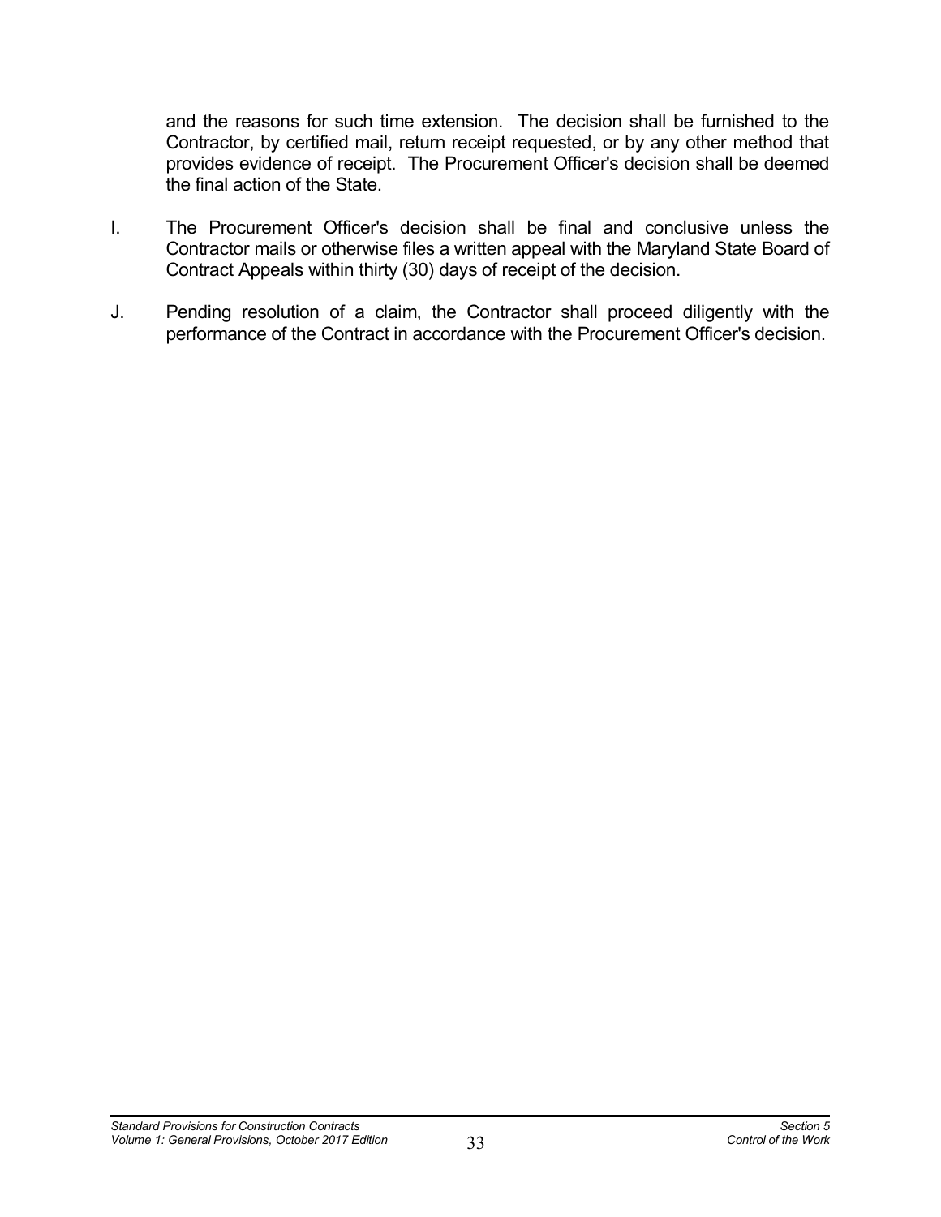and the reasons for such time extension. The decision shall be furnished to the Contractor, by certified mail, return receipt requested, or by any other method that provides evidence of receipt. The Procurement Officer's decision shall be deemed the final action of the State.

I. The Procurement Officer's decision shall be final and conclusive unless the Contractor mails or otherwise files a written appeal with the Maryland State Board of Contract Appeals within thirty (30) days of receipt of the decision.

J. Pending resolution of a claim, the Contractor shall proceed diligently with the performance of the Contract in accordance with the Procurement Officer's decision.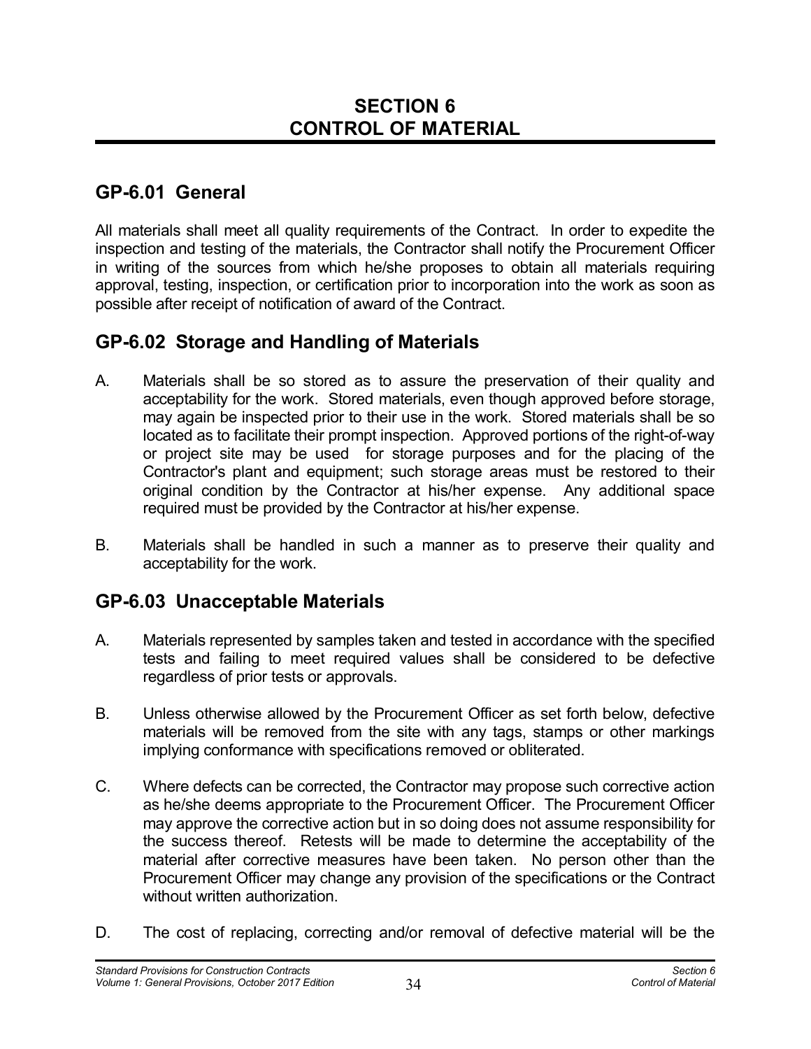# SECTION 6
# CONTROL OF MATERIAL

## GP-6.01 General

All materials shall meet all quality requirements of the Contract. In order to expedite the inspection and testing of the materials, the Contractor shall notify the Procurement Officer in writing of the sources from which he/she proposes to obtain all materials requiring approval, testing, inspection, or certification prior to incorporation into the work as soon as possible after receipt of notification of award of the Contract.

## GP-6.02 Storage and Handling of Materials

A. Materials shall be so stored as to assure the preservation of their quality and acceptability for the work. Stored materials, even though approved before storage, may again be inspected prior to their use in the work. Stored materials shall be so located as to facilitate their prompt inspection. Approved portions of the right-of-way or project site may be used for storage purposes and for the placing of the Contractor's plant and equipment; such storage areas must be restored to their original condition by the Contractor at his/her expense. Any additional space required must be provided by the Contractor at his/her expense.

B. Materials shall be handled in such a manner as to preserve their quality and acceptability for the work.

## GP-6.03 Unacceptable Materials

A. Materials represented by samples taken and tested in accordance with the specified tests and failing to meet required values shall be considered to be defective regardless of prior tests or approvals.

B. Unless otherwise allowed by the Procurement Officer as set forth below, defective materials will be removed from the site with any tags, stamps or other markings implying conformance with specifications removed or obliterated.

C. Where defects can be corrected, the Contractor may propose such corrective action as he/she deems appropriate to the Procurement Officer. The Procurement Officer may approve the corrective action but in so doing does not assume responsibility for the success thereof. Retests will be made to determine the acceptability of the material after corrective measures have been taken. No person other than the Procurement Officer may change any provision of the specifications or the Contract without written authorization.

D. The cost of replacing, correcting and/or removal of defective material will be the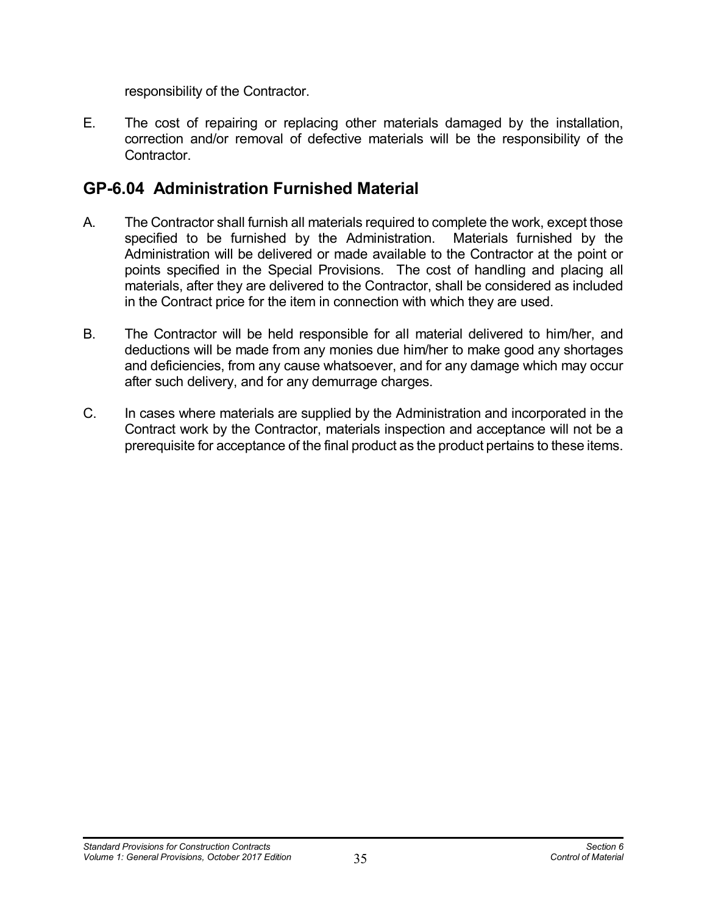responsibility of the Contractor.

E. The cost of repairing or replacing other materials damaged by the installation, correction and/or removal of defective materials will be the responsibility of the Contractor.

## GP-6.04 Administration Furnished Material

A. The Contractor shall furnish all materials required to complete the work, except those specified to be furnished by the Administration. Materials furnished by the Administration will be delivered or made available to the Contractor at the point or points specified in the Special Provisions. The cost of handling and placing all materials, after they are delivered to the Contractor, shall be considered as included in the Contract price for the item in connection with which they are used.

B. The Contractor will be held responsible for all material delivered to him/her, and deductions will be made from any monies due him/her to make good any shortages and deficiencies, from any cause whatsoever, and for any damage which may occur after such delivery, and for any demurrage charges.

C. In cases where materials are supplied by the Administration and incorporated in the Contract work by the Contractor, materials inspection and acceptance will not be a prerequisite for acceptance of the final product as the product pertains to these items.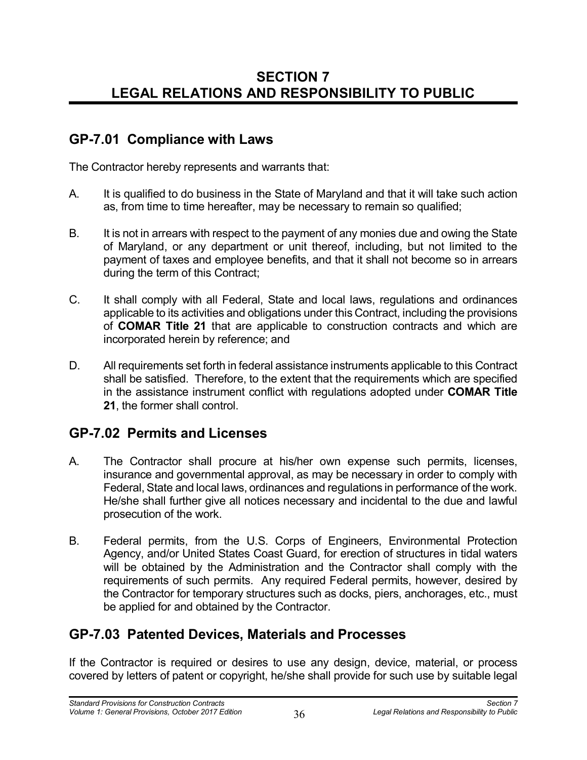# SECTION 7
# LEGAL RELATIONS AND RESPONSIBILITY TO PUBLIC

## GP-7.01 Compliance with Laws

The Contractor hereby represents and warrants that:

A. It is qualified to do business in the State of Maryland and that it will take such action as, from time to time hereafter, may be necessary to remain so qualified;

B. It is not in arrears with respect to the payment of any monies due and owing the State of Maryland, or any department or unit thereof, including, but not limited to the payment of taxes and employee benefits, and that it shall not become so in arrears during the term of this Contract;

C. It shall comply with all Federal, State and local laws, regulations and ordinances applicable to its activities and obligations under this Contract, including the provisions of **COMAR Title 21** that are applicable to construction contracts and which are incorporated herein by reference; and

D. All requirements set forth in federal assistance instruments applicable to this Contract shall be satisfied. Therefore, to the extent that the requirements which are specified in the assistance instrument conflict with regulations adopted under **COMAR Title 21**, the former shall control.

## GP-7.02 Permits and Licenses

A. The Contractor shall procure at his/her own expense such permits, licenses, insurance and governmental approval, as may be necessary in order to comply with Federal, State and local laws, ordinances and regulations in performance of the work. He/she shall further give all notices necessary and incidental to the due and lawful prosecution of the work.

B. Federal permits, from the U.S. Corps of Engineers, Environmental Protection Agency, and/or United States Coast Guard, for erection of structures in tidal waters will be obtained by the Administration and the Contractor shall comply with the requirements of such permits. Any required Federal permits, however, desired by the Contractor for temporary structures such as docks, piers, anchorages, etc., must be applied for and obtained by the Contractor.

## GP-7.03 Patented Devices, Materials and Processes

If the Contractor is required or desires to use any design, device, material, or process covered by letters of patent or copyright, he/she shall provide for such use by suitable legal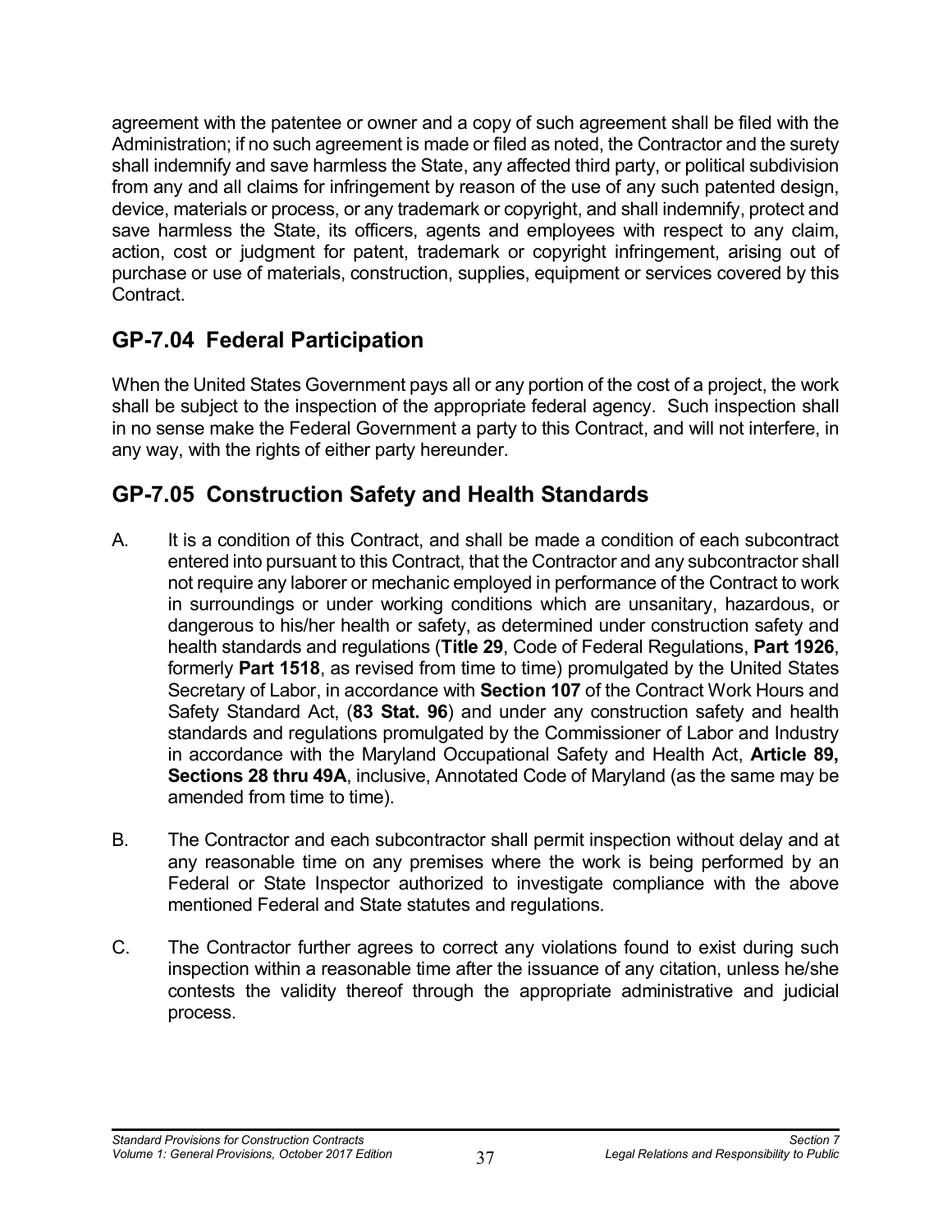agreement with the patentee or owner and a copy of such agreement shall be filed with the Administration; if no such agreement is made or filed as noted, the Contractor and the surety shall indemnify and save harmless the State, any affected third party, or political subdivision from any and all claims for infringement by reason of the use of any such patented design, device, materials or process, or any trademark or copyright, and shall indemnify, protect and save harmless the State, its officers, agents and employees with respect to any claim, action, cost or judgment for patent, trademark or copyright infringement, arising out of purchase or use of materials, construction, supplies, equipment or services covered by this Contract.

## GP-7.04 Federal Participation

When the United States Government pays all or any portion of the cost of a project, the work shall be subject to the inspection of the appropriate federal agency. Such inspection shall in no sense make the Federal Government a party to this Contract, and will not interfere, in any way, with the rights of either party hereunder.

## GP-7.05 Construction Safety and Health Standards

A. It is a condition of this Contract, and shall be made a condition of each subcontract entered into pursuant to this Contract, that the Contractor and any subcontractor shall not require any laborer or mechanic employed in performance of the Contract to work in surroundings or under working conditions which are unsanitary, hazardous, or dangerous to his/her health or safety, as determined under construction safety and health standards and regulations (**Title 29**, Code of Federal Regulations, **Part 1926**, formerly **Part 1518**, as revised from time to time) promulgated by the United States Secretary of Labor, in accordance with **Section 107** of the Contract Work Hours and Safety Standard Act, (**83 Stat. 96**) and under any construction safety and health standards and regulations promulgated by the Commissioner of Labor and Industry in accordance with the Maryland Occupational Safety and Health Act, **Article 89, Sections 28 thru 49A**, inclusive, Annotated Code of Maryland (as the same may be amended from time to time).

B. The Contractor and each subcontractor shall permit inspection without delay and at any reasonable time on any premises where the work is being performed by an Federal or State Inspector authorized to investigate compliance with the above mentioned Federal and State statutes and regulations.

C. The Contractor further agrees to correct any violations found to exist during such inspection within a reasonable time after the issuance of any citation, unless he/she contests the validity thereof through the appropriate administrative and judicial process.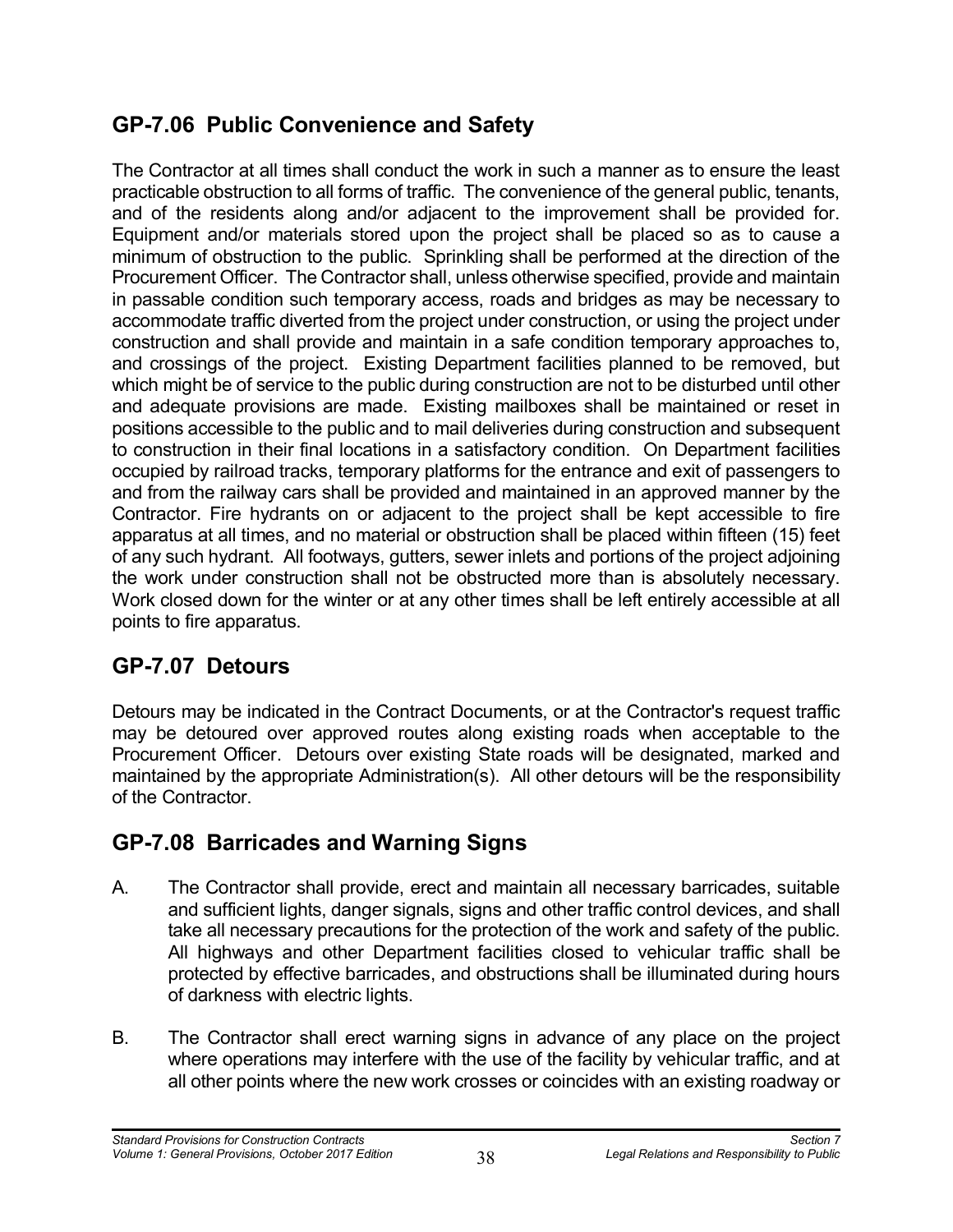## GP-7.06 Public Convenience and Safety

The Contractor at all times shall conduct the work in such a manner as to ensure the least practicable obstruction to all forms of traffic. The convenience of the general public, tenants, and of the residents along and/or adjacent to the improvement shall be provided for. Equipment and/or materials stored upon the project shall be placed so as to cause a minimum of obstruction to the public. Sprinkling shall be performed at the direction of the Procurement Officer. The Contractor shall, unless otherwise specified, provide and maintain in passable condition such temporary access, roads and bridges as may be necessary to accommodate traffic diverted from the project under construction, or using the project under construction and shall provide and maintain in a safe condition temporary approaches to, and crossings of the project. Existing Department facilities planned to be removed, but which might be of service to the public during construction are not to be disturbed until other and adequate provisions are made. Existing mailboxes shall be maintained or reset in positions accessible to the public and to mail deliveries during construction and subsequent to construction in their final locations in a satisfactory condition. On Department facilities occupied by railroad tracks, temporary platforms for the entrance and exit of passengers to and from the railway cars shall be provided and maintained in an approved manner by the Contractor. Fire hydrants on or adjacent to the project shall be kept accessible to fire apparatus at all times, and no material or obstruction shall be placed within fifteen (15) feet of any such hydrant. All footways, gutters, sewer inlets and portions of the project adjoining the work under construction shall not be obstructed more than is absolutely necessary. Work closed down for the winter or at any other times shall be left entirely accessible at all points to fire apparatus.

## GP-7.07 Detours

Detours may be indicated in the Contract Documents, or at the Contractor's request traffic may be detoured over approved routes along existing roads when acceptable to the Procurement Officer. Detours over existing State roads will be designated, marked and maintained by the appropriate Administration(s). All other detours will be the responsibility of the Contractor.

## GP-7.08 Barricades and Warning Signs

A. The Contractor shall provide, erect and maintain all necessary barricades, suitable and sufficient lights, danger signals, signs and other traffic control devices, and shall take all necessary precautions for the protection of the work and safety of the public. All highways and other Department facilities closed to vehicular traffic shall be protected by effective barricades, and obstructions shall be illuminated during hours of darkness with electric lights.

B. The Contractor shall erect warning signs in advance of any place on the project where operations may interfere with the use of the facility by vehicular traffic, and at all other points where the new work crosses or coincides with an existing roadway or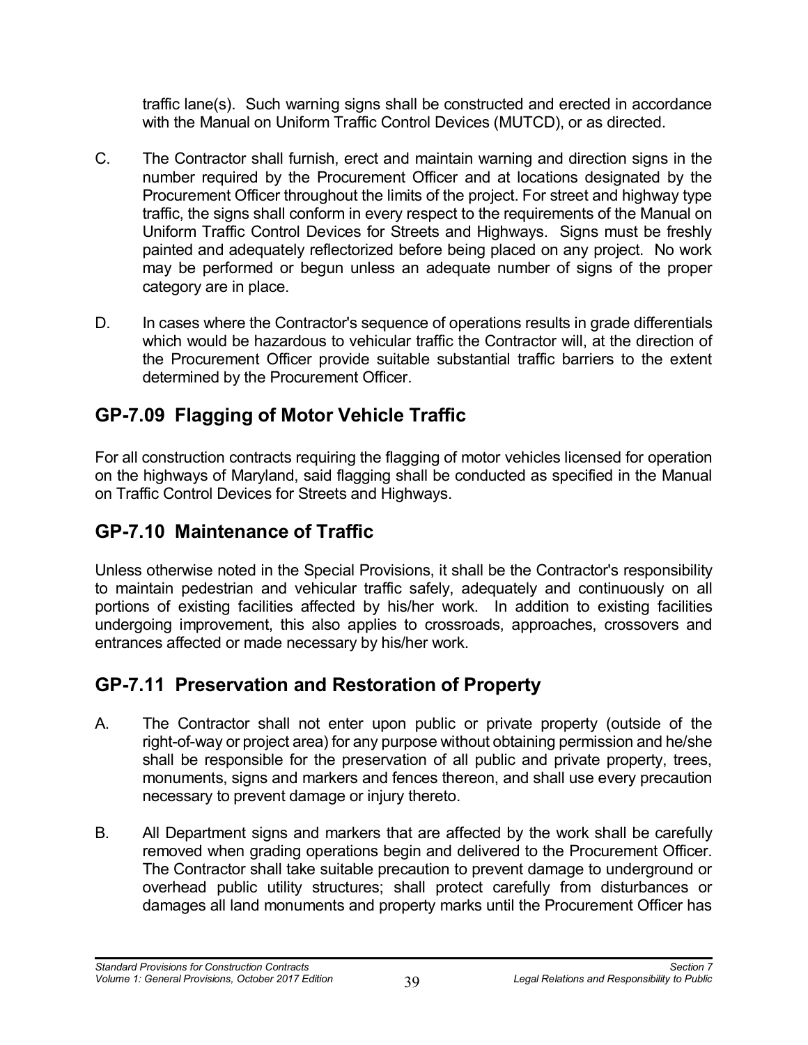traffic lane(s). Such warning signs shall be constructed and erected in accordance with the Manual on Uniform Traffic Control Devices (MUTCD), or as directed.

C. The Contractor shall furnish, erect and maintain warning and direction signs in the number required by the Procurement Officer and at locations designated by the Procurement Officer throughout the limits of the project. For street and highway type traffic, the signs shall conform in every respect to the requirements of the Manual on Uniform Traffic Control Devices for Streets and Highways. Signs must be freshly painted and adequately reflectorized before being placed on any project. No work may be performed or begun unless an adequate number of signs of the proper category are in place.

D. In cases where the Contractor's sequence of operations results in grade differentials which would be hazardous to vehicular traffic the Contractor will, at the direction of the Procurement Officer provide suitable substantial traffic barriers to the extent determined by the Procurement Officer.

## GP-7.09 Flagging of Motor Vehicle Traffic

For all construction contracts requiring the flagging of motor vehicles licensed for operation on the highways of Maryland, said flagging shall be conducted as specified in the Manual on Traffic Control Devices for Streets and Highways.

## GP-7.10 Maintenance of Traffic

Unless otherwise noted in the Special Provisions, it shall be the Contractor's responsibility to maintain pedestrian and vehicular traffic safely, adequately and continuously on all portions of existing facilities affected by his/her work. In addition to existing facilities undergoing improvement, this also applies to crossroads, approaches, crossovers and entrances affected or made necessary by his/her work.

## GP-7.11 Preservation and Restoration of Property

A. The Contractor shall not enter upon public or private property (outside of the right-of-way or project area) for any purpose without obtaining permission and he/she shall be responsible for the preservation of all public and private property, trees, monuments, signs and markers and fences thereon, and shall use every precaution necessary to prevent damage or injury thereto.

B. All Department signs and markers that are affected by the work shall be carefully removed when grading operations begin and delivered to the Procurement Officer. The Contractor shall take suitable precaution to prevent damage to underground or overhead public utility structures; shall protect carefully from disturbances or damages all land monuments and property marks until the Procurement Officer has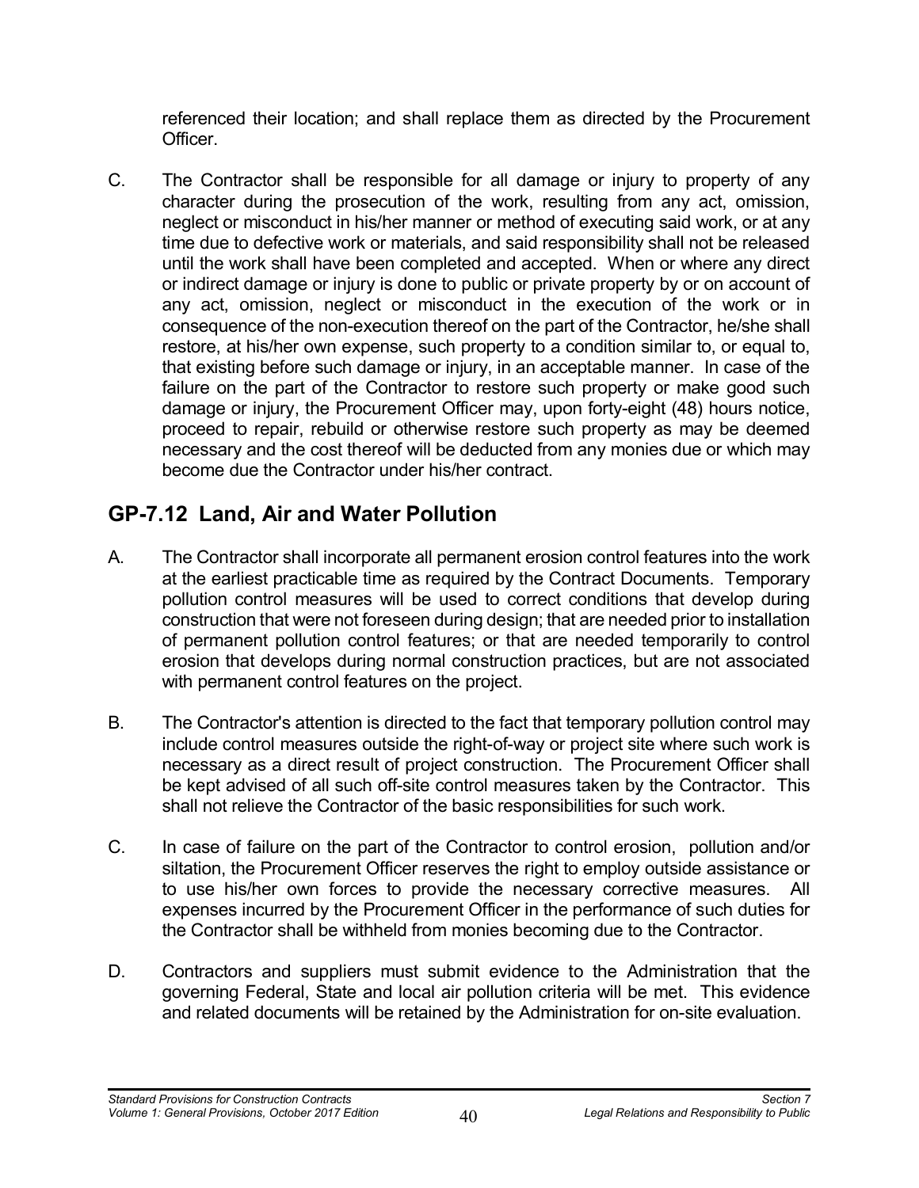referenced their location; and shall replace them as directed by the Procurement Officer.

C. The Contractor shall be responsible for all damage or injury to property of any character during the prosecution of the work, resulting from any act, omission, neglect or misconduct in his/her manner or method of executing said work, or at any time due to defective work or materials, and said responsibility shall not be released until the work shall have been completed and accepted. When or where any direct or indirect damage or injury is done to public or private property by or on account of any act, omission, neglect or misconduct in the execution of the work or in consequence of the non-execution thereof on the part of the Contractor, he/she shall restore, at his/her own expense, such property to a condition similar to, or equal to, that existing before such damage or injury, in an acceptable manner. In case of the failure on the part of the Contractor to restore such property or make good such damage or injury, the Procurement Officer may, upon forty-eight (48) hours notice, proceed to repair, rebuild or otherwise restore such property as may be deemed necessary and the cost thereof will be deducted from any monies due or which may become due the Contractor under his/her contract.

## GP-7.12 Land, Air and Water Pollution

A. The Contractor shall incorporate all permanent erosion control features into the work at the earliest practicable time as required by the Contract Documents. Temporary pollution control measures will be used to correct conditions that develop during construction that were not foreseen during design; that are needed prior to installation of permanent pollution control features; or that are needed temporarily to control erosion that develops during normal construction practices, but are not associated with permanent control features on the project.

B. The Contractor's attention is directed to the fact that temporary pollution control may include control measures outside the right-of-way or project site where such work is necessary as a direct result of project construction. The Procurement Officer shall be kept advised of all such off-site control measures taken by the Contractor. This shall not relieve the Contractor of the basic responsibilities for such work.

C. In case of failure on the part of the Contractor to control erosion, pollution and/or siltation, the Procurement Officer reserves the right to employ outside assistance or to use his/her own forces to provide the necessary corrective measures. All expenses incurred by the Procurement Officer in the performance of such duties for the Contractor shall be withheld from monies becoming due to the Contractor.

D. Contractors and suppliers must submit evidence to the Administration that the governing Federal, State and local air pollution criteria will be met. This evidence and related documents will be retained by the Administration for on-site evaluation.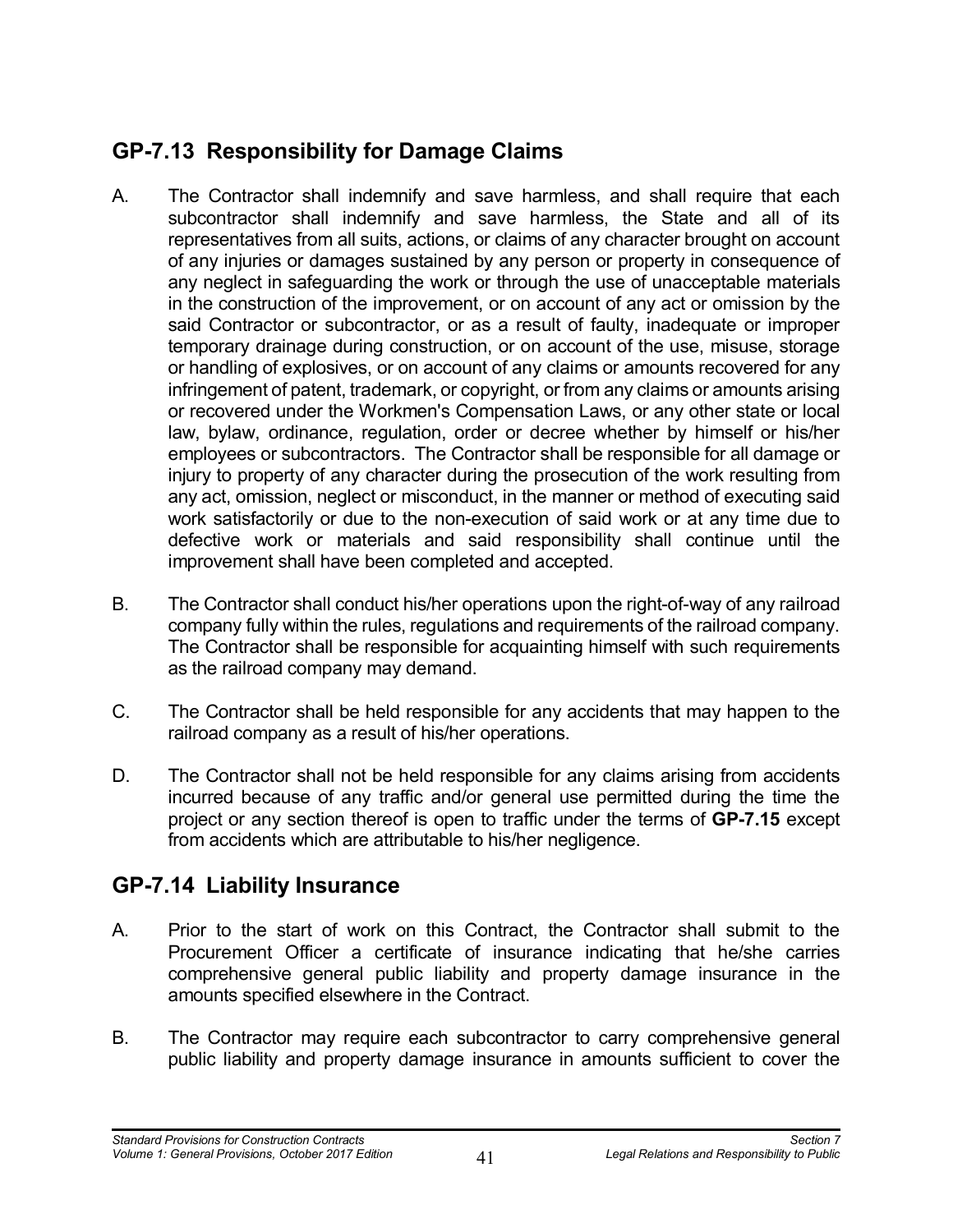## GP-7.13 Responsibility for Damage Claims

A. The Contractor shall indemnify and save harmless, and shall require that each subcontractor shall indemnify and save harmless, the State and all of its representatives from all suits, actions, or claims of any character brought on account of any injuries or damages sustained by any person or property in consequence of any neglect in safeguarding the work or through the use of unacceptable materials in the construction of the improvement, or on account of any act or omission by the said Contractor or subcontractor, or as a result of faulty, inadequate or improper temporary drainage during construction, or on account of the use, misuse, storage or handling of explosives, or on account of any claims or amounts recovered for any infringement of patent, trademark, or copyright, or from any claims or amounts arising or recovered under the Workmen's Compensation Laws, or any other state or local law, bylaw, ordinance, regulation, order or decree whether by himself or his/her employees or subcontractors. The Contractor shall be responsible for all damage or injury to property of any character during the prosecution of the work resulting from any act, omission, neglect or misconduct, in the manner or method of executing said work satisfactorily or due to the non-execution of said work or at any time due to defective work or materials and said responsibility shall continue until the improvement shall have been completed and accepted.

B. The Contractor shall conduct his/her operations upon the right-of-way of any railroad company fully within the rules, regulations and requirements of the railroad company. The Contractor shall be responsible for acquainting himself with such requirements as the railroad company may demand.

C. The Contractor shall be held responsible for any accidents that may happen to the railroad company as a result of his/her operations.

D. The Contractor shall not be held responsible for any claims arising from accidents incurred because of any traffic and/or general use permitted during the time the project or any section thereof is open to traffic under the terms of **GP-7.15** except from accidents which are attributable to his/her negligence.

## GP-7.14 Liability Insurance

A. Prior to the start of work on this Contract, the Contractor shall submit to the Procurement Officer a certificate of insurance indicating that he/she carries comprehensive general public liability and property damage insurance in the amounts specified elsewhere in the Contract.

B. The Contractor may require each subcontractor to carry comprehensive general public liability and property damage insurance in amounts sufficient to cover the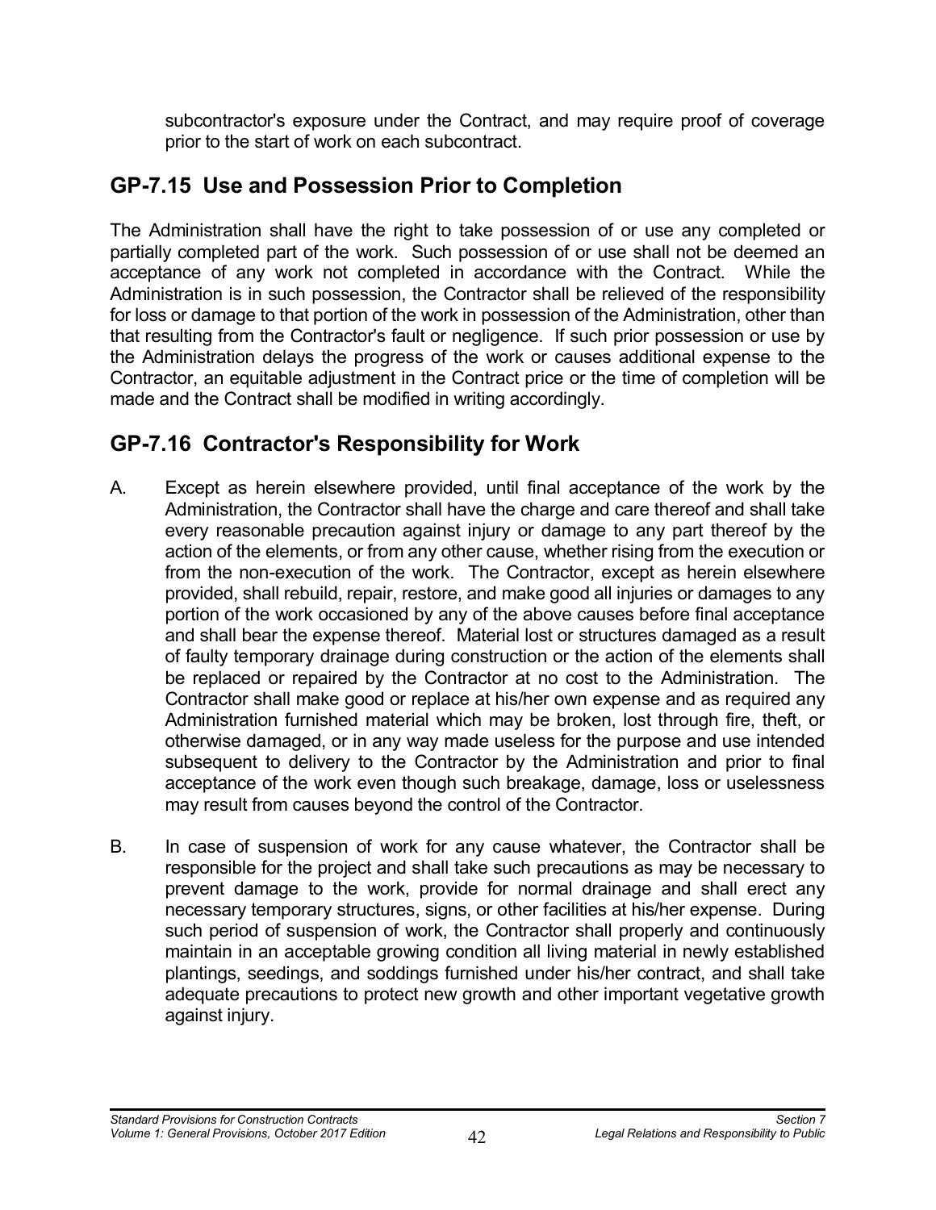subcontractor's exposure under the Contract, and may require proof of coverage prior to the start of work on each subcontract.

## GP-7.15 Use and Possession Prior to Completion

The Administration shall have the right to take possession of or use any completed or partially completed part of the work. Such possession of or use shall not be deemed an acceptance of any work not completed in accordance with the Contract. While the Administration is in such possession, the Contractor shall be relieved of the responsibility for loss or damage to that portion of the work in possession of the Administration, other than that resulting from the Contractor's fault or negligence. If such prior possession or use by the Administration delays the progress of the work or causes additional expense to the Contractor, an equitable adjustment in the Contract price or the time of completion will be made and the Contract shall be modified in writing accordingly.

## GP-7.16 Contractor's Responsibility for Work

A. Except as herein elsewhere provided, until final acceptance of the work by the Administration, the Contractor shall have the charge and care thereof and shall take every reasonable precaution against injury or damage to any part thereof by the action of the elements, or from any other cause, whether rising from the execution or from the non-execution of the work. The Contractor, except as herein elsewhere provided, shall rebuild, repair, restore, and make good all injuries or damages to any portion of the work occasioned by any of the above causes before final acceptance and shall bear the expense thereof. Material lost or structures damaged as a result of faulty temporary drainage during construction or the action of the elements shall be replaced or repaired by the Contractor at no cost to the Administration. The Contractor shall make good or replace at his/her own expense and as required any Administration furnished material which may be broken, lost through fire, theft, or otherwise damaged, or in any way made useless for the purpose and use intended subsequent to delivery to the Contractor by the Administration and prior to final acceptance of the work even though such breakage, damage, loss or uselessness may result from causes beyond the control of the Contractor.

B. In case of suspension of work for any cause whatever, the Contractor shall be responsible for the project and shall take such precautions as may be necessary to prevent damage to the work, provide for normal drainage and shall erect any necessary temporary structures, signs, or other facilities at his/her expense. During such period of suspension of work, the Contractor shall properly and continuously maintain in an acceptable growing condition all living material in newly established plantings, seedings, and soddings furnished under his/her contract, and shall take adequate precautions to protect new growth and other important vegetative growth against injury.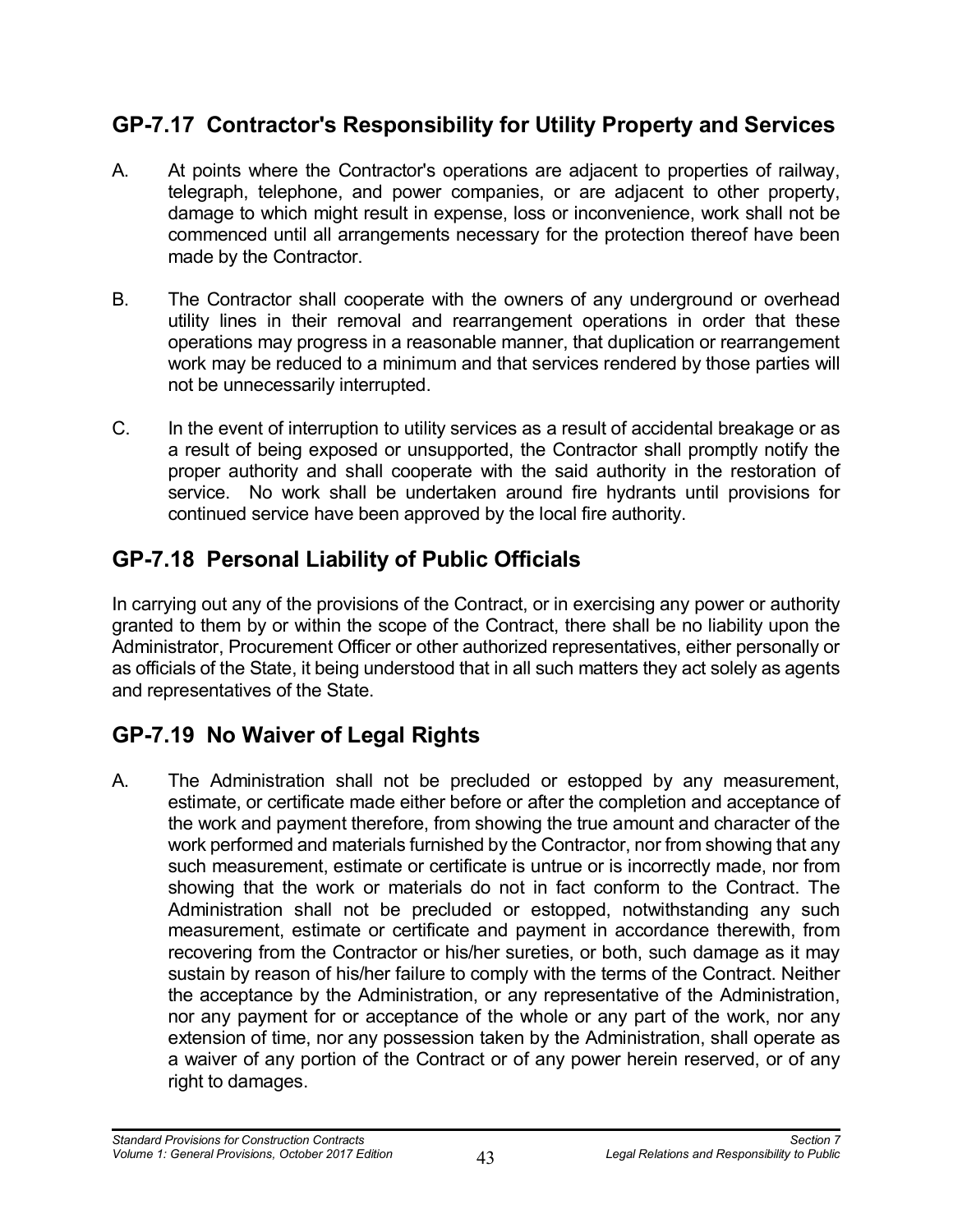## GP-7.17 Contractor's Responsibility for Utility Property and Services

A. At points where the Contractor's operations are adjacent to properties of railway, telegraph, telephone, and power companies, or are adjacent to other property, damage to which might result in expense, loss or inconvenience, work shall not be commenced until all arrangements necessary for the protection thereof have been made by the Contractor.

B. The Contractor shall cooperate with the owners of any underground or overhead utility lines in their removal and rearrangement operations in order that these operations may progress in a reasonable manner, that duplication or rearrangement work may be reduced to a minimum and that services rendered by those parties will not be unnecessarily interrupted.

C. In the event of interruption to utility services as a result of accidental breakage or as a result of being exposed or unsupported, the Contractor shall promptly notify the proper authority and shall cooperate with the said authority in the restoration of service. No work shall be undertaken around fire hydrants until provisions for continued service have been approved by the local fire authority.

## GP-7.18 Personal Liability of Public Officials

In carrying out any of the provisions of the Contract, or in exercising any power or authority granted to them by or within the scope of the Contract, there shall be no liability upon the Administrator, Procurement Officer or other authorized representatives, either personally or as officials of the State, it being understood that in all such matters they act solely as agents and representatives of the State.

## GP-7.19 No Waiver of Legal Rights

A. The Administration shall not be precluded or estopped by any measurement, estimate, or certificate made either before or after the completion and acceptance of the work and payment therefore, from showing the true amount and character of the work performed and materials furnished by the Contractor, nor from showing that any such measurement, estimate or certificate is untrue or is incorrectly made, nor from showing that the work or materials do not in fact conform to the Contract. The Administration shall not be precluded or estopped, notwithstanding any such measurement, estimate or certificate and payment in accordance therewith, from recovering from the Contractor or his/her sureties, or both, such damage as it may sustain by reason of his/her failure to comply with the terms of the Contract. Neither the acceptance by the Administration, or any representative of the Administration, nor any payment for or acceptance of the whole or any part of the work, nor any extension of time, nor any possession taken by the Administration, shall operate as a waiver of any portion of the Contract or of any power herein reserved, or of any right to damages.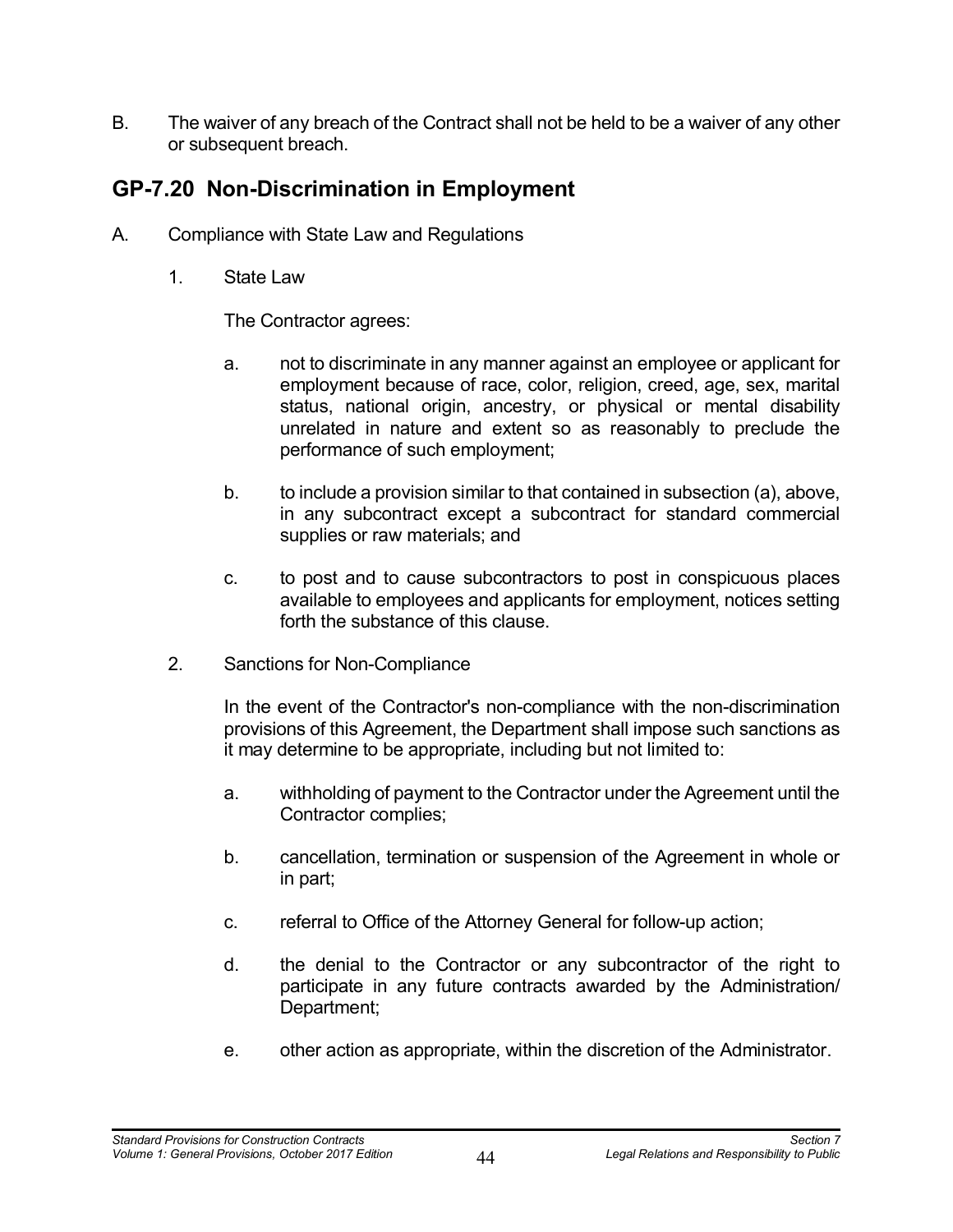B. The waiver of any breach of the Contract shall not be held to be a waiver of any other or subsequent breach.

## GP-7.20 Non-Discrimination in Employment

A. Compliance with State Law and Regulations

1. State Law

The Contractor agrees:

a. not to discriminate in any manner against an employee or applicant for employment because of race, color, religion, creed, age, sex, marital status, national origin, ancestry, or physical or mental disability unrelated in nature and extent so as reasonably to preclude the performance of such employment;

b. to include a provision similar to that contained in subsection (a), above, in any subcontract except a subcontract for standard commercial supplies or raw materials; and

c. to post and to cause subcontractors to post in conspicuous places available to employees and applicants for employment, notices setting forth the substance of this clause.

2. Sanctions for Non-Compliance

In the event of the Contractor's non-compliance with the non-discrimination provisions of this Agreement, the Department shall impose such sanctions as it may determine to be appropriate, including but not limited to:

a. withholding of payment to the Contractor under the Agreement until the Contractor complies;

b. cancellation, termination or suspension of the Agreement in whole or in part;

c. referral to Office of the Attorney General for follow-up action;

d. the denial to the Contractor or any subcontractor of the right to participate in any future contracts awarded by the Administration/ Department;

e. other action as appropriate, within the discretion of the Administrator.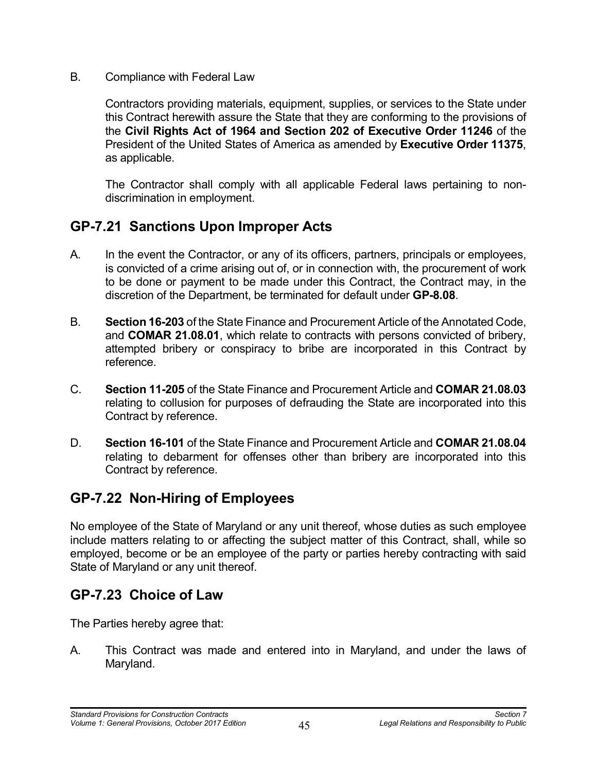B. Compliance with Federal Law

Contractors providing materials, equipment, supplies, or services to the State under this Contract herewith assure the State that they are conforming to the provisions of the **Civil Rights Act of 1964 and Section 202 of Executive Order 11246** of the President of the United States of America as amended by **Executive Order 11375**, as applicable.

The Contractor shall comply with all applicable Federal laws pertaining to non-discrimination in employment.

## GP-7.21 Sanctions Upon Improper Acts

A. In the event the Contractor, or any of its officers, partners, principals or employees, is convicted of a crime arising out of, or in connection with, the procurement of work to be done or payment to be made under this Contract, the Contract may, in the discretion of the Department, be terminated for default under **GP-8.08**.

B. **Section 16-203** of the State Finance and Procurement Article of the Annotated Code, and **COMAR 21.08.01**, which relate to contracts with persons convicted of bribery, attempted bribery or conspiracy to bribe are incorporated in this Contract by reference.

C. **Section 11-205** of the State Finance and Procurement Article and **COMAR 21.08.03** relating to collusion for purposes of defrauding the State are incorporated into this Contract by reference.

D. **Section 16-101** of the State Finance and Procurement Article and **COMAR 21.08.04** relating to debarment for offenses other than bribery are incorporated into this Contract by reference.

## GP-7.22 Non-Hiring of Employees

No employee of the State of Maryland or any unit thereof, whose duties as such employee include matters relating to or affecting the subject matter of this Contract, shall, while so employed, become or be an employee of the party or parties hereby contracting with said State of Maryland or any unit thereof.

## GP-7.23 Choice of Law

The Parties hereby agree that:

A. This Contract was made and entered into in Maryland, and under the laws of Maryland.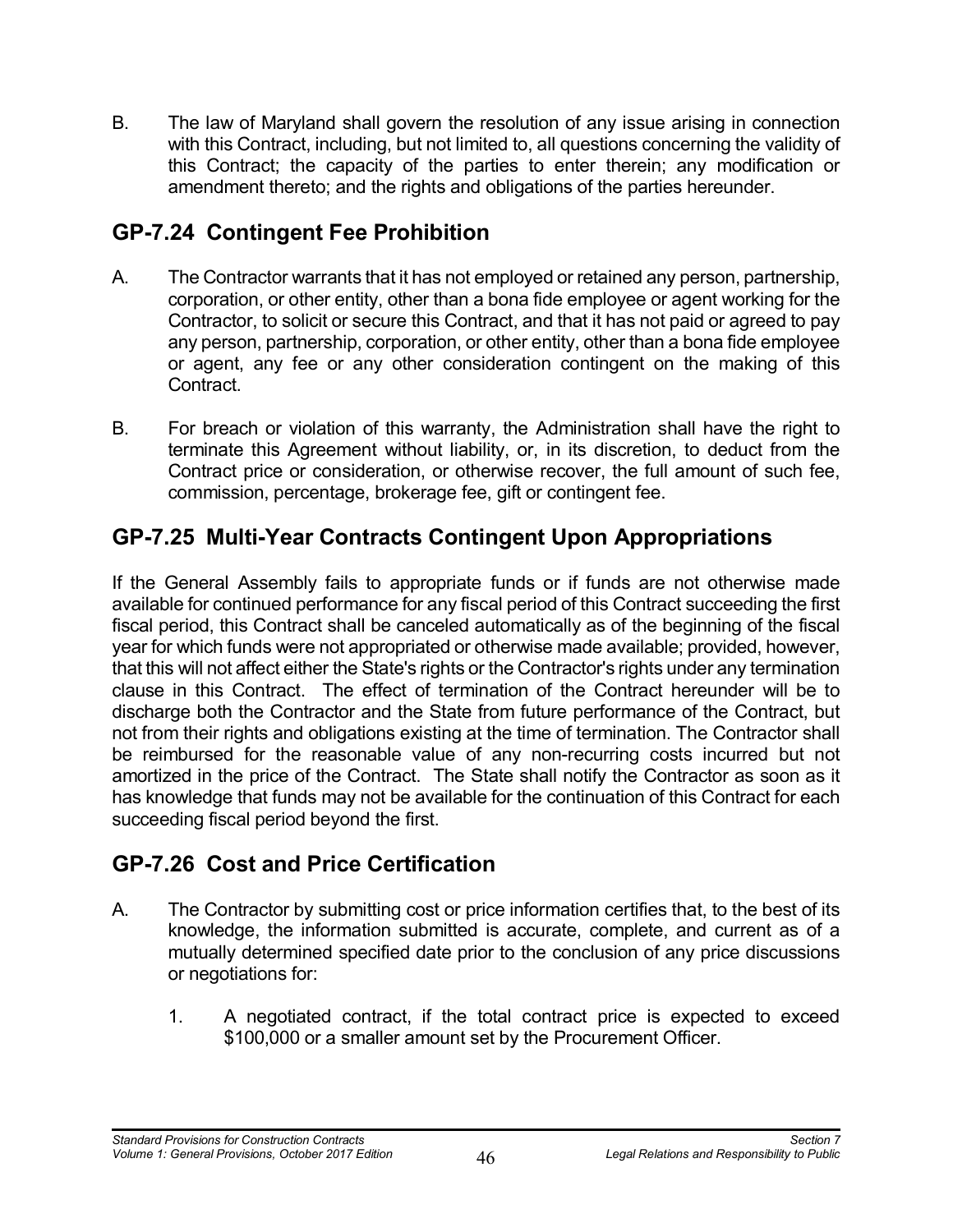B. The law of Maryland shall govern the resolution of any issue arising in connection with this Contract, including, but not limited to, all questions concerning the validity of this Contract; the capacity of the parties to enter therein; any modification or amendment thereto; and the rights and obligations of the parties hereunder.

## GP-7.24 Contingent Fee Prohibition

A. The Contractor warrants that it has not employed or retained any person, partnership, corporation, or other entity, other than a bona fide employee or agent working for the Contractor, to solicit or secure this Contract, and that it has not paid or agreed to pay any person, partnership, corporation, or other entity, other than a bona fide employee or agent, any fee or any other consideration contingent on the making of this Contract.

B. For breach or violation of this warranty, the Administration shall have the right to terminate this Agreement without liability, or, in its discretion, to deduct from the Contract price or consideration, or otherwise recover, the full amount of such fee, commission, percentage, brokerage fee, gift or contingent fee.

## GP-7.25 Multi-Year Contracts Contingent Upon Appropriations

If the General Assembly fails to appropriate funds or if funds are not otherwise made available for continued performance for any fiscal period of this Contract succeeding the first fiscal period, this Contract shall be canceled automatically as of the beginning of the fiscal year for which funds were not appropriated or otherwise made available; provided, however, that this will not affect either the State's rights or the Contractor's rights under any termination clause in this Contract. The effect of termination of the Contract hereunder will be to discharge both the Contractor and the State from future performance of the Contract, but not from their rights and obligations existing at the time of termination. The Contractor shall be reimbursed for the reasonable value of any non-recurring costs incurred but not amortized in the price of the Contract. The State shall notify the Contractor as soon as it has knowledge that funds may not be available for the continuation of this Contract for each succeeding fiscal period beyond the first.

## GP-7.26 Cost and Price Certification

A. The Contractor by submitting cost or price information certifies that, to the best of its knowledge, the information submitted is accurate, complete, and current as of a mutually determined specified date prior to the conclusion of any price discussions or negotiations for:

1. A negotiated contract, if the total contract price is expected to exceed \$100,000 or a smaller amount set by the Procurement Officer.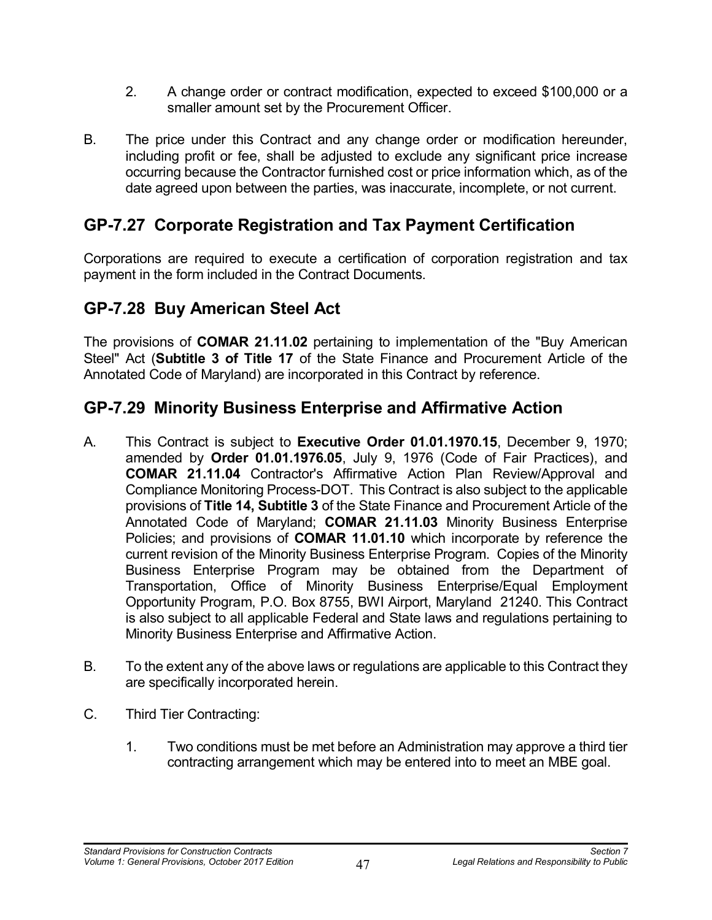2. A change order or contract modification, expected to exceed $100,000 or a smaller amount set by the Procurement Officer.

B. The price under this Contract and any change order or modification hereunder, including profit or fee, shall be adjusted to exclude any significant price increase occurring because the Contractor furnished cost or price information which, as of the date agreed upon between the parties, was inaccurate, incomplete, or not current.

## GP-7.27 Corporate Registration and Tax Payment Certification

Corporations are required to execute a certification of corporation registration and tax payment in the form included in the Contract Documents.

## GP-7.28 Buy American Steel Act

The provisions of **COMAR 21.11.02** pertaining to implementation of the "Buy American Steel" Act (**Subtitle 3 of Title 17** of the State Finance and Procurement Article of the Annotated Code of Maryland) are incorporated in this Contract by reference.

## GP-7.29 Minority Business Enterprise and Affirmative Action

A. This Contract is subject to **Executive Order 01.01.1970.15**, December 9, 1970; amended by **Order 01.01.1976.05**, July 9, 1976 (Code of Fair Practices), and **COMAR 21.11.04** Contractor's Affirmative Action Plan Review/Approval and Compliance Monitoring Process-DOT. This Contract is also subject to the applicable provisions of **Title 14, Subtitle 3** of the State Finance and Procurement Article of the Annotated Code of Maryland; **COMAR 21.11.03** Minority Business Enterprise Policies; and provisions of **COMAR 11.01.10** which incorporate by reference the current revision of the Minority Business Enterprise Program. Copies of the Minority Business Enterprise Program may be obtained from the Department of Transportation, Office of Minority Business Enterprise/Equal Employment Opportunity Program, P.O. Box 8755, BWI Airport, Maryland 21240. This Contract is also subject to all applicable Federal and State laws and regulations pertaining to Minority Business Enterprise and Affirmative Action.

B. To the extent any of the above laws or regulations are applicable to this Contract they are specifically incorporated herein.

C. Third Tier Contracting:

1. Two conditions must be met before an Administration may approve a third tier contracting arrangement which may be entered into to meet an MBE goal.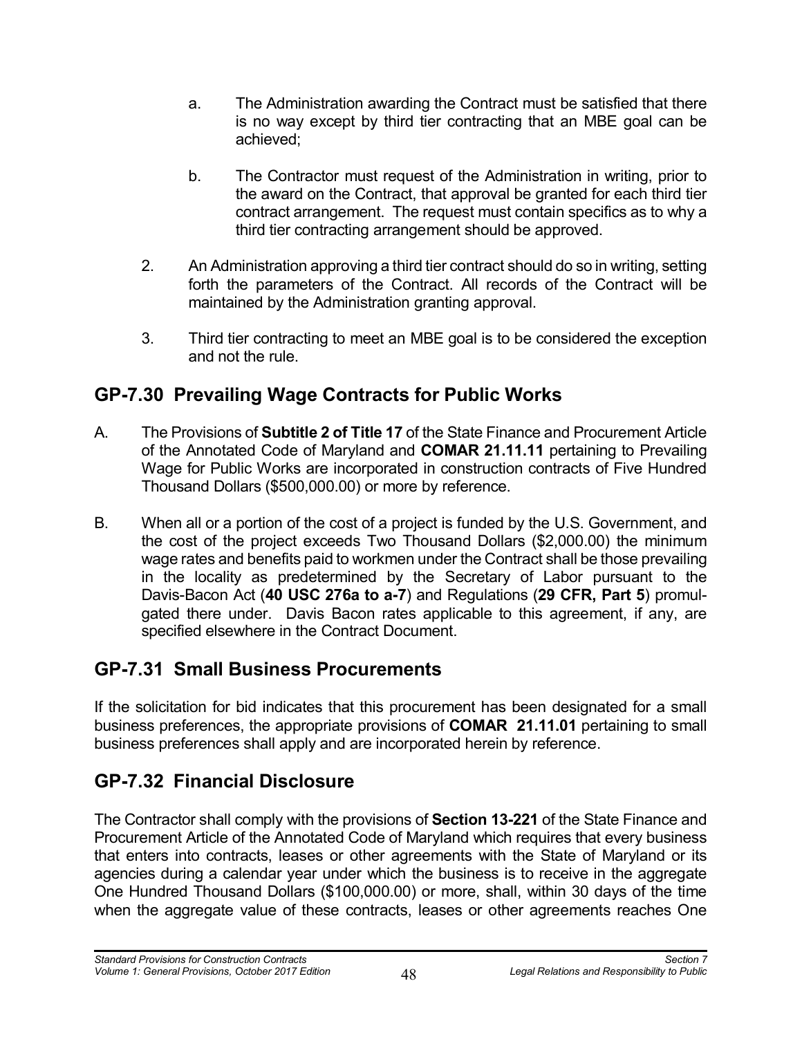a. The Administration awarding the Contract must be satisfied that there is no way except by third tier contracting that an MBE goal can be achieved;

b. The Contractor must request of the Administration in writing, prior to the award on the Contract, that approval be granted for each third tier contract arrangement. The request must contain specifics as to why a third tier contracting arrangement should be approved.

2. An Administration approving a third tier contract should do so in writing, setting forth the parameters of the Contract. All records of the Contract will be maintained by the Administration granting approval.

3. Third tier contracting to meet an MBE goal is to be considered the exception and not the rule.

## GP-7.30 Prevailing Wage Contracts for Public Works

A. The Provisions of **Subtitle 2 of Title 17** of the State Finance and Procurement Article of the Annotated Code of Maryland and **COMAR 21.11.11** pertaining to Prevailing Wage for Public Works are incorporated in construction contracts of Five Hundred Thousand Dollars ($500,000.00) or more by reference.

B. When all or a portion of the cost of a project is funded by the U.S. Government, and the cost of the project exceeds Two Thousand Dollars ($2,000.00) the minimum wage rates and benefits paid to workmen under the Contract shall be those prevailing in the locality as predetermined by the Secretary of Labor pursuant to the Davis-Bacon Act (**40 USC 276a to a-7**) and Regulations (**29 CFR, Part 5**) promulgated there under. Davis Bacon rates applicable to this agreement, if any, are specified elsewhere in the Contract Document.

## GP-7.31 Small Business Procurements

If the solicitation for bid indicates that this procurement has been designated for a small business preferences, the appropriate provisions of **COMAR 21.11.01** pertaining to small business preferences shall apply and are incorporated herein by reference.

## GP-7.32 Financial Disclosure

The Contractor shall comply with the provisions of **Section 13-221** of the State Finance and Procurement Article of the Annotated Code of Maryland which requires that every business that enters into contracts, leases or other agreements with the State of Maryland or its agencies during a calendar year under which the business is to receive in the aggregate One Hundred Thousand Dollars ($100,000.00) or more, shall, within 30 days of the time when the aggregate value of these contracts, leases or other agreements reaches One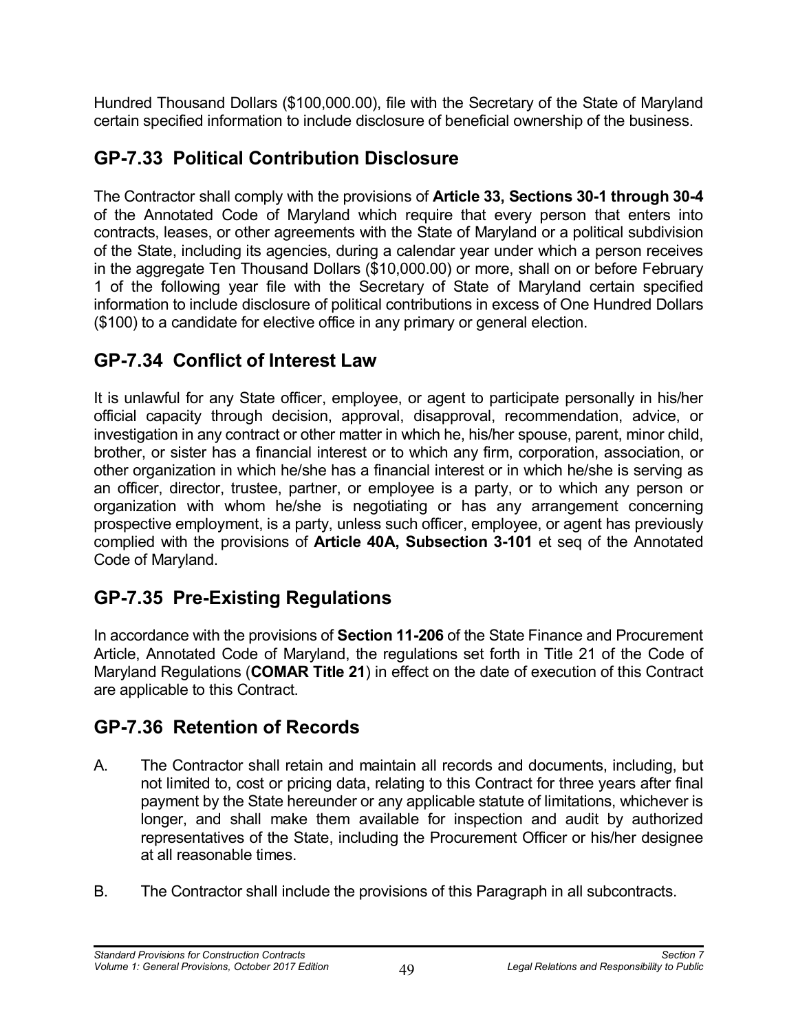Hundred Thousand Dollars ($100,000.00), file with the Secretary of the State of Maryland certain specified information to include disclosure of beneficial ownership of the business.

## GP-7.33 Political Contribution Disclosure

The Contractor shall comply with the provisions of **Article 33, Sections 30-1 through 30-4** of the Annotated Code of Maryland which require that every person that enters into contracts, leases, or other agreements with the State of Maryland or a political subdivision of the State, including its agencies, during a calendar year under which a person receives in the aggregate Ten Thousand Dollars ($10,000.00) or more, shall on or before February 1 of the following year file with the Secretary of State of Maryland certain specified information to include disclosure of political contributions in excess of One Hundred Dollars ($100) to a candidate for elective office in any primary or general election.

## GP-7.34 Conflict of Interest Law

It is unlawful for any State officer, employee, or agent to participate personally in his/her official capacity through decision, approval, disapproval, recommendation, advice, or investigation in any contract or other matter in which he, his/her spouse, parent, minor child, brother, or sister has a financial interest or to which any firm, corporation, association, or other organization in which he/she has a financial interest or in which he/she is serving as an officer, director, trustee, partner, or employee is a party, or to which any person or organization with whom he/she is negotiating or has any arrangement concerning prospective employment, is a party, unless such officer, employee, or agent has previously complied with the provisions of **Article 40A, Subsection 3-101** et seq of the Annotated Code of Maryland.

## GP-7.35 Pre-Existing Regulations

In accordance with the provisions of **Section 11-206** of the State Finance and Procurement Article, Annotated Code of Maryland, the regulations set forth in Title 21 of the Code of Maryland Regulations (**COMAR Title 21**) in effect on the date of execution of this Contract are applicable to this Contract.

## GP-7.36 Retention of Records

A. The Contractor shall retain and maintain all records and documents, including, but not limited to, cost or pricing data, relating to this Contract for three years after final payment by the State hereunder or any applicable statute of limitations, whichever is longer, and shall make them available for inspection and audit by authorized representatives of the State, including the Procurement Officer or his/her designee at all reasonable times.

B. The Contractor shall include the provisions of this Paragraph in all subcontracts.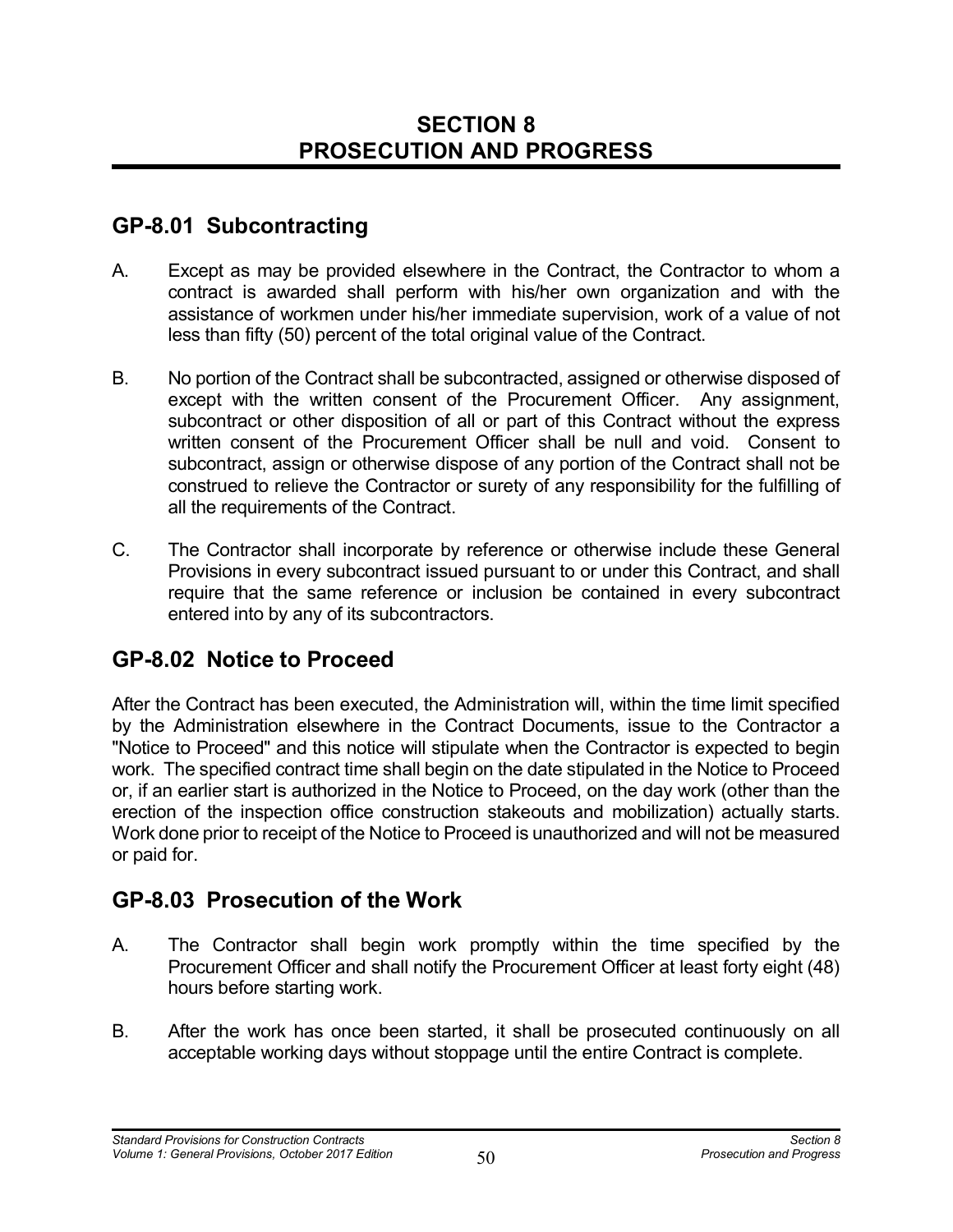# SECTION 8
# PROSECUTION AND PROGRESS

## GP-8.01 Subcontracting

A. Except as may be provided elsewhere in the Contract, the Contractor to whom a contract is awarded shall perform with his/her own organization and with the assistance of workmen under his/her immediate supervision, work of a value of not less than fifty (50) percent of the total original value of the Contract.

B. No portion of the Contract shall be subcontracted, assigned or otherwise disposed of except with the written consent of the Procurement Officer. Any assignment, subcontract or other disposition of all or part of this Contract without the express written consent of the Procurement Officer shall be null and void. Consent to subcontract, assign or otherwise dispose of any portion of the Contract shall not be construed to relieve the Contractor or surety of any responsibility for the fulfilling of all the requirements of the Contract.

C. The Contractor shall incorporate by reference or otherwise include these General Provisions in every subcontract issued pursuant to or under this Contract, and shall require that the same reference or inclusion be contained in every subcontract entered into by any of its subcontractors.

## GP-8.02 Notice to Proceed

After the Contract has been executed, the Administration will, within the time limit specified by the Administration elsewhere in the Contract Documents, issue to the Contractor a "Notice to Proceed" and this notice will stipulate when the Contractor is expected to begin work. The specified contract time shall begin on the date stipulated in the Notice to Proceed or, if an earlier start is authorized in the Notice to Proceed, on the day work (other than the erection of the inspection office construction stakeouts and mobilization) actually starts. Work done prior to receipt of the Notice to Proceed is unauthorized and will not be measured or paid for.

## GP-8.03 Prosecution of the Work

A. The Contractor shall begin work promptly within the time specified by the Procurement Officer and shall notify the Procurement Officer at least forty eight (48) hours before starting work.

B. After the work has once been started, it shall be prosecuted continuously on all acceptable working days without stoppage until the entire Contract is complete.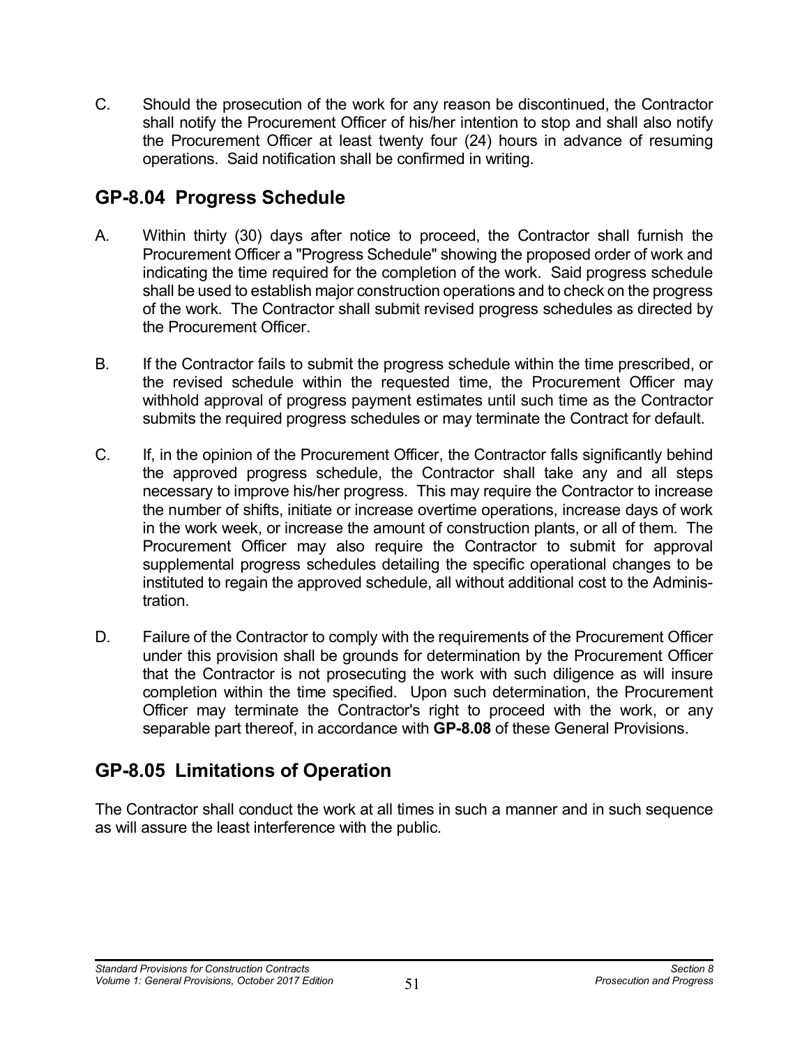C. Should the prosecution of the work for any reason be discontinued, the Contractor shall notify the Procurement Officer of his/her intention to stop and shall also notify the Procurement Officer at least twenty four (24) hours in advance of resuming operations. Said notification shall be confirmed in writing.

## GP-8.04 Progress Schedule

A. Within thirty (30) days after notice to proceed, the Contractor shall furnish the Procurement Officer a "Progress Schedule" showing the proposed order of work and indicating the time required for the completion of the work. Said progress schedule shall be used to establish major construction operations and to check on the progress of the work. The Contractor shall submit revised progress schedules as directed by the Procurement Officer.

B. If the Contractor fails to submit the progress schedule within the time prescribed, or the revised schedule within the requested time, the Procurement Officer may withhold approval of progress payment estimates until such time as the Contractor submits the required progress schedules or may terminate the Contract for default.

C. If, in the opinion of the Procurement Officer, the Contractor falls significantly behind the approved progress schedule, the Contractor shall take any and all steps necessary to improve his/her progress. This may require the Contractor to increase the number of shifts, initiate or increase overtime operations, increase days of work in the work week, or increase the amount of construction plants, or all of them. The Procurement Officer may also require the Contractor to submit for approval supplemental progress schedules detailing the specific operational changes to be instituted to regain the approved schedule, all without additional cost to the Administration.

D. Failure of the Contractor to comply with the requirements of the Procurement Officer under this provision shall be grounds for determination by the Procurement Officer that the Contractor is not prosecuting the work with such diligence as will insure completion within the time specified. Upon such determination, the Procurement Officer may terminate the Contractor's right to proceed with the work, or any separable part thereof, in accordance with **GP-8.08** of these General Provisions.

## GP-8.05 Limitations of Operation

The Contractor shall conduct the work at all times in such a manner and in such sequence as will assure the least interference with the public.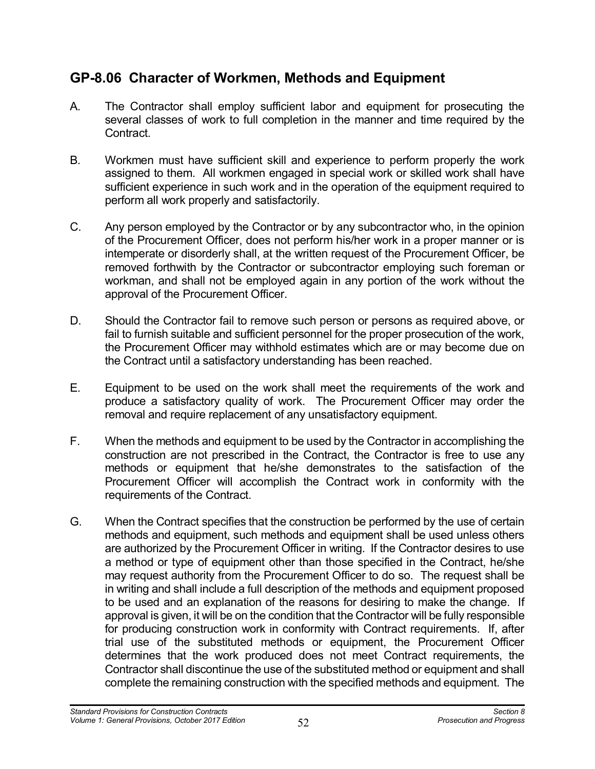## GP-8.06 Character of Workmen, Methods and Equipment

A. The Contractor shall employ sufficient labor and equipment for prosecuting the several classes of work to full completion in the manner and time required by the Contract.

B. Workmen must have sufficient skill and experience to perform properly the work assigned to them. All workmen engaged in special work or skilled work shall have sufficient experience in such work and in the operation of the equipment required to perform all work properly and satisfactorily.

C. Any person employed by the Contractor or by any subcontractor who, in the opinion of the Procurement Officer, does not perform his/her work in a proper manner or is intemperate or disorderly shall, at the written request of the Procurement Officer, be removed forthwith by the Contractor or subcontractor employing such foreman or workman, and shall not be employed again in any portion of the work without the approval of the Procurement Officer.

D. Should the Contractor fail to remove such person or persons as required above, or fail to furnish suitable and sufficient personnel for the proper prosecution of the work, the Procurement Officer may withhold estimates which are or may become due on the Contract until a satisfactory understanding has been reached.

E. Equipment to be used on the work shall meet the requirements of the work and produce a satisfactory quality of work. The Procurement Officer may order the removal and require replacement of any unsatisfactory equipment.

F. When the methods and equipment to be used by the Contractor in accomplishing the construction are not prescribed in the Contract, the Contractor is free to use any methods or equipment that he/she demonstrates to the satisfaction of the Procurement Officer will accomplish the Contract work in conformity with the requirements of the Contract.

G. When the Contract specifies that the construction be performed by the use of certain methods and equipment, such methods and equipment shall be used unless others are authorized by the Procurement Officer in writing. If the Contractor desires to use a method or type of equipment other than those specified in the Contract, he/she may request authority from the Procurement Officer to do so. The request shall be in writing and shall include a full description of the methods and equipment proposed to be used and an explanation of the reasons for desiring to make the change. If approval is given, it will be on the condition that the Contractor will be fully responsible for producing construction work in conformity with Contract requirements. If, after trial use of the substituted methods or equipment, the Procurement Officer determines that the work produced does not meet Contract requirements, the Contractor shall discontinue the use of the substituted method or equipment and shall complete the remaining construction with the specified methods and equipment. The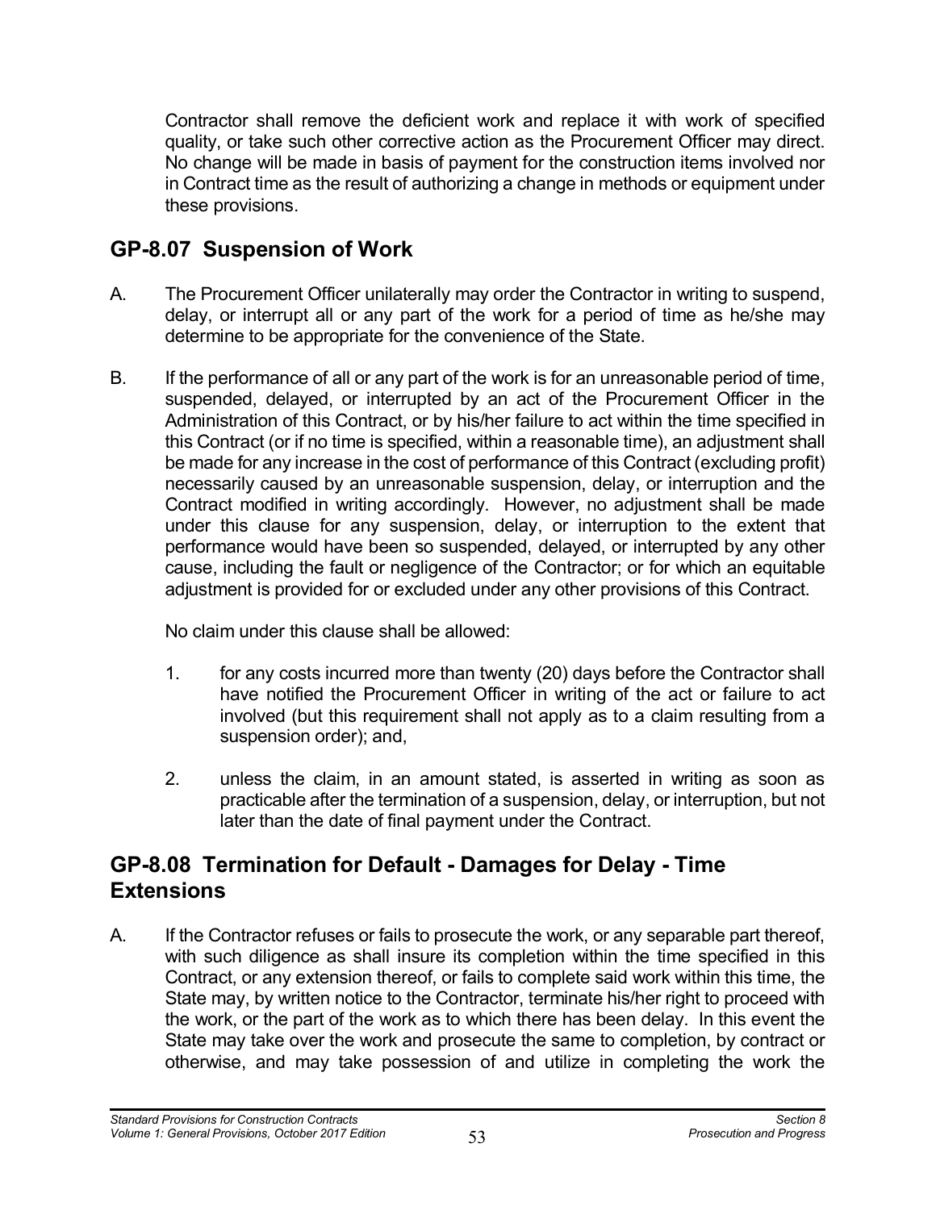Contractor shall remove the deficient work and replace it with work of specified quality, or take such other corrective action as the Procurement Officer may direct. No change will be made in basis of payment for the construction items involved nor in Contract time as the result of authorizing a change in methods or equipment under these provisions.

## GP-8.07 Suspension of Work

A. The Procurement Officer unilaterally may order the Contractor in writing to suspend, delay, or interrupt all or any part of the work for a period of time as he/she may determine to be appropriate for the convenience of the State.

B. If the performance of all or any part of the work is for an unreasonable period of time, suspended, delayed, or interrupted by an act of the Procurement Officer in the Administration of this Contract, or by his/her failure to act within the time specified in this Contract (or if no time is specified, within a reasonable time), an adjustment shall be made for any increase in the cost of performance of this Contract (excluding profit) necessarily caused by an unreasonable suspension, delay, or interruption and the Contract modified in writing accordingly. However, no adjustment shall be made under this clause for any suspension, delay, or interruption to the extent that performance would have been so suspended, delayed, or interrupted by any other cause, including the fault or negligence of the Contractor; or for which an equitable adjustment is provided for or excluded under any other provisions of this Contract.

   No claim under this clause shall be allowed:

   1. for any costs incurred more than twenty (20) days before the Contractor shall have notified the Procurement Officer in writing of the act or failure to act involved (but this requirement shall not apply as to a claim resulting from a suspension order); and,

   2. unless the claim, in an amount stated, is asserted in writing as soon as practicable after the termination of a suspension, delay, or interruption, but not later than the date of final payment under the Contract.

## GP-8.08 Termination for Default - Damages for Delay - Time Extensions

A. If the Contractor refuses or fails to prosecute the work, or any separable part thereof, with such diligence as shall insure its completion within the time specified in this Contract, or any extension thereof, or fails to complete said work within this time, the State may, by written notice to the Contractor, terminate his/her right to proceed with the work, or the part of the work as to which there has been delay. In this event the State may take over the work and prosecute the same to completion, by contract or otherwise, and may take possession of and utilize in completing the work the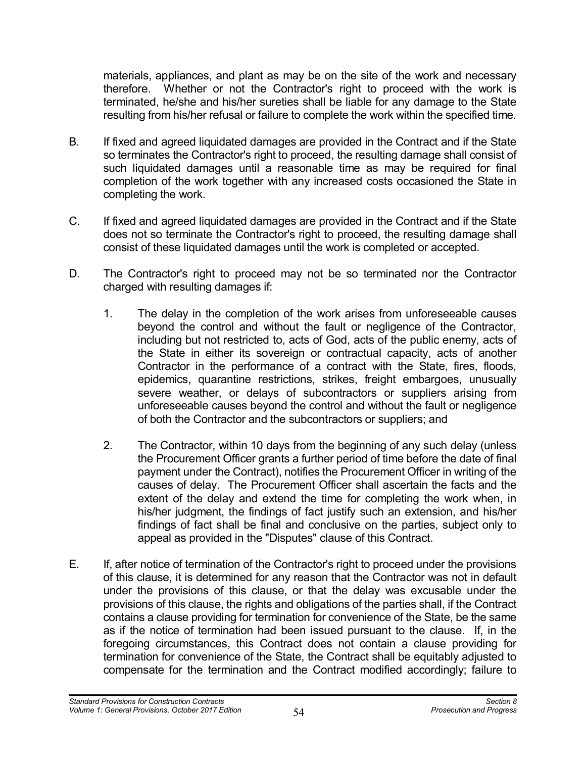materials, appliances, and plant as may be on the site of the work and necessary therefore. Whether or not the Contractor's right to proceed with the work is terminated, he/she and his/her sureties shall be liable for any damage to the State resulting from his/her refusal or failure to complete the work within the specified time.

B. If fixed and agreed liquidated damages are provided in the Contract and if the State so terminates the Contractor's right to proceed, the resulting damage shall consist of such liquidated damages until a reasonable time as may be required for final completion of the work together with any increased costs occasioned the State in completing the work.

C. If fixed and agreed liquidated damages are provided in the Contract and if the State does not so terminate the Contractor's right to proceed, the resulting damage shall consist of these liquidated damages until the work is completed or accepted.

D. The Contractor's right to proceed may not be so terminated nor the Contractor charged with resulting damages if:

   1. The delay in the completion of the work arises from unforeseeable causes beyond the control and without the fault or negligence of the Contractor, including but not restricted to, acts of God, acts of the public enemy, acts of the State in either its sovereign or contractual capacity, acts of another Contractor in the performance of a contract with the State, fires, floods, epidemics, quarantine restrictions, strikes, freight embargoes, unusually severe weather, or delays of subcontractors or suppliers arising from unforeseeable causes beyond the control and without the fault or negligence of both the Contractor and the subcontractors or suppliers; and

   2. The Contractor, within 10 days from the beginning of any such delay (unless the Procurement Officer grants a further period of time before the date of final payment under the Contract), notifies the Procurement Officer in writing of the causes of delay. The Procurement Officer shall ascertain the facts and the extent of the delay and extend the time for completing the work when, in his/her judgment, the findings of fact justify such an extension, and his/her findings of fact shall be final and conclusive on the parties, subject only to appeal as provided in the "Disputes" clause of this Contract.

E. If, after notice of termination of the Contractor's right to proceed under the provisions of this clause, it is determined for any reason that the Contractor was not in default under the provisions of this clause, or that the delay was excusable under the provisions of this clause, the rights and obligations of the parties shall, if the Contract contains a clause providing for termination for convenience of the State, be the same as if the notice of termination had been issued pursuant to the clause. If, in the foregoing circumstances, this Contract does not contain a clause providing for termination for convenience of the State, the Contract shall be equitably adjusted to compensate for the termination and the Contract modified accordingly; failure to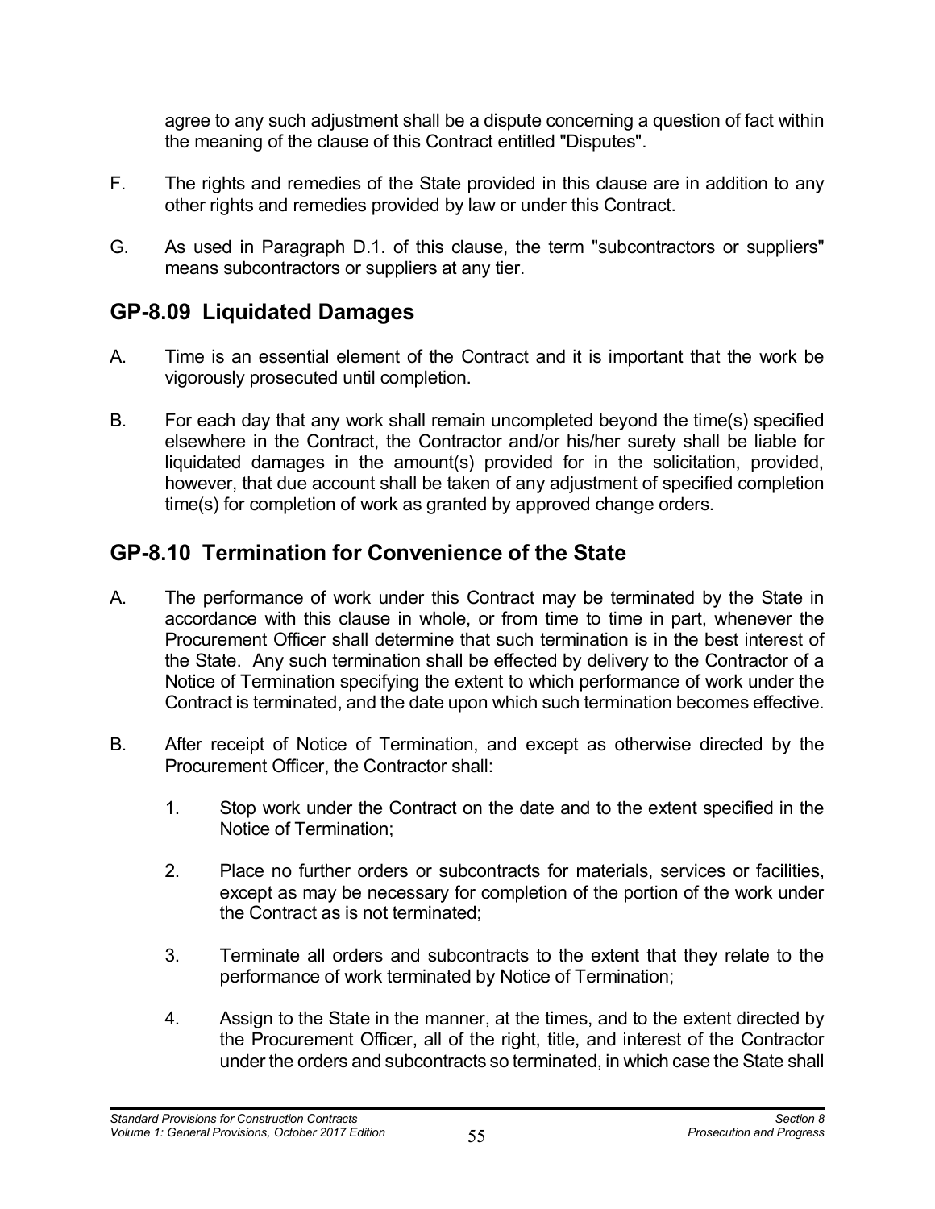agree to any such adjustment shall be a dispute concerning a question of fact within the meaning of the clause of this Contract entitled "Disputes".

F. The rights and remedies of the State provided in this clause are in addition to any other rights and remedies provided by law or under this Contract.

G. As used in Paragraph D.1. of this clause, the term "subcontractors or suppliers" means subcontractors or suppliers at any tier.

## GP-8.09 Liquidated Damages

A. Time is an essential element of the Contract and it is important that the work be vigorously prosecuted until completion.

B. For each day that any work shall remain uncompleted beyond the time(s) specified elsewhere in the Contract, the Contractor and/or his/her surety shall be liable for liquidated damages in the amount(s) provided for in the solicitation, provided, however, that due account shall be taken of any adjustment of specified completion time(s) for completion of work as granted by approved change orders.

## GP-8.10 Termination for Convenience of the State

A. The performance of work under this Contract may be terminated by the State in accordance with this clause in whole, or from time to time in part, whenever the Procurement Officer shall determine that such termination is in the best interest of the State. Any such termination shall be effected by delivery to the Contractor of a Notice of Termination specifying the extent to which performance of work under the Contract is terminated, and the date upon which such termination becomes effective.

B. After receipt of Notice of Termination, and except as otherwise directed by the Procurement Officer, the Contractor shall:

   1. Stop work under the Contract on the date and to the extent specified in the Notice of Termination;

   2. Place no further orders or subcontracts for materials, services or facilities, except as may be necessary for completion of the portion of the work under the Contract as is not terminated;

   3. Terminate all orders and subcontracts to the extent that they relate to the performance of work terminated by Notice of Termination;

   4. Assign to the State in the manner, at the times, and to the extent directed by the Procurement Officer, all of the right, title, and interest of the Contractor under the orders and subcontracts so terminated, in which case the State shall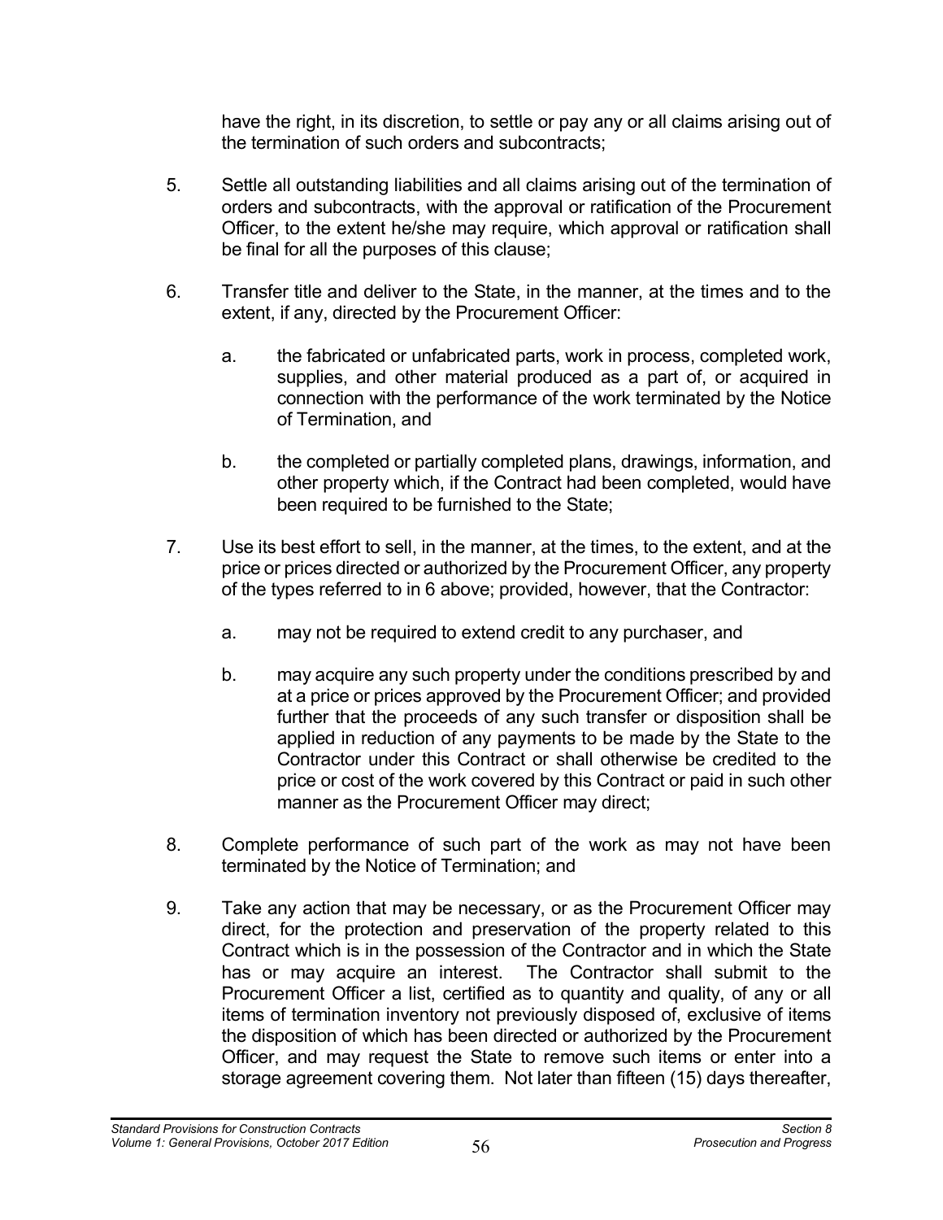have the right, in its discretion, to settle or pay any or all claims arising out of the termination of such orders and subcontracts;

5. Settle all outstanding liabilities and all claims arising out of the termination of orders and subcontracts, with the approval or ratification of the Procurement Officer, to the extent he/she may require, which approval or ratification shall be final for all the purposes of this clause;

6. Transfer title and deliver to the State, in the manner, at the times and to the extent, if any, directed by the Procurement Officer:

   a. the fabricated or unfabricated parts, work in process, completed work, supplies, and other material produced as a part of, or acquired in connection with the performance of the work terminated by the Notice of Termination, and

   b. the completed or partially completed plans, drawings, information, and other property which, if the Contract had been completed, would have been required to be furnished to the State;

7. Use its best effort to sell, in the manner, at the times, to the extent, and at the price or prices directed or authorized by the Procurement Officer, any property of the types referred to in 6 above; provided, however, that the Contractor:

   a. may not be required to extend credit to any purchaser, and

   b. may acquire any such property under the conditions prescribed by and at a price or prices approved by the Procurement Officer; and provided further that the proceeds of any such transfer or disposition shall be applied in reduction of any payments to be made by the State to the Contractor under this Contract or shall otherwise be credited to the price or cost of the work covered by this Contract or paid in such other manner as the Procurement Officer may direct;

8. Complete performance of such part of the work as may not have been terminated by the Notice of Termination; and

9. Take any action that may be necessary, or as the Procurement Officer may direct, for the protection and preservation of the property related to this Contract which is in the possession of the Contractor and in which the State has or may acquire an interest. The Contractor shall submit to the Procurement Officer a list, certified as to quantity and quality, of any or all items of termination inventory not previously disposed of, exclusive of items the disposition of which has been directed or authorized by the Procurement Officer, and may request the State to remove such items or enter into a storage agreement covering them. Not later than fifteen (15) days thereafter,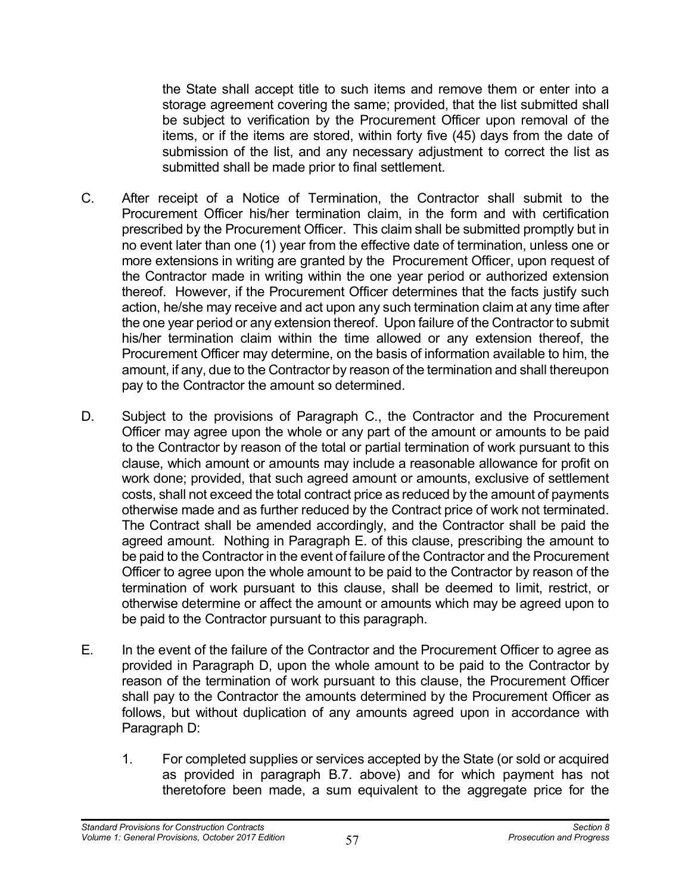the State shall accept title to such items and remove them or enter into a storage agreement covering the same; provided, that the list submitted shall be subject to verification by the Procurement Officer upon removal of the items, or if the items are stored, within forty five (45) days from the date of submission of the list, and any necessary adjustment to correct the list as submitted shall be made prior to final settlement.

C. After receipt of a Notice of Termination, the Contractor shall submit to the Procurement Officer his/her termination claim, in the form and with certification prescribed by the Procurement Officer. This claim shall be submitted promptly but in no event later than one (1) year from the effective date of termination, unless one or more extensions in writing are granted by the Procurement Officer, upon request of the Contractor made in writing within the one year period or authorized extension thereof. However, if the Procurement Officer determines that the facts justify such action, he/she may receive and act upon any such termination claim at any time after the one year period or any extension thereof. Upon failure of the Contractor to submit his/her termination claim within the time allowed or any extension thereof, the Procurement Officer may determine, on the basis of information available to him, the amount, if any, due to the Contractor by reason of the termination and shall thereupon pay to the Contractor the amount so determined.

D. Subject to the provisions of Paragraph C., the Contractor and the Procurement Officer may agree upon the whole or any part of the amount or amounts to be paid to the Contractor by reason of the total or partial termination of work pursuant to this clause, which amount or amounts may include a reasonable allowance for profit on work done; provided, that such agreed amount or amounts, exclusive of settlement costs, shall not exceed the total contract price as reduced by the amount of payments otherwise made and as further reduced by the Contract price of work not terminated. The Contract shall be amended accordingly, and the Contractor shall be paid the agreed amount. Nothing in Paragraph E. of this clause, prescribing the amount to be paid to the Contractor in the event of failure of the Contractor and the Procurement Officer to agree upon the whole amount to be paid to the Contractor by reason of the termination of work pursuant to this clause, shall be deemed to limit, restrict, or otherwise determine or affect the amount or amounts which may be agreed upon to be paid to the Contractor pursuant to this paragraph.

E. In the event of the failure of the Contractor and the Procurement Officer to agree as provided in Paragraph D, upon the whole amount to be paid to the Contractor by reason of the termination of work pursuant to this clause, the Procurement Officer shall pay to the Contractor the amounts determined by the Procurement Officer as follows, but without duplication of any amounts agreed upon in accordance with Paragraph D:

   1. For completed supplies or services accepted by the State (or sold or acquired as provided in paragraph B.7. above) and for which payment has not theretofore been made, a sum equivalent to the aggregate price for the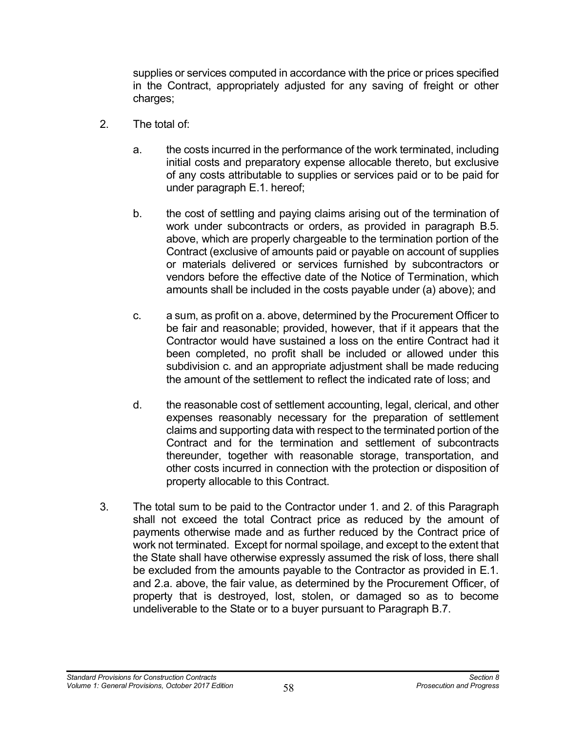supplies or services computed in accordance with the price or prices specified in the Contract, appropriately adjusted for any saving of freight or other charges;

2. The total of:

   a. the costs incurred in the performance of the work terminated, including initial costs and preparatory expense allocable thereto, but exclusive of any costs attributable to supplies or services paid or to be paid for under paragraph E.1. hereof;

   b. the cost of settling and paying claims arising out of the termination of work under subcontracts or orders, as provided in paragraph B.5. above, which are properly chargeable to the termination portion of the Contract (exclusive of amounts paid or payable on account of supplies or materials delivered or services furnished by subcontractors or vendors before the effective date of the Notice of Termination, which amounts shall be included in the costs payable under (a) above); and

   c. a sum, as profit on a. above, determined by the Procurement Officer to be fair and reasonable; provided, however, that if it appears that the Contractor would have sustained a loss on the entire Contract had it been completed, no profit shall be included or allowed under this subdivision c. and an appropriate adjustment shall be made reducing the amount of the settlement to reflect the indicated rate of loss; and

   d. the reasonable cost of settlement accounting, legal, clerical, and other expenses reasonably necessary for the preparation of settlement claims and supporting data with respect to the terminated portion of the Contract and for the termination and settlement of subcontracts thereunder, together with reasonable storage, transportation, and other costs incurred in connection with the protection or disposition of property allocable to this Contract.

3. The total sum to be paid to the Contractor under 1. and 2. of this Paragraph shall not exceed the total Contract price as reduced by the amount of payments otherwise made and as further reduced by the Contract price of work not terminated. Except for normal spoilage, and except to the extent that the State shall have otherwise expressly assumed the risk of loss, there shall be excluded from the amounts payable to the Contractor as provided in E.1. and 2.a. above, the fair value, as determined by the Procurement Officer, of property that is destroyed, lost, stolen, or damaged so as to become undeliverable to the State or to a buyer pursuant to Paragraph B.7.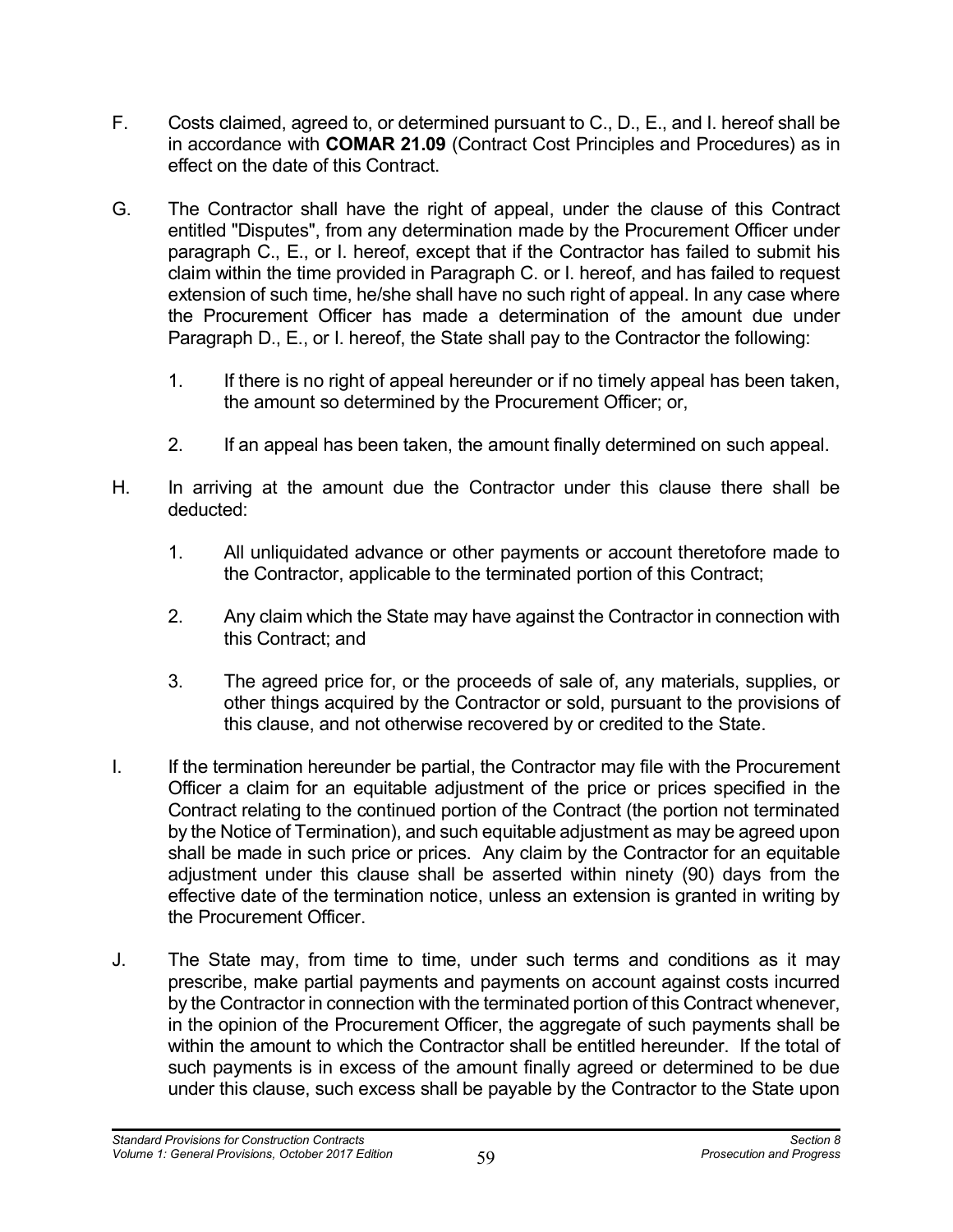F. Costs claimed, agreed to, or determined pursuant to C., D., E., and I. hereof shall be in accordance with **COMAR 21.09** (Contract Cost Principles and Procedures) as in effect on the date of this Contract.

G. The Contractor shall have the right of appeal, under the clause of this Contract entitled "Disputes", from any determination made by the Procurement Officer under paragraph C., E., or I. hereof, except that if the Contractor has failed to submit his claim within the time provided in Paragraph C. or I. hereof, and has failed to request extension of such time, he/she shall have no such right of appeal. In any case where the Procurement Officer has made a determination of the amount due under Paragraph D., E., or I. hereof, the State shall pay to the Contractor the following:

   1. If there is no right of appeal hereunder or if no timely appeal has been taken, the amount so determined by the Procurement Officer; or,

   2. If an appeal has been taken, the amount finally determined on such appeal.

H. In arriving at the amount due the Contractor under this clause there shall be deducted:

   1. All unliquidated advance or other payments or account theretofore made to the Contractor, applicable to the terminated portion of this Contract;

   2. Any claim which the State may have against the Contractor in connection with this Contract; and

   3. The agreed price for, or the proceeds of sale of, any materials, supplies, or other things acquired by the Contractor or sold, pursuant to the provisions of this clause, and not otherwise recovered by or credited to the State.

I. If the termination hereunder be partial, the Contractor may file with the Procurement Officer a claim for an equitable adjustment of the price or prices specified in the Contract relating to the continued portion of the Contract (the portion not terminated by the Notice of Termination), and such equitable adjustment as may be agreed upon shall be made in such price or prices. Any claim by the Contractor for an equitable adjustment under this clause shall be asserted within ninety (90) days from the effective date of the termination notice, unless an extension is granted in writing by the Procurement Officer.

J. The State may, from time to time, under such terms and conditions as it may prescribe, make partial payments and payments on account against costs incurred by the Contractor in connection with the terminated portion of this Contract whenever, in the opinion of the Procurement Officer, the aggregate of such payments shall be within the amount to which the Contractor shall be entitled hereunder. If the total of such payments is in excess of the amount finally agreed or determined to be due under this clause, such excess shall be payable by the Contractor to the State upon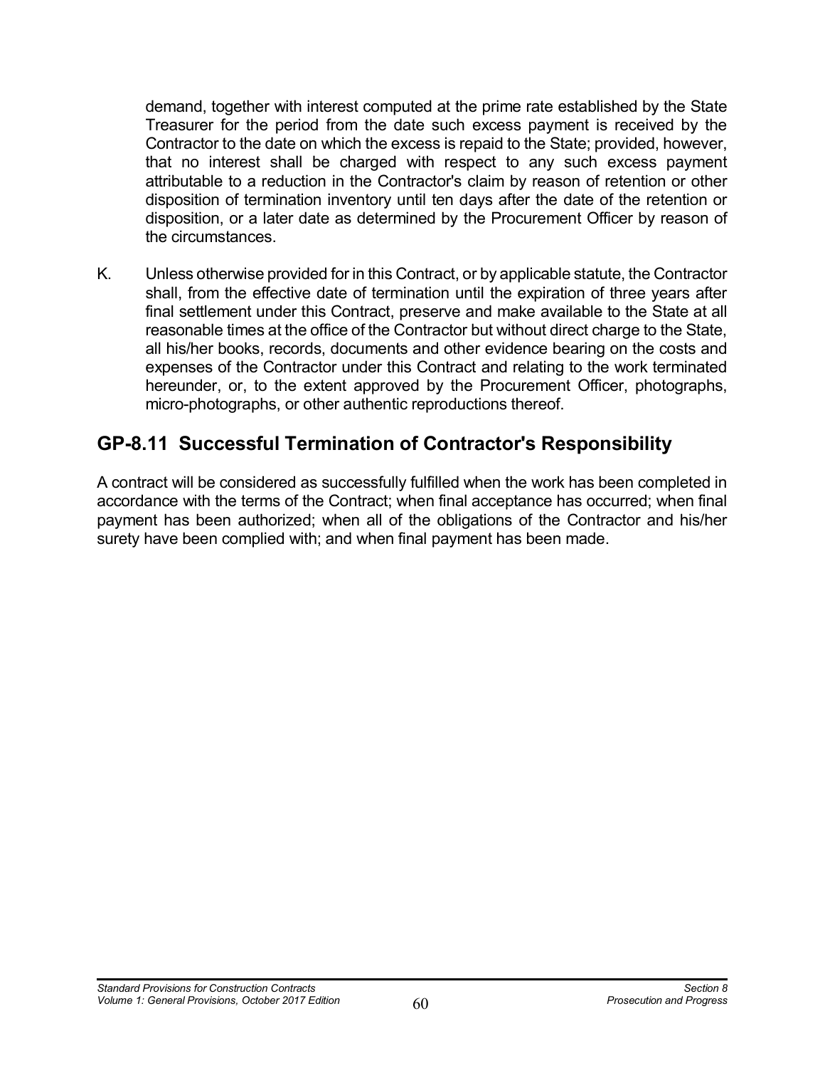demand, together with interest computed at the prime rate established by the State Treasurer for the period from the date such excess payment is received by the Contractor to the date on which the excess is repaid to the State; provided, however, that no interest shall be charged with respect to any such excess payment attributable to a reduction in the Contractor's claim by reason of retention or other disposition of termination inventory until ten days after the date of the retention or disposition, or a later date as determined by the Procurement Officer by reason of the circumstances.

K. Unless otherwise provided for in this Contract, or by applicable statute, the Contractor shall, from the effective date of termination until the expiration of three years after final settlement under this Contract, preserve and make available to the State at all reasonable times at the office of the Contractor but without direct charge to the State, all his/her books, records, documents and other evidence bearing on the costs and expenses of the Contractor under this Contract and relating to the work terminated hereunder, or, to the extent approved by the Procurement Officer, photographs, micro-photographs, or other authentic reproductions thereof.

## GP-8.11 Successful Termination of Contractor's Responsibility

A contract will be considered as successfully fulfilled when the work has been completed in accordance with the terms of the Contract; when final acceptance has occurred; when final payment has been authorized; when all of the obligations of the Contractor and his/her surety have been complied with; and when final payment has been made.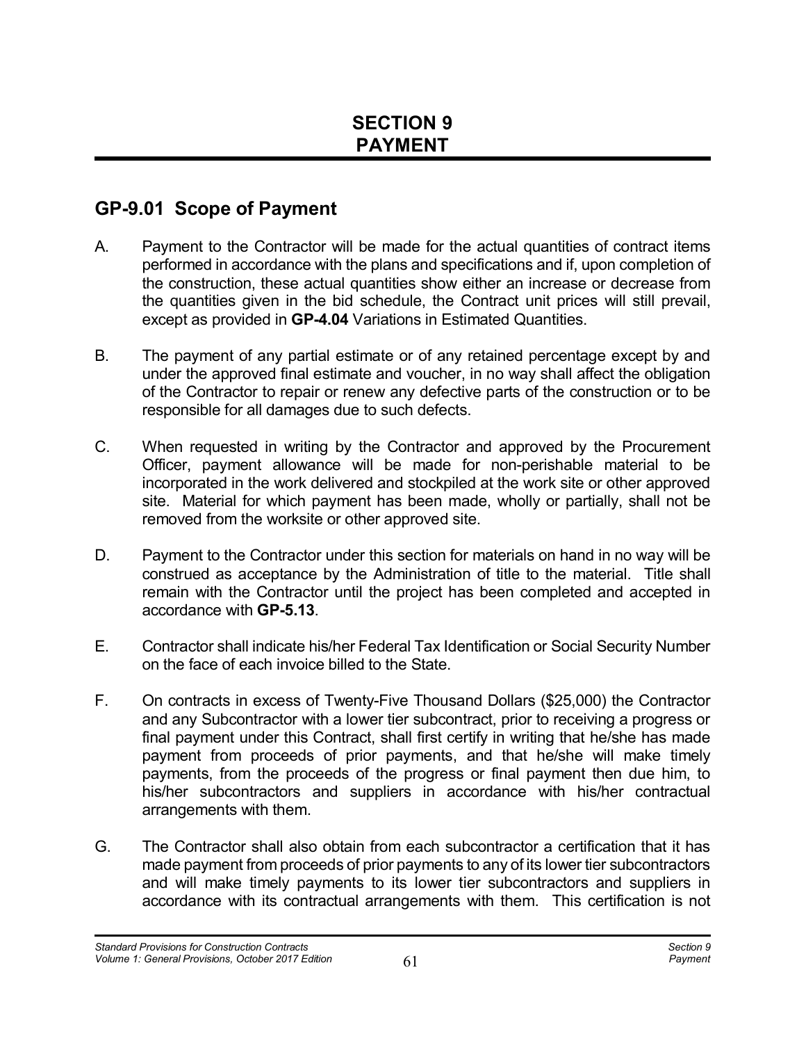# SECTION 9
# PAYMENT

## GP-9.01 Scope of Payment

A. Payment to the Contractor will be made for the actual quantities of contract items performed in accordance with the plans and specifications and if, upon completion of the construction, these actual quantities show either an increase or decrease from the quantities given in the bid schedule, the Contract unit prices will still prevail, except as provided in **GP-4.04** Variations in Estimated Quantities.

B. The payment of any partial estimate or of any retained percentage except by and under the approved final estimate and voucher, in no way shall affect the obligation of the Contractor to repair or renew any defective parts of the construction or to be responsible for all damages due to such defects.

C. When requested in writing by the Contractor and approved by the Procurement Officer, payment allowance will be made for non-perishable material to be incorporated in the work delivered and stockpiled at the work site or other approved site. Material for which payment has been made, wholly or partially, shall not be removed from the worksite or other approved site.

D. Payment to the Contractor under this section for materials on hand in no way will be construed as acceptance by the Administration of title to the material. Title shall remain with the Contractor until the project has been completed and accepted in accordance with **GP-5.13**.

E. Contractor shall indicate his/her Federal Tax Identification or Social Security Number on the face of each invoice billed to the State.

F. On contracts in excess of Twenty-Five Thousand Dollars ($25,000) the Contractor and any Subcontractor with a lower tier subcontract, prior to receiving a progress or final payment under this Contract, shall first certify in writing that he/she has made payment from proceeds of prior payments, and that he/she will make timely payments, from the proceeds of the progress or final payment then due him, to his/her subcontractors and suppliers in accordance with his/her contractual arrangements with them.

G. The Contractor shall also obtain from each subcontractor a certification that it has made payment from proceeds of prior payments to any of its lower tier subcontractors and will make timely payments to its lower tier subcontractors and suppliers in accordance with its contractual arrangements with them. This certification is not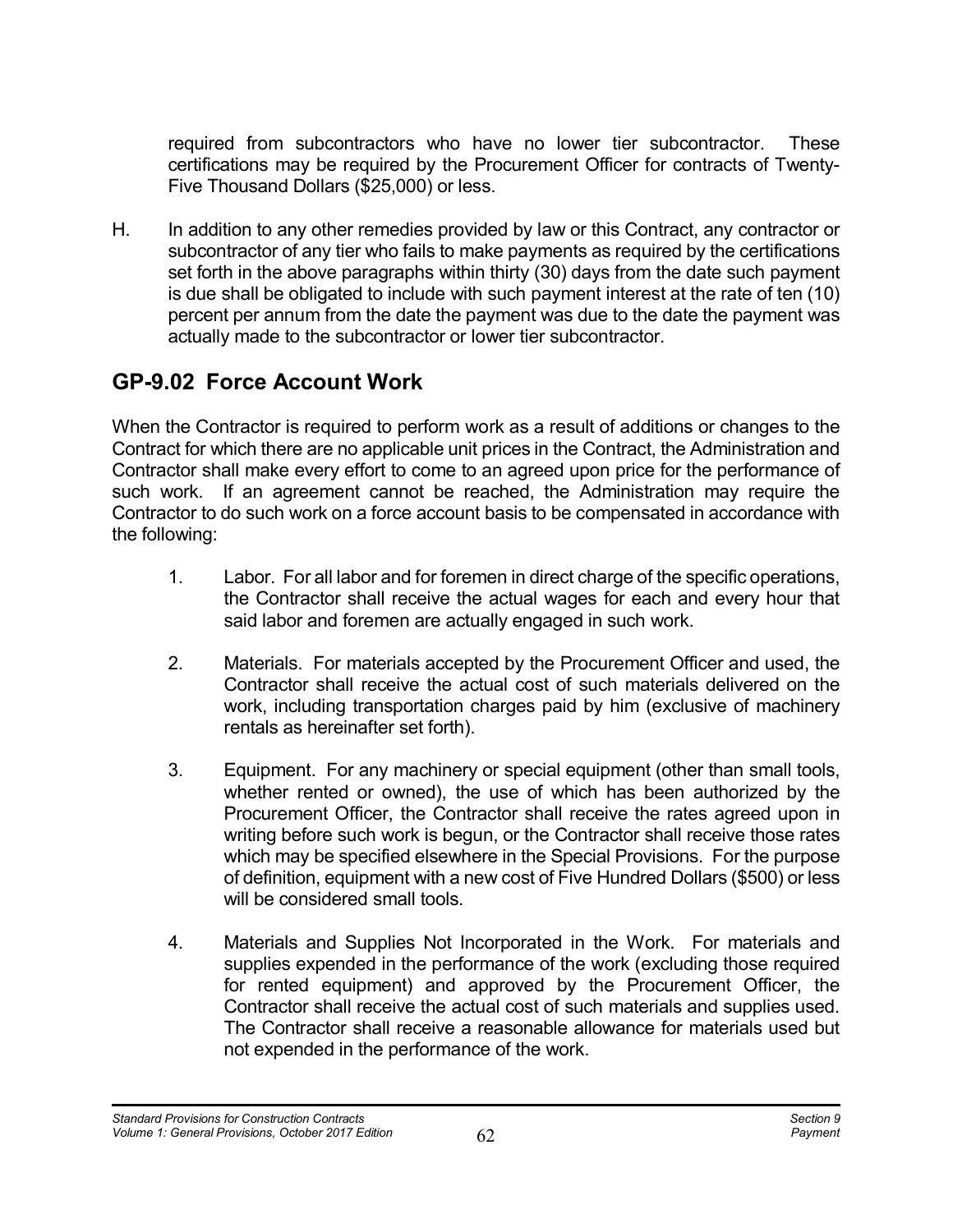required from subcontractors who have no lower tier subcontractor. These certifications may be required by the Procurement Officer for contracts of Twenty-Five Thousand Dollars ($25,000) or less.

H. In addition to any other remedies provided by law or this Contract, any contractor or subcontractor of any tier who fails to make payments as required by the certifications set forth in the above paragraphs within thirty (30) days from the date such payment is due shall be obligated to include with such payment interest at the rate of ten (10) percent per annum from the date the payment was due to the date the payment was actually made to the subcontractor or lower tier subcontractor.

## GP-9.02 Force Account Work

When the Contractor is required to perform work as a result of additions or changes to the Contract for which there are no applicable unit prices in the Contract, the Administration and Contractor shall make every effort to come to an agreed upon price for the performance of such work. If an agreement cannot be reached, the Administration may require the Contractor to do such work on a force account basis to be compensated in accordance with the following:

1. Labor. For all labor and for foremen in direct charge of the specific operations, the Contractor shall receive the actual wages for each and every hour that said labor and foremen are actually engaged in such work.

2. Materials. For materials accepted by the Procurement Officer and used, the Contractor shall receive the actual cost of such materials delivered on the work, including transportation charges paid by him (exclusive of machinery rentals as hereinafter set forth).

3. Equipment. For any machinery or special equipment (other than small tools, whether rented or owned), the use of which has been authorized by the Procurement Officer, the Contractor shall receive the rates agreed upon in writing before such work is begun, or the Contractor shall receive those rates which may be specified elsewhere in the Special Provisions. For the purpose of definition, equipment with a new cost of Five Hundred Dollars ($500) or less will be considered small tools.

4. Materials and Supplies Not Incorporated in the Work. For materials and supplies expended in the performance of the work (excluding those required for rented equipment) and approved by the Procurement Officer, the Contractor shall receive the actual cost of such materials and supplies used. The Contractor shall receive a reasonable allowance for materials used but not expended in the performance of the work.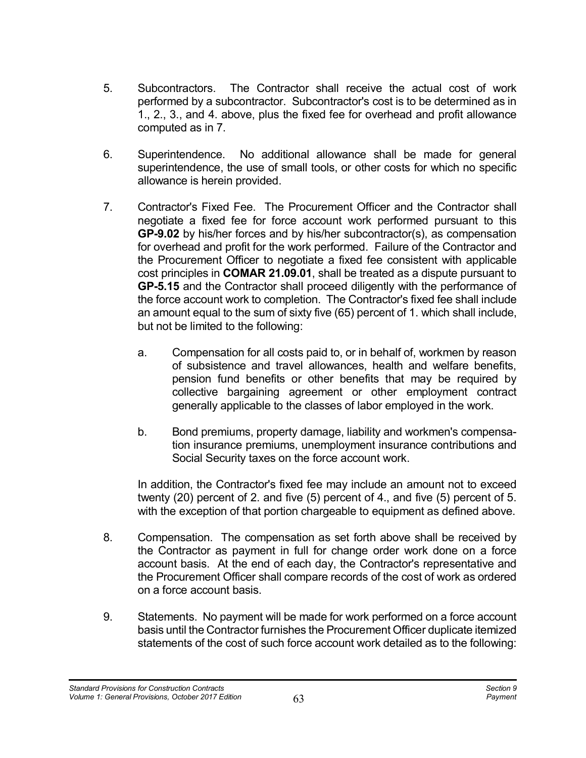5. Subcontractors. The Contractor shall receive the actual cost of work performed by a subcontractor. Subcontractor's cost is to be determined as in 1., 2., 3., and 4. above, plus the fixed fee for overhead and profit allowance computed as in 7.

6. Superintendence. No additional allowance shall be made for general superintendence, the use of small tools, or other costs for which no specific allowance is herein provided.

7. Contractor's Fixed Fee. The Procurement Officer and the Contractor shall negotiate a fixed fee for force account work performed pursuant to this **GP-9.02** by his/her forces and by his/her subcontractor(s), as compensation for overhead and profit for the work performed. Failure of the Contractor and the Procurement Officer to negotiate a fixed fee consistent with applicable cost principles in **COMAR 21.09.01**, shall be treated as a dispute pursuant to **GP-5.15** and the Contractor shall proceed diligently with the performance of the force account work to completion. The Contractor's fixed fee shall include an amount equal to the sum of sixty five (65) percent of 1. which shall include, but not be limited to the following:

   a. Compensation for all costs paid to, or in behalf of, workmen by reason of subsistence and travel allowances, health and welfare benefits, pension fund benefits or other benefits that may be required by collective bargaining agreement or other employment contract generally applicable to the classes of labor employed in the work.

   b. Bond premiums, property damage, liability and workmen's compensation insurance premiums, unemployment insurance contributions and Social Security taxes on the force account work.

   In addition, the Contractor's fixed fee may include an amount not to exceed twenty (20) percent of 2. and five (5) percent of 4., and five (5) percent of 5. with the exception of that portion chargeable to equipment as defined above.

8. Compensation. The compensation as set forth above shall be received by the Contractor as payment in full for change order work done on a force account basis. At the end of each day, the Contractor's representative and the Procurement Officer shall compare records of the cost of work as ordered on a force account basis.

9. Statements. No payment will be made for work performed on a force account basis until the Contractor furnishes the Procurement Officer duplicate itemized statements of the cost of such force account work detailed as to the following: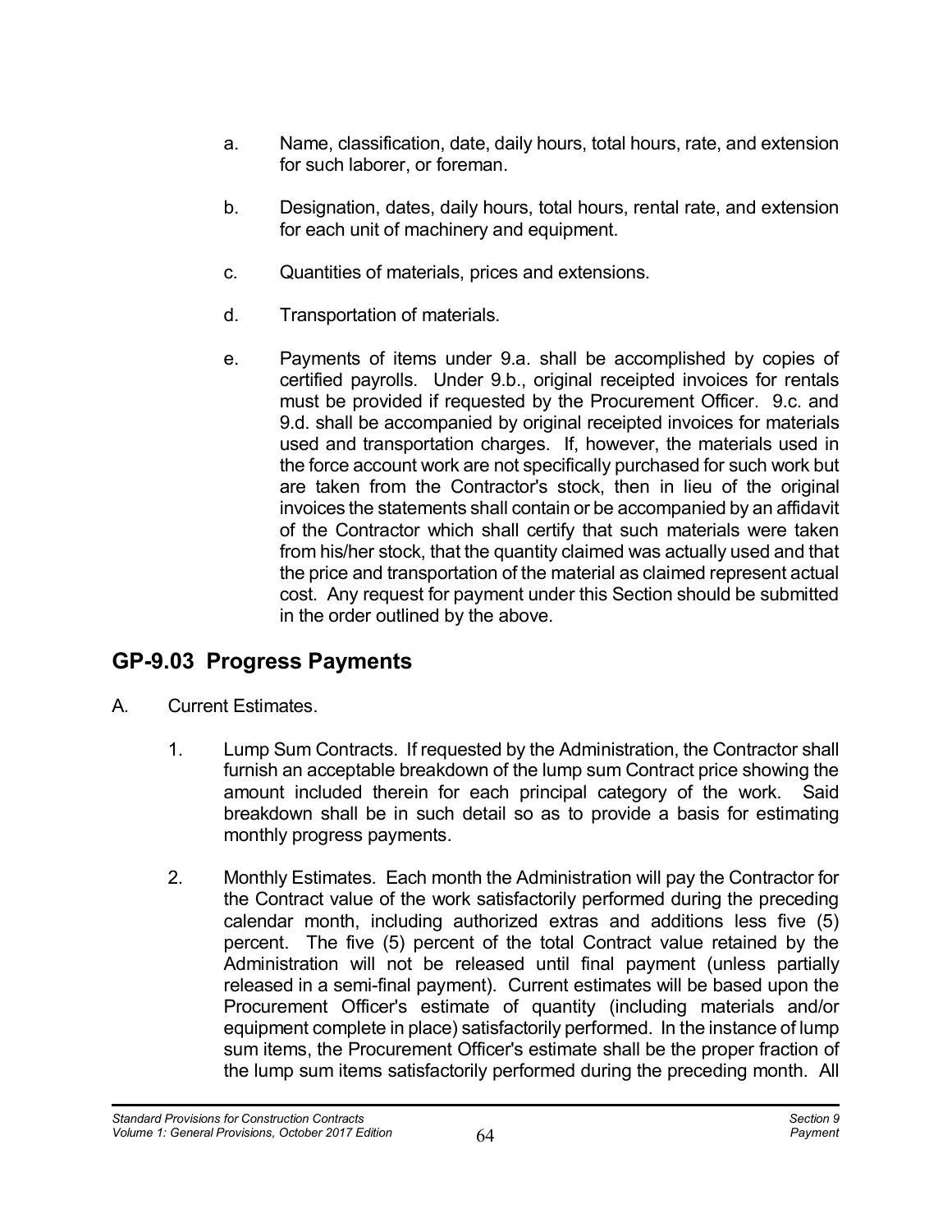a. Name, classification, date, daily hours, total hours, rate, and extension for such laborer, or foreman.

b. Designation, dates, daily hours, total hours, rental rate, and extension for each unit of machinery and equipment.

c. Quantities of materials, prices and extensions.

d. Transportation of materials.

e. Payments of items under 9.a. shall be accomplished by copies of certified payrolls. Under 9.b., original receipted invoices for rentals must be provided if requested by the Procurement Officer. 9.c. and 9.d. shall be accompanied by original receipted invoices for materials used and transportation charges. If, however, the materials used in the force account work are not specifically purchased for such work but are taken from the Contractor's stock, then in lieu of the original invoices the statements shall contain or be accompanied by an affidavit of the Contractor which shall certify that such materials were taken from his/her stock, that the quantity claimed was actually used and that the price and transportation of the material as claimed represent actual cost. Any request for payment under this Section should be submitted in the order outlined by the above.

## GP-9.03 Progress Payments

A. Current Estimates.

1. Lump Sum Contracts. If requested by the Administration, the Contractor shall furnish an acceptable breakdown of the lump sum Contract price showing the amount included therein for each principal category of the work. Said breakdown shall be in such detail so as to provide a basis for estimating monthly progress payments.

2. Monthly Estimates. Each month the Administration will pay the Contractor for the Contract value of the work satisfactorily performed during the preceding calendar month, including authorized extras and additions less five (5) percent. The five (5) percent of the total Contract value retained by the Administration will not be released until final payment (unless partially released in a semi-final payment). Current estimates will be based upon the Procurement Officer's estimate of quantity (including materials and/or equipment complete in place) satisfactorily performed. In the instance of lump sum items, the Procurement Officer's estimate shall be the proper fraction of the lump sum items satisfactorily performed during the preceding month. All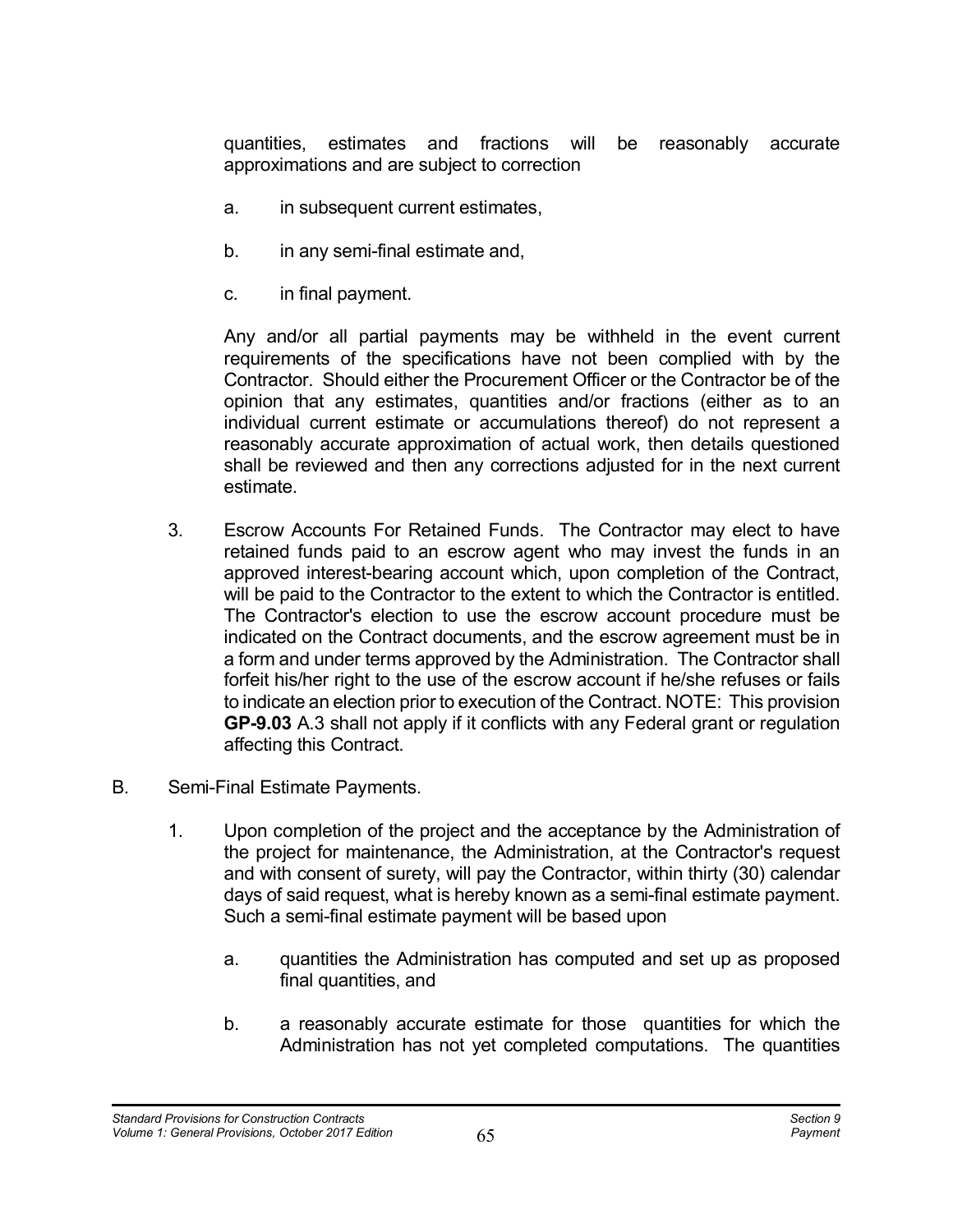quantities, estimates and fractions will be reasonably accurate approximations and are subject to correction

a. in subsequent current estimates,

b. in any semi-final estimate and,

c. in final payment.

Any and/or all partial payments may be withheld in the event current requirements of the specifications have not been complied with by the Contractor. Should either the Procurement Officer or the Contractor be of the opinion that any estimates, quantities and/or fractions (either as to an individual current estimate or accumulations thereof) do not represent a reasonably accurate approximation of actual work, then details questioned shall be reviewed and then any corrections adjusted for in the next current estimate.

3. Escrow Accounts For Retained Funds. The Contractor may elect to have retained funds paid to an escrow agent who may invest the funds in an approved interest-bearing account which, upon completion of the Contract, will be paid to the Contractor to the extent to which the Contractor is entitled. The Contractor's election to use the escrow account procedure must be indicated on the Contract documents, and the escrow agreement must be in a form and under terms approved by the Administration. The Contractor shall forfeit his/her right to the use of the escrow account if he/she refuses or fails to indicate an election prior to execution of the Contract. NOTE: This provision **GP-9.03** A.3 shall not apply if it conflicts with any Federal grant or regulation affecting this Contract.

B. Semi-Final Estimate Payments.

1. Upon completion of the project and the acceptance by the Administration of the project for maintenance, the Administration, at the Contractor's request and with consent of surety, will pay the Contractor, within thirty (30) calendar days of said request, what is hereby known as a semi-final estimate payment. Such a semi-final estimate payment will be based upon

   a. quantities the Administration has computed and set up as proposed final quantities, and

   b. a reasonably accurate estimate for those quantities for which the Administration has not yet completed computations. The quantities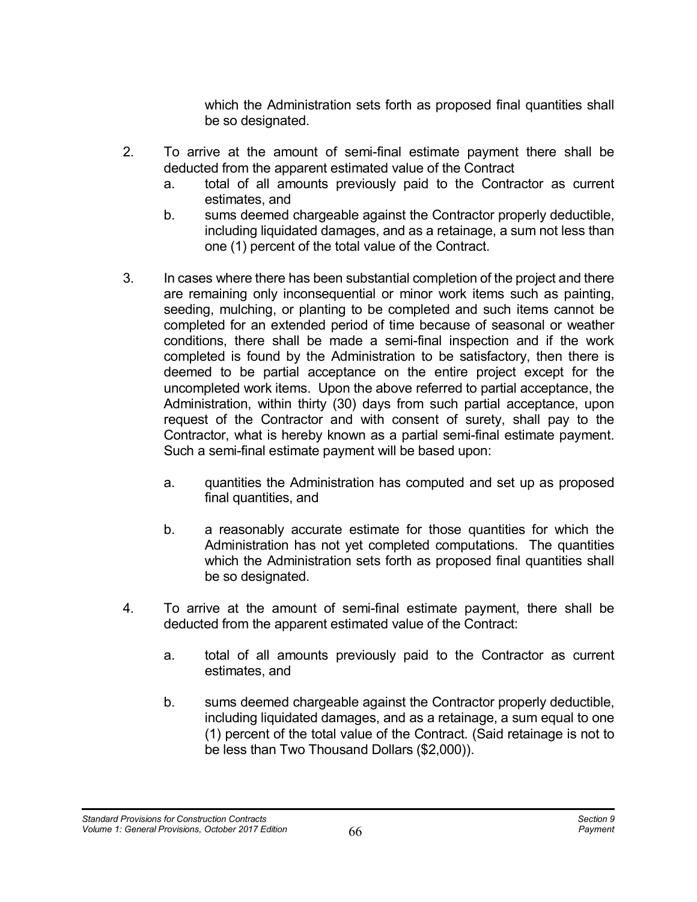which the Administration sets forth as proposed final quantities shall be so designated.

2. To arrive at the amount of semi-final estimate payment there shall be deducted from the apparent estimated value of the Contract
   a. total of all amounts previously paid to the Contractor as current estimates, and
   b. sums deemed chargeable against the Contractor properly deductible, including liquidated damages, and as a retainage, a sum not less than one (1) percent of the total value of the Contract.

3. In cases where there has been substantial completion of the project and there are remaining only inconsequential or minor work items such as painting, seeding, mulching, or planting to be completed and such items cannot be completed for an extended period of time because of seasonal or weather conditions, there shall be made a semi-final inspection and if the work completed is found by the Administration to be satisfactory, then there is deemed to be partial acceptance on the entire project except for the uncompleted work items. Upon the above referred to partial acceptance, the Administration, within thirty (30) days from such partial acceptance, upon request of the Contractor and with consent of surety, shall pay to the Contractor, what is hereby known as a partial semi-final estimate payment. Such a semi-final estimate payment will be based upon:

   a. quantities the Administration has computed and set up as proposed final quantities, and

   b. a reasonably accurate estimate for those quantities for which the Administration has not yet completed computations. The quantities which the Administration sets forth as proposed final quantities shall be so designated.

4. To arrive at the amount of semi-final estimate payment, there shall be deducted from the apparent estimated value of the Contract:

   a. total of all amounts previously paid to the Contractor as current estimates, and

   b. sums deemed chargeable against the Contractor properly deductible, including liquidated damages, and as a retainage, a sum equal to one (1) percent of the total value of the Contract. (Said retainage is not to be less than Two Thousand Dollars ($2,000)).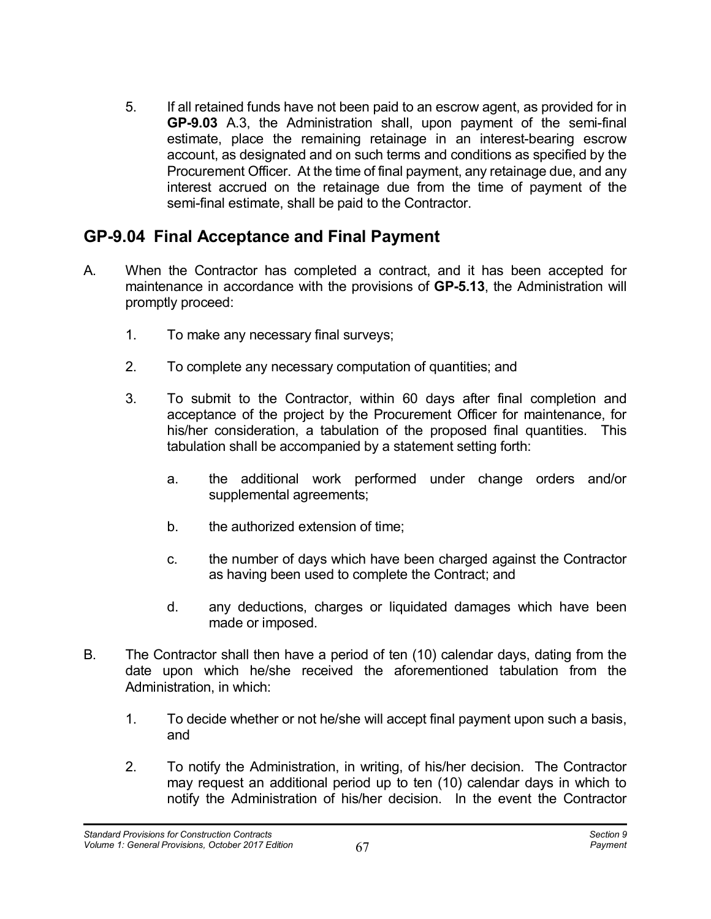5. If all retained funds have not been paid to an escrow agent, as provided for in **GP-9.03** A.3, the Administration shall, upon payment of the semi-final estimate, place the remaining retainage in an interest-bearing escrow account, as designated and on such terms and conditions as specified by the Procurement Officer. At the time of final payment, any retainage due, and any interest accrued on the retainage due from the time of payment of the semi-final estimate, shall be paid to the Contractor.

## GP-9.04 Final Acceptance and Final Payment

A. When the Contractor has completed a contract, and it has been accepted for maintenance in accordance with the provisions of **GP-5.13**, the Administration will promptly proceed:

   1. To make any necessary final surveys;

   2. To complete any necessary computation of quantities; and

   3. To submit to the Contractor, within 60 days after final completion and acceptance of the project by the Procurement Officer for maintenance, for his/her consideration, a tabulation of the proposed final quantities. This tabulation shall be accompanied by a statement setting forth:

      a. the additional work performed under change orders and/or supplemental agreements;

      b. the authorized extension of time;

      c. the number of days which have been charged against the Contractor as having been used to complete the Contract; and

      d. any deductions, charges or liquidated damages which have been made or imposed.

B. The Contractor shall then have a period of ten (10) calendar days, dating from the date upon which he/she received the aforementioned tabulation from the Administration, in which:

   1. To decide whether or not he/she will accept final payment upon such a basis, and

   2. To notify the Administration, in writing, of his/her decision. The Contractor may request an additional period up to ten (10) calendar days in which to notify the Administration of his/her decision. In the event the Contractor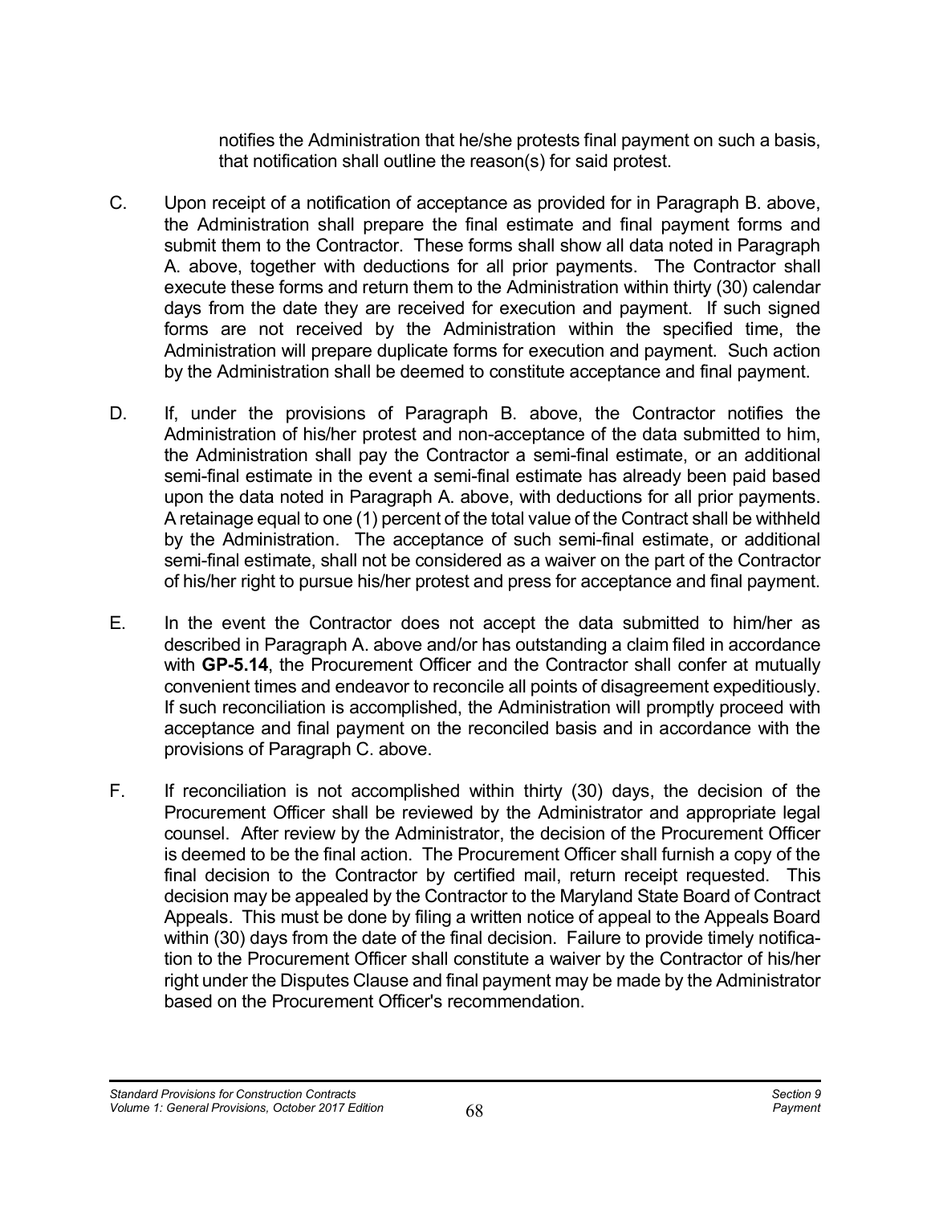notifies the Administration that he/she protests final payment on such a basis, that notification shall outline the reason(s) for said protest.

C. Upon receipt of a notification of acceptance as provided for in Paragraph B. above, the Administration shall prepare the final estimate and final payment forms and submit them to the Contractor. These forms shall show all data noted in Paragraph A. above, together with deductions for all prior payments. The Contractor shall execute these forms and return them to the Administration within thirty (30) calendar days from the date they are received for execution and payment. If such signed forms are not received by the Administration within the specified time, the Administration will prepare duplicate forms for execution and payment. Such action by the Administration shall be deemed to constitute acceptance and final payment.

D. If, under the provisions of Paragraph B. above, the Contractor notifies the Administration of his/her protest and non-acceptance of the data submitted to him, the Administration shall pay the Contractor a semi-final estimate, or an additional semi-final estimate in the event a semi-final estimate has already been paid based upon the data noted in Paragraph A. above, with deductions for all prior payments. A retainage equal to one (1) percent of the total value of the Contract shall be withheld by the Administration. The acceptance of such semi-final estimate, or additional semi-final estimate, shall not be considered as a waiver on the part of the Contractor of his/her right to pursue his/her protest and press for acceptance and final payment.

E. In the event the Contractor does not accept the data submitted to him/her as described in Paragraph A. above and/or has outstanding a claim filed in accordance with **GP-5.14**, the Procurement Officer and the Contractor shall confer at mutually convenient times and endeavor to reconcile all points of disagreement expeditiously. If such reconciliation is accomplished, the Administration will promptly proceed with acceptance and final payment on the reconciled basis and in accordance with the provisions of Paragraph C. above.

F. If reconciliation is not accomplished within thirty (30) days, the decision of the Procurement Officer shall be reviewed by the Administrator and appropriate legal counsel. After review by the Administrator, the decision of the Procurement Officer is deemed to be the final action. The Procurement Officer shall furnish a copy of the final decision to the Contractor by certified mail, return receipt requested. This decision may be appealed by the Contractor to the Maryland State Board of Contract Appeals. This must be done by filing a written notice of appeal to the Appeals Board within (30) days from the date of the final decision. Failure to provide timely notification to the Procurement Officer shall constitute a waiver by the Contractor of his/her right under the Disputes Clause and final payment may be made by the Administrator based on the Procurement Officer's recommendation.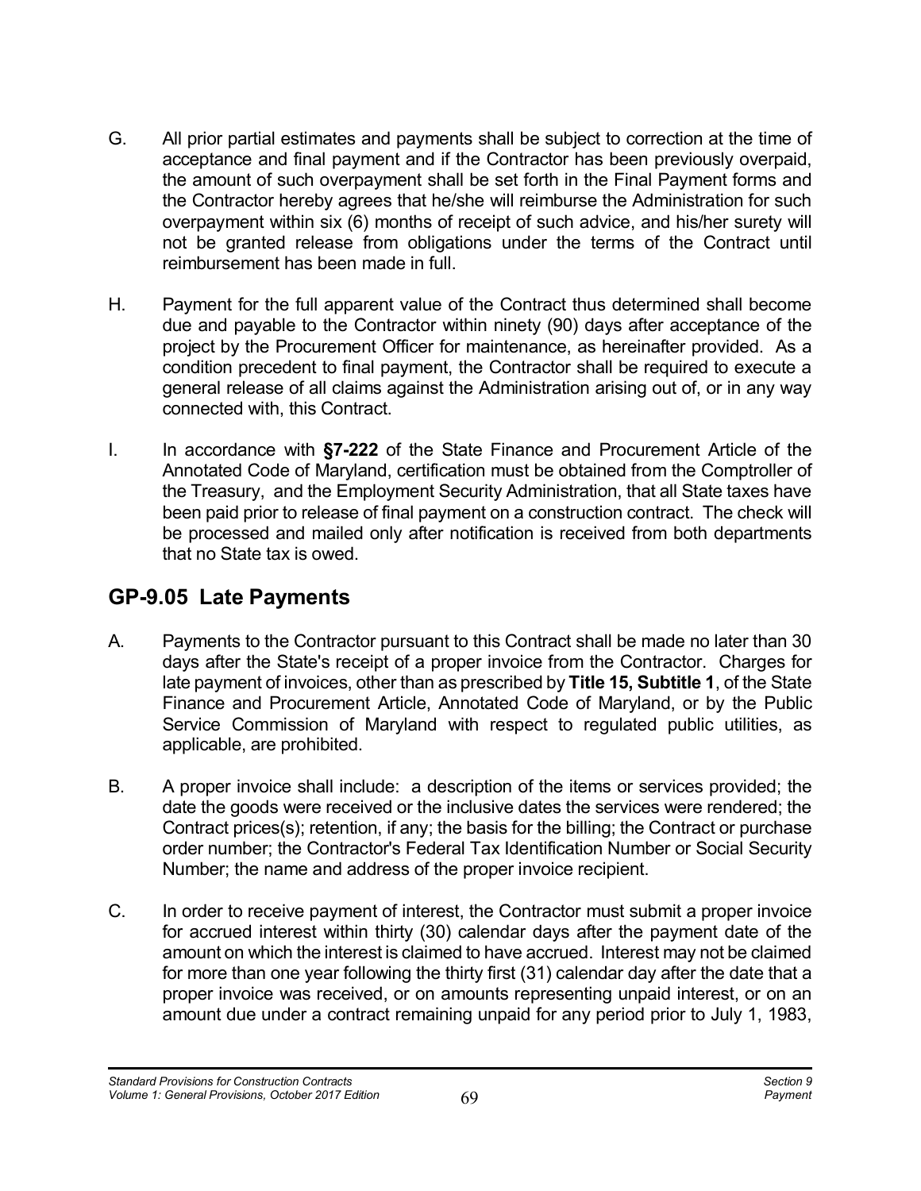G. All prior partial estimates and payments shall be subject to correction at the time of acceptance and final payment and if the Contractor has been previously overpaid, the amount of such overpayment shall be set forth in the Final Payment forms and the Contractor hereby agrees that he/she will reimburse the Administration for such overpayment within six (6) months of receipt of such advice, and his/her surety will not be granted release from obligations under the terms of the Contract until reimbursement has been made in full.

H. Payment for the full apparent value of the Contract thus determined shall become due and payable to the Contractor within ninety (90) days after acceptance of the project by the Procurement Officer for maintenance, as hereinafter provided. As a condition precedent to final payment, the Contractor shall be required to execute a general release of all claims against the Administration arising out of, or in any way connected with, this Contract.

I. In accordance with **§7-222** of the State Finance and Procurement Article of the Annotated Code of Maryland, certification must be obtained from the Comptroller of the Treasury, and the Employment Security Administration, that all State taxes have been paid prior to release of final payment on a construction contract. The check will be processed and mailed only after notification is received from both departments that no State tax is owed.

## GP-9.05 Late Payments

A. Payments to the Contractor pursuant to this Contract shall be made no later than 30 days after the State's receipt of a proper invoice from the Contractor. Charges for late payment of invoices, other than as prescribed by **Title 15, Subtitle 1**, of the State Finance and Procurement Article, Annotated Code of Maryland, or by the Public Service Commission of Maryland with respect to regulated public utilities, as applicable, are prohibited.

B. A proper invoice shall include: a description of the items or services provided; the date the goods were received or the inclusive dates the services were rendered; the Contract prices(s); retention, if any; the basis for the billing; the Contract or purchase order number; the Contractor's Federal Tax Identification Number or Social Security Number; the name and address of the proper invoice recipient.

C. In order to receive payment of interest, the Contractor must submit a proper invoice for accrued interest within thirty (30) calendar days after the payment date of the amount on which the interest is claimed to have accrued. Interest may not be claimed for more than one year following the thirty first (31) calendar day after the date that a proper invoice was received, or on amounts representing unpaid interest, or on an amount due under a contract remaining unpaid for any period prior to July 1, 1983,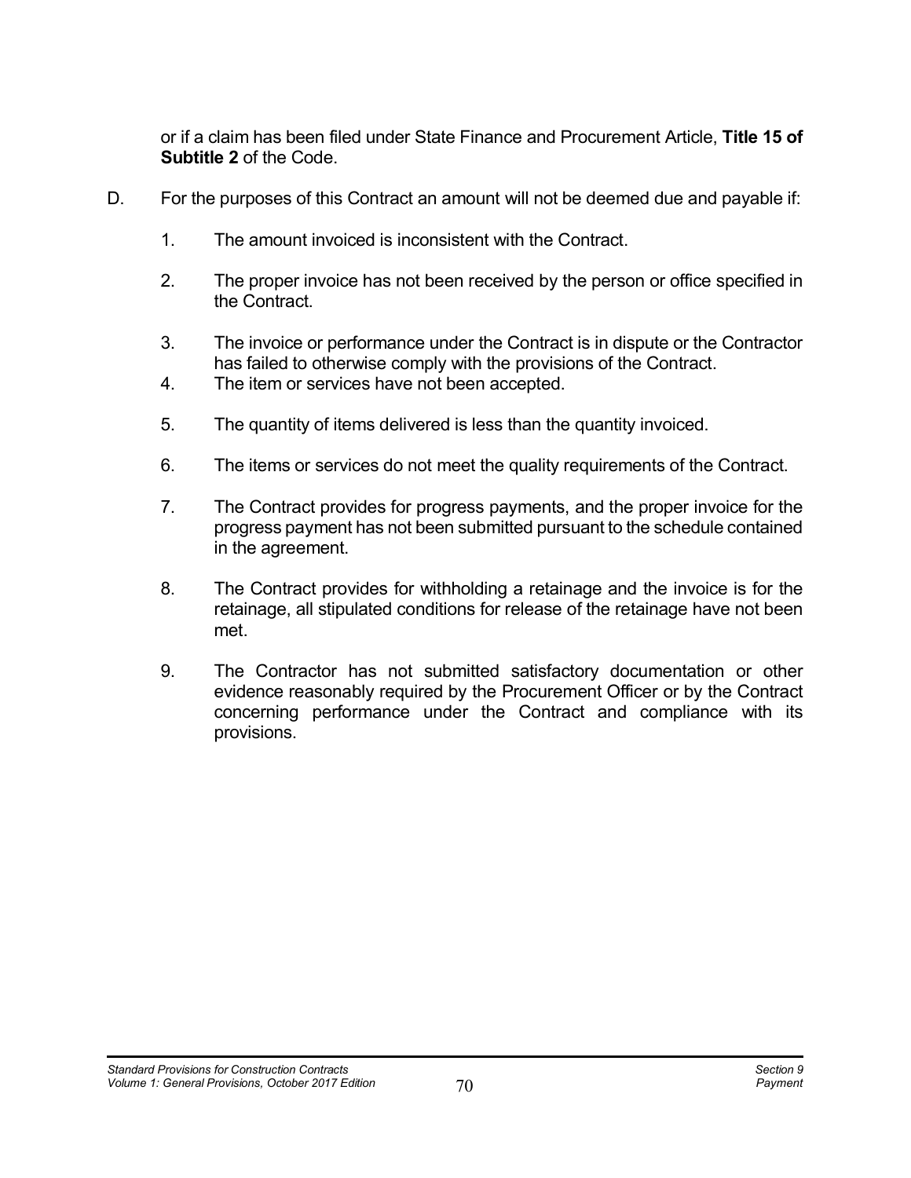or if a claim has been filed under State Finance and Procurement Article, **Title 15 of Subtitle 2** of the Code.

D. For the purposes of this Contract an amount will not be deemed due and payable if:

1. The amount invoiced is inconsistent with the Contract.

2. The proper invoice has not been received by the person or office specified in the Contract.

3. The invoice or performance under the Contract is in dispute or the Contractor has failed to otherwise comply with the provisions of the Contract.

4. The item or services have not been accepted.

5. The quantity of items delivered is less than the quantity invoiced.

6. The items or services do not meet the quality requirements of the Contract.

7. The Contract provides for progress payments, and the proper invoice for the progress payment has not been submitted pursuant to the schedule contained in the agreement.

8. The Contract provides for withholding a retainage and the invoice is for the retainage, all stipulated conditions for release of the retainage have not been met.

9. The Contractor has not submitted satisfactory documentation or other evidence reasonably required by the Procurement Officer or by the Contract concerning performance under the Contract and compliance with its provisions.